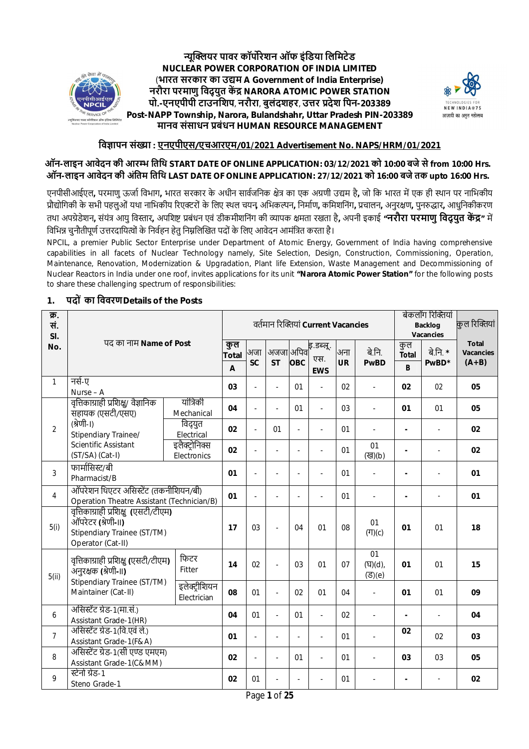**न्यूक्लियर पावर कॉर्पोरेशन ऑफ इंडिया लिमिटेड**
**NUCLEAR POWER CORPORATION OF INDIA LIMITED**
**(भारत सरकार का उद्यम A Government of India Enterprise)**
**नरौरा परमाणु विद्युत केंद्र NARORA ATOMIC POWER STATION**
**पो.-एनएपीपी टाउनशिप, नरौरा, बुलंदशहर, उत्तर प्रदेश पिन-203389**
**Post-NAPP Township, Narora, Bulandshahr, Uttar Pradesh PIN-203389**
**मानव संसाधन प्रबंधन HUMAN RESOURCE MANAGEMENT**

## विज्ञापन संख्या : एनएपीएस/एचआरएम/01/2021 Advertisement No. NAPS/HRM/01/2021

**ऑन-लाइन आवेदन की आरम्भ तिथि START DATE OF ONLINE APPLICATION: 03/12/2021 को 10:00 बजे से from 10:00 Hrs.**
**ऑन-लाइन आवेदन की अंतिम तिथि LAST DATE OF ONLINE APPLICATION: 27/12/2021 को 16:00 बजे तक upto 16:00 Hrs.**

एनपीसीआईएल, परमाणु ऊर्जा विभाग, भारत सरकार के अधीन सार्वजनिक क्षेत्र का एक अग्रणी उद्यम है, जो कि भारत में एक ही स्थान पर नाभिकीय प्रौद्योगिकी के सभी पहलुओं यथा नाभिकीय रिएक्टरों के लिए स्थल चयन, अभिकल्पन, निर्माण, कमिशनिंग, प्रचालन, अनुरक्षण, पुनरुद्धार, आधुनिकीकरण तथा अपग्रेडेशन, संयंत्र आयु विस्तार, अपशिष्ट प्रबंधन एवं डीकमीशनिंग की व्यापक क्षमता रखता है, अपनी इकाई **"नरौरा परमाणु विद्युत केंद्र"** में विभिन्न चुनौतीपूर्ण उत्तरदायित्वों के निर्वहन हेतु निम्नलिखित पदों के लिए आवेदन आमंत्रित करता है।

NPCIL, a premier Public Sector Enterprise under Department of Atomic Energy, Government of India having comprehensive capabilities in all facets of Nuclear Technology namely, Site Selection, Design, Construction, Commissioning, Operation, Maintenance, Renovation, Modernization & Upgradation, Plant life Extension, Waste Management and Decommissioning of Nuclear Reactors in India under one roof, invites applications for its unit **"Narora Atomic Power Station"** for the following posts to share these challenging spectrum of responsibilities:

### 1. पदों का विवरण Details of the Posts

| क्र. सं. Sl. No. | पद का नाम Name of Post | | वर्तमान रिक्तियां Current Vacancies | | | | | | | बेकलॉग रिक्तियां Backlog Vacancies | | कुल रिक्तियां Total Vacancies (A+B) |
|---|---|---|---|---|---|---|---|---|---|---|---|---|
| | | | कुल Total A | अजा SC | अजजा ST | अपिव OBC | इ.डब्लू.एस. EWS | अना UR | बे.नि. PwBD | कुल Total B | बे.नि. * PwBD* | |
| 1 | नर्स-ए Nurse – A | | **03** | - | - | 01 | - | 02 | - | **02** | 02 | **05** |
| 2 | वृत्तिकाग्राही प्रशिक्षु/ वैज्ञानिक सहायक (एसटी/एसए) (श्रेणी-I) Stipendiary Trainee/ Scientific Assistant (ST/SA) (Cat-I) | यांत्रिकी Mechanical | **04** | - | - | 01 | - | 03 | - | **01** | 01 | **05** |
| | | विद्युत Electrical | **02** | - | 01 | - | - | 01 | - | - | - | **02** |
| | | इलेक्ट्रोनिक्स Electronics | **02** | - | - | - | - | 01 | 01 (ख)(b) | - | - | **02** |
| 3 | फार्मासिस्ट/बी Pharmacist/B | | **01** | - | - | - | - | 01 | - | - | - | **01** |
| 4 | ऑपरेशन थिएटर असिस्टेंट (तकनीशियन/बी) Operation Theatre Assistant (Technician/B) | | **01** | - | - | - | - | 01 | - | - | - | **01** |
| 5(i) | वृत्तिकाग्राही प्रशिक्षु (एसटी/टीएम) ऑपरेटर (श्रेणी-II) Stipendiary Trainee (ST/TM) Operator (Cat-II) | | **17** | 03 | - | 04 | 01 | 08 | 01 (ग)(c) | **01** | 01 | **18** |
| 5(ii) | वृत्तिकाग्राही प्रशिक्षु (एसटी/टीएम) अनुरक्षक (श्रेणी-II) Stipendiary Trainee (ST/TM) Maintainer (Cat-II) | फिटर Fitter | **14** | 02 | - | 03 | 01 | 07 | 01 (घ)(d), (ङ)(e) | **01** | 01 | **15** |
| | | इलेक्ट्रीशियन Electrician | **08** | 01 | - | 02 | 01 | 04 | - | **01** | 01 | **09** |
| 6 | असिस्टेंट ग्रेड-1(मा.सं.) Assistant Grade-1(HR) | | **04** | 01 | - | 01 | - | 02 | - | - | - | **04** |
| 7 | असिस्टेंट ग्रेड-1(वि.एवं ले.) Assistant Grade-1(F&A) | | **01** | - | - | - | - | 01 | - | **02** | 02 | **03** |
| 8 | असिस्टेंट ग्रेड-1(सी एण्ड एमएम) Assistant Grade-1(C&MM) | | **02** | - | - | 01 | - | 01 | - | **03** | 03 | **05** |
| 9 | स्टेनो ग्रेड-1 Steno Grade-1 | | **02** | 01 | - | - | - | 01 | - | - | - | **02** |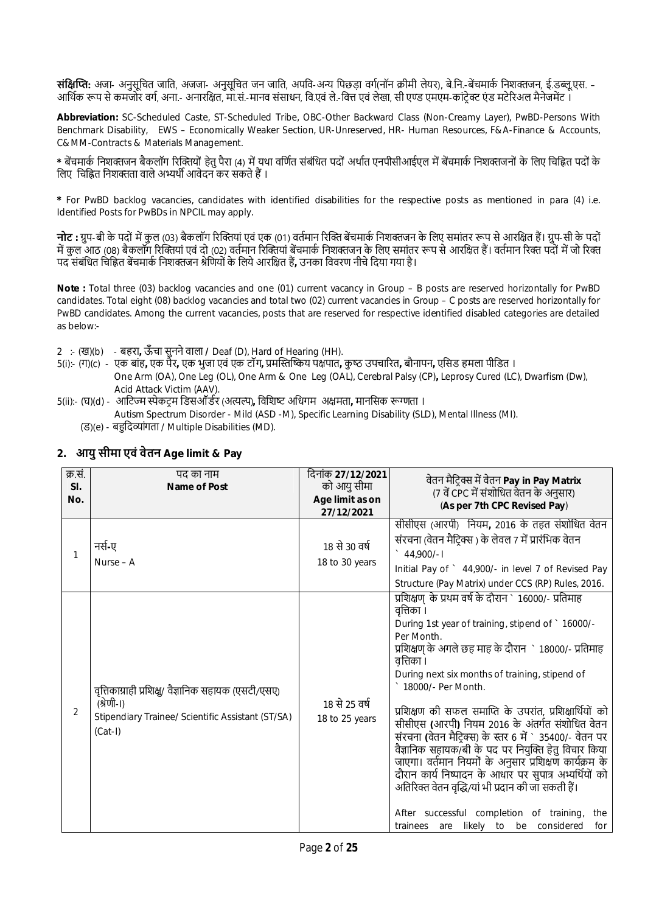**संक्षिप्ति:** अजा- अनुसूचित जाति, अजजा- अनुसूचित जन जाति, अपवि-अन्य पिछड़ा वर्ग(नॉन क्रीमी लेयर), बे.नि.-बेंचमार्क निशक्तजन, ई.डब्लू.एस. – आर्थिक रूप से कमजोर वर्ग, अना.- अनारक्षित, मा.सं.-मानव संसाधन, वि.एवं ले.-वित्त एवं लेखा, सी एण्ड एमएम-कांट्रेक्ट एंड मटेरिअल मैनेजमेंट ।

**Abbreviation:** SC-Scheduled Caste, ST-Scheduled Tribe, OBC-Other Backward Class (Non-Creamy Layer), PwBD-Persons With Benchmark Disability, EWS – Economically Weaker Section, UR-Unreserved, HR- Human Resources, F&A-Finance & Accounts, C&MM-Contracts & Materials Management.

* बेंचमार्क निशक्तजन बैकलॉग रिक्तियों हेतु पैरा (4) में यथा वर्णित संबंधित पदों अर्थात एनपीसीआईएल में बेंचमार्क निशक्तजनों के लिए चिह्नित पदों के लिए चिह्नित निशक्तता वाले अभ्यर्थी आवेदन कर सकते हैं ।

* For PwBD backlog vacancies, candidates with identified disabilities for the respective posts as mentioned in para (4) i.e. Identified Posts for PwBDs in NPCIL may apply.

**नोट :** ग्रुप-बी के पदों में कुल (03) बैकलॉग रिक्तियां एवं एक (01) वर्तमान रिक्ति बेंचमार्क निशक्तजन के लिए समांतर रूप से आरक्षित हैं। ग्रुप-सी के पदों में कुल आठ (08) बैकलॉग रिक्तियां एवं दो (02) वर्तमान रिक्तियां बेंचमार्क निशक्तजन के लिए समांतर रूप से आरक्षित हैं। वर्तमान रिक्त पदों में जो रिक्त पद संबंधित चिह्नित बेंचमार्क निशक्तजन श्रेणियों के लिये आरक्षित हैं, उनका विवरण नीचे दिया गया है।

**Note :** Total three (03) backlog vacancies and one (01) current vacancy in Group – B posts are reserved horizontally for PwBD candidates. Total eight (08) backlog vacancies and total two (02) current vacancies in Group – C posts are reserved horizontally for PwBD candidates. Among the current vacancies, posts that are reserved for respective identified disabled categories are detailed as below:-

2 :- (ख)(b) - बहरा, ऊँचा सुनने वाला / Deaf (D), Hard of Hearing (HH).

5(i):- (ग)(c) - एक बांह, एक पैर, एक भुजा एवं एक टॉग, प्रमस्तिष्किय पक्षपात, कुष्ठ उपचारित, बौनापन, एसिड हमला पीडित । One Arm (OA), One Leg (OL), One Arm & One Leg (OAL), Cerebral Palsy (CP), Leprosy Cured (LC), Dwarfism (Dw), Acid Attack Victim (AAV).

5(ii):- (घ)(d) - आटिज्म स्पेक्ट्रम डिसऑर्डर (अत्यल्प), विशिष्ट अधिगम अक्षमता, मानसिक रूग्णता । Autism Spectrum Disorder - Mild (ASD -M), Specific Learning Disability (SLD), Mental Illness (MI).

(ड)(e) - बहुदिव्यांगता / Multiple Disabilities (MD).

## 2. आयु सीमा एवं वेतन Age limit & Pay

| क्र.सं. **Sl. No.** | पद का नाम **Name of Post** | दिनांक **27/12/2021** को आयु सीमा **Age limit as on 27/12/2021** | वेतन मैट्रिक्स में वेतन **Pay in Pay Matrix** (7 वें CPC में संशोधित वेतन के अनुसार) (**As per 7th CPC Revised Pay**) |
|---|---|---|---|
| 1 | नर्स-ए<br>Nurse – A | 18 से 30 वर्ष<br>18 to 30 years | सीसीएस (आरपी) नियम, 2016 के तहत संशोधित वेतन संरचना (वेतन मैट्रिक्स ) के लेवल 7 में प्रारंभिक वेतन ` 44,900/- I<br>Initial Pay of ` 44,900/- in level 7 of Revised Pay Structure (Pay Matrix) under CCS (RP) Rules, 2016. |
| 2 | वृत्तिकाग्राही प्रशिक्षु/ वैज्ञानिक सहायक (एसटी/एसए) (श्रेणी-I)<br>Stipendiary Trainee/ Scientific Assistant (ST/SA) (Cat-I) | 18 से 25 वर्ष<br>18 to 25 years | प्रशिक्षण के प्रथम वर्ष के दौरान ` 16000/- प्रतिमाह वृत्तिका ।<br>During 1st year of training, stipend of ` 16000/- Per Month.<br>प्रशिक्षण के अगले छह माह के दौरान ` 18000/- प्रतिमाह वृत्तिका ।<br>During next six months of training, stipend of ` 18000/- Per Month.<br>प्रशिक्षण की सफल समाप्ति के उपरांत, प्रशिक्षार्थियों को सीसीएस (आरपी) नियम 2016 के अंतर्गत संशोधित वेतन संरचना (वेतन मैट्रिक्स) के स्तर 6 में ` 35400/- वेतन पर वैज्ञानिक सहायक/बी के पद पर नियुक्ति हेतु विचार किया जाएगा। वर्तमान नियमों के अनुसार प्रशिक्षण कार्यक्रम के दौरान कार्य निष्पादन के आधार पर सुपात्र अभ्यर्थियों को अतिरिक्त वेतन वृद्धि/यां भी प्रदान की जा सकती हैं।<br>After successful completion of training, the trainees are likely to be considered for |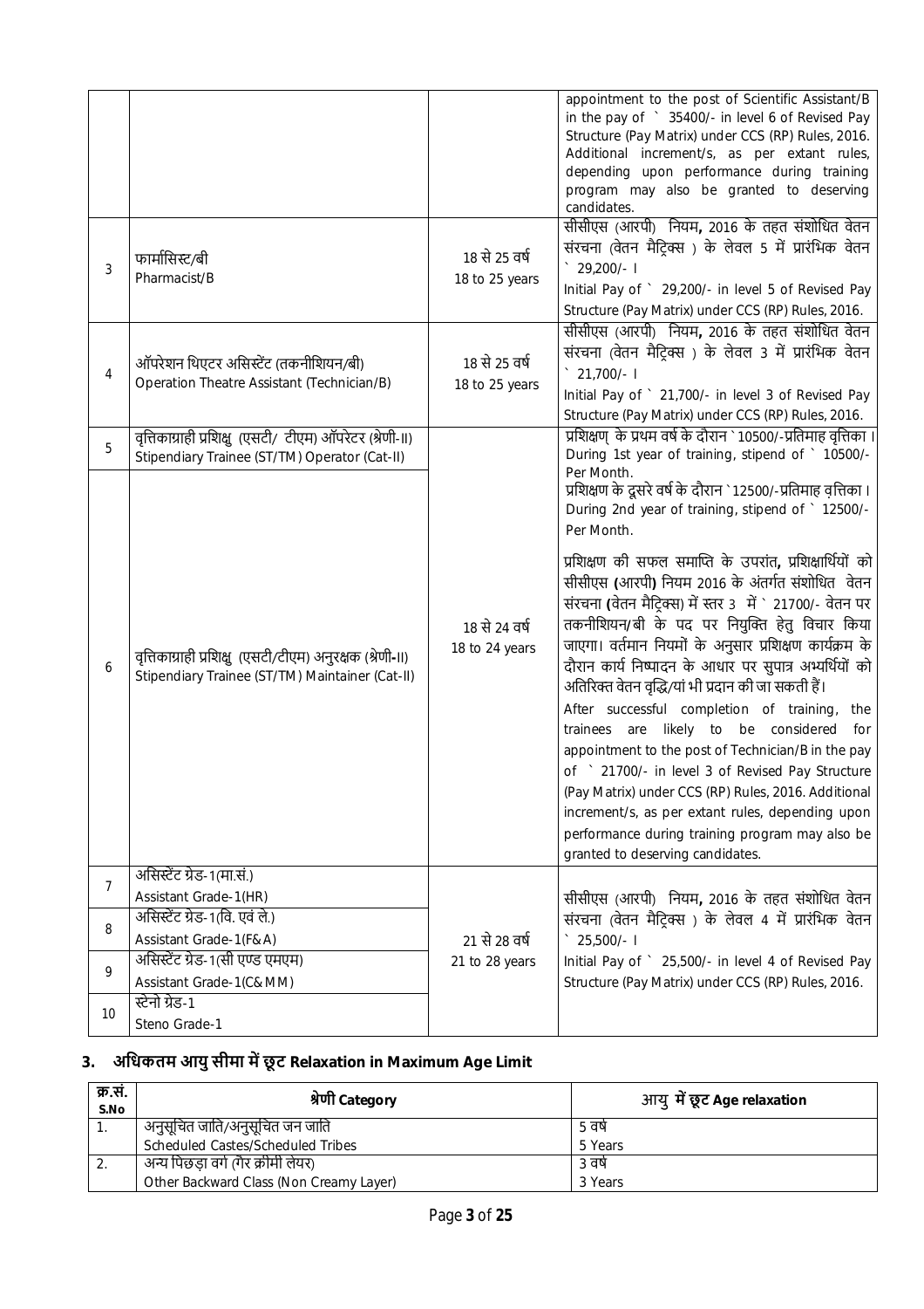| | | | |
|---|---|---|---|
| | | | appointment to the post of Scientific Assistant/B in the pay of ` 35400/- in level 6 of Revised Pay Structure (Pay Matrix) under CCS (RP) Rules, 2016. Additional increment/s, as per extant rules, depending upon performance during training program may also be granted to deserving candidates. |
| 3 | फार्मासिस्ट/बी<br>Pharmacist/B | 18 से 25 वर्ष<br>18 to 25 years | सीसीएस (आरपी) नियम, 2016 के तहत संशोधित वेतन संरचना (वेतन मैट्रिक्स ) के लेवल 5 में प्रारंभिक वेतन ` 29,200/- ।<br>Initial Pay of ` 29,200/- in level 5 of Revised Pay Structure (Pay Matrix) under CCS (RP) Rules, 2016. |
| 4 | ऑपरेशन थिएटर असिस्टेंट (तकनीशियन/बी)<br>Operation Theatre Assistant (Technician/B) | 18 से 25 वर्ष<br>18 to 25 years | सीसीएस (आरपी) नियम, 2016 के तहत संशोधित वेतन संरचना (वेतन मैट्रिक्स ) के लेवल 3 में प्रारंभिक वेतन ` 21,700/- ।<br>Initial Pay of ` 21,700/- in level 3 of Revised Pay Structure (Pay Matrix) under CCS (RP) Rules, 2016. |
| 5 | वृत्तिकाग्राही प्रशिक्षु (एसटी/ टीएम) ऑपरेटर (श्रेणी-II)<br>Stipendiary Trainee (ST/TM) Operator (Cat-II) | 18 से 24 वर्ष<br>18 to 24 years | प्रशिक्षण के प्रथम वर्ष के दौरान ` 10500/-प्रतिमाह वृत्तिका ।<br>During 1st year of training, stipend of ` 10500/- Per Month.<br>प्रशिक्षण के दूसरे वर्ष के दौरान `12500/-प्रतिमाह वृत्तिका ।<br>During 2nd year of training, stipend of ` 12500/- Per Month.<br>प्रशिक्षण की सफल समाप्ति के उपरांत, प्रशिक्षार्थियों को सीसीएस (आरपी) नियम 2016 के अंतर्गत संशोधित वेतन संरचना (वेतन मैट्रिक्स) में स्तर 3 में ` 21700/- वेतन पर तकनीशियन/बी के पद पर नियुक्ति हेतु विचार किया जाएगा। वर्तमान नियमों के अनुसार प्रशिक्षण कार्यक्रम के दौरान कार्य निष्पादन के आधार पर सुपात्र अभ्यर्थियों को अतिरिक्त वेतन वृद्धि/यां भी प्रदान की जा सकती हैं।<br>After successful completion of training, the trainees are likely to be considered for appointment to the post of Technician/B in the pay of ` 21700/- in level 3 of Revised Pay Structure (Pay Matrix) under CCS (RP) Rules, 2016. Additional increment/s, as per extant rules, depending upon performance during training program may also be granted to deserving candidates. |
| 6 | वृत्तिकाग्राही प्रशिक्षु (एसटी/टीएम) अनुरक्षक (श्रेणी-II)<br>Stipendiary Trainee (ST/TM) Maintainer (Cat-II) | | |
| 7 | असिस्टेंट ग्रेड-1(मा.सं.)<br>Assistant Grade-1(HR) | 21 से 28 वर्ष<br>21 to 28 years | सीसीएस (आरपी) नियम, 2016 के तहत संशोधित वेतन संरचना (वेतन मैट्रिक्स ) के लेवल 4 में प्रारंभिक वेतन ` 25,500/- ।<br>Initial Pay of ` 25,500/- in level 4 of Revised Pay Structure (Pay Matrix) under CCS (RP) Rules, 2016. |
| 8 | असिस्टेंट ग्रेड-1(वि. एवं ले.)<br>Assistant Grade-1(F&A) | | |
| 9 | असिस्टेंट ग्रेड-1(सी एण्ड एमएम)<br>Assistant Grade-1(C&MM) | | |
| 10 | स्टेनो ग्रेड-1<br>Steno Grade-1 | | |

## 3. अधिकतम आयु सीमा में छूट Relaxation in Maximum Age Limit

| क्र.सं. S.No | श्रेणी Category | आयु में छूट Age relaxation |
|---|---|---|
| 1. | अनुसूचित जाति/अनुसूचित जन जाति<br>Scheduled Castes/Scheduled Tribes | 5 वर्ष<br>5 Years |
| 2. | अन्य पिछड़ा वर्ग (गैर क्रीमी लेयर)<br>Other Backward Class (Non Creamy Layer) | 3 वर्ष<br>3 Years |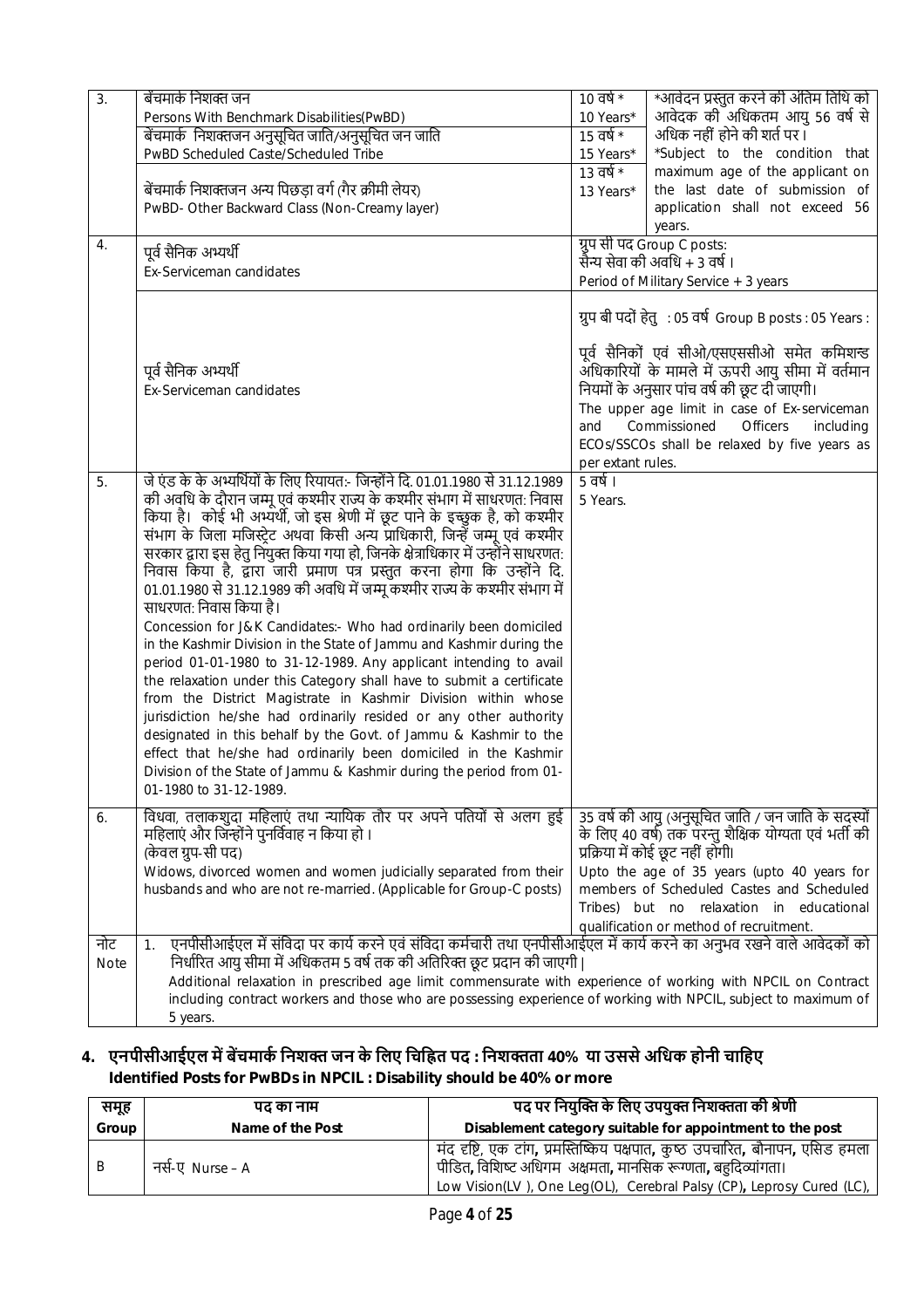| 3. | बेंचमार्क निशक्त जन<br>Persons With Benchmark Disabilities(PwBD) | 10 वर्ष *<br>10 Years* | *आवेदन प्रस्तुत करने की अंतिम तिथि को आवेदक की अधिकतम आयु 56 वर्ष से अधिक नहीं होने की शर्त पर।<br>*Subject to the condition that maximum age of the applicant on the last date of submission of application shall not exceed 56 years. |
|---|---|---|---|
| | बेंचमार्क निशक्तजन अनुसूचित जाति/अनुसूचित जन जाति<br>PwBD Scheduled Caste/Scheduled Tribe | 15 वर्ष *<br>15 Years* | |
| | बेंचमार्क निशक्तजन अन्य पिछड़ा वर्ग (गैर क्रीमी लेयर)<br>PwBD- Other Backward Class (Non-Creamy layer) | 13 वर्ष *<br>13 Years* | |
| 4. | पूर्व सैनिक अभ्यर्थी<br>Ex-Serviceman candidates | ग्रुप सी पद Group C posts:<br>सैन्य सेवा की अवधि + 3 वर्ष।<br>Period of Military Service + 3 years | |
| | पूर्व सैनिक अभ्यर्थी<br>Ex-Serviceman candidates | ग्रुप बी पदों हेतु : 05 वर्ष Group B posts : 05 Years :<br>पूर्व सैनिकों एवं सीओ/एसएससीओ समेत कमिशन्ड अधिकारियों के मामले में ऊपरी आयु सीमा में वर्तमान नियमों के अनुसार पांच वर्ष की छूट दी जाएगी।<br>The upper age limit in case of Ex-serviceman and Commissioned Officers including ECOs/SSCOs shall be relaxed by five years as per extant rules. | |
| 5. | जे एंड के के अभ्यर्थियों के लिए रियायत:- जिन्होंने दि. 01.01.1980 से 31.12.1989 की अवधि के दौरान जम्मू एवं कश्मीर राज्य के कश्मीर संभाग में साधरणत: निवास किया है। कोई भी अभ्यर्थी, जो इस श्रेणी में छूट पाने के इच्छुक है, को कश्मीर संभाग के जिला मजिस्ट्रेट अथवा किसी अन्य प्राधिकारी, जिन्हें जम्मू एवं कश्मीर सरकार द्वारा इस हेतु नियुक्त किया गया हो, जिनके क्षेत्राधिकार में उन्होंने साधरणत: निवास किया है, द्वारा जारी प्रमाण पत्र प्रस्तुत करना होगा कि उन्होंने दि. 01.01.1980 से 31.12.1989 की अवधि में जम्मू कश्मीर राज्य के कश्मीर संभाग में साधरणत: निवास किया है।<br>Concession for J&K Candidates:- Who had ordinarily been domiciled in the Kashmir Division in the State of Jammu and Kashmir during the period 01-01-1980 to 31-12-1989. Any applicant intending to avail the relaxation under this Category shall have to submit a certificate from the District Magistrate in Kashmir Division within whose jurisdiction he/she had ordinarily resided or any other authority designated in this behalf by the Govt. of Jammu & Kashmir to the effect that he/she had ordinarily been domiciled in the Kashmir Division of the State of Jammu & Kashmir during the period from 01-01-1980 to 31-12-1989. | 5 वर्ष।<br>5 Years. | |
| 6. | विधवा, तलाकशुदा महिलाएं तथा न्यायिक तौर पर अपने पतियों से अलग हुई महिलाएं और जिन्होंने पुनर्विवाह न किया हो।<br>(केवल ग्रुप-सी पद)<br>Widows, divorced women and women judicially separated from their husbands and who are not re-married. (Applicable for Group-C posts) | 35 वर्ष की आयु (अनुसूचित जाति / जन जाति के सदस्यों के लिए 40 वर्ष) तक परन्तु शैक्षिक योग्यता एवं भर्ती की प्रक्रिया में कोई छूट नहीं होगी।<br>Upto the age of 35 years (upto 40 years for members of Scheduled Castes and Scheduled Tribes) but no relaxation in educational qualification or method of recruitment. | |
| नोट<br>Note | 1. एनपीसीआईएल में संविदा पर कार्य करने एवं संविदा कर्मचारी तथा एनपीसीआईएल में कार्य करने का अनुभव रखने वाले आवेदकों को निर्धारित आयु सीमा में अधिकतम 5 वर्ष तक की अतिरिक्त छूट प्रदान की जाएगी।<br>Additional relaxation in prescribed age limit commensurate with experience of working with NPCIL on Contract including contract workers and those who are possessing experience of working with NPCIL, subject to maximum of 5 years. | | |

## 4. एनपीसीआईएल में बेंचमार्क निशक्त जन के लिए चिह्नित पद : निशक्तता 40% या उससे अधिक होनी चाहिए
**Identified Posts for PwBDs in NPCIL : Disability should be 40% or more**

| समूह<br>Group | पद का नाम<br>Name of the Post | पद पर नियुक्ति के लिए उपयुक्त निशक्तता की श्रेणी<br>Disablement category suitable for appointment to the post |
|---|---|---|
| B | नर्स-ए Nurse – A | मंद दृष्टि, एक टांग, प्रमस्तिष्किय पक्षपात, कुष्ठ उपचारित, बौनापन, एसिड हमला पीडित, विशिष्ट अधिगम अक्षमता, मानसिक रूग्णता, बहुदिव्यांगता।<br>Low Vision(LV ), One Leg(OL), Cerebral Palsy (CP), Leprosy Cured (LC), |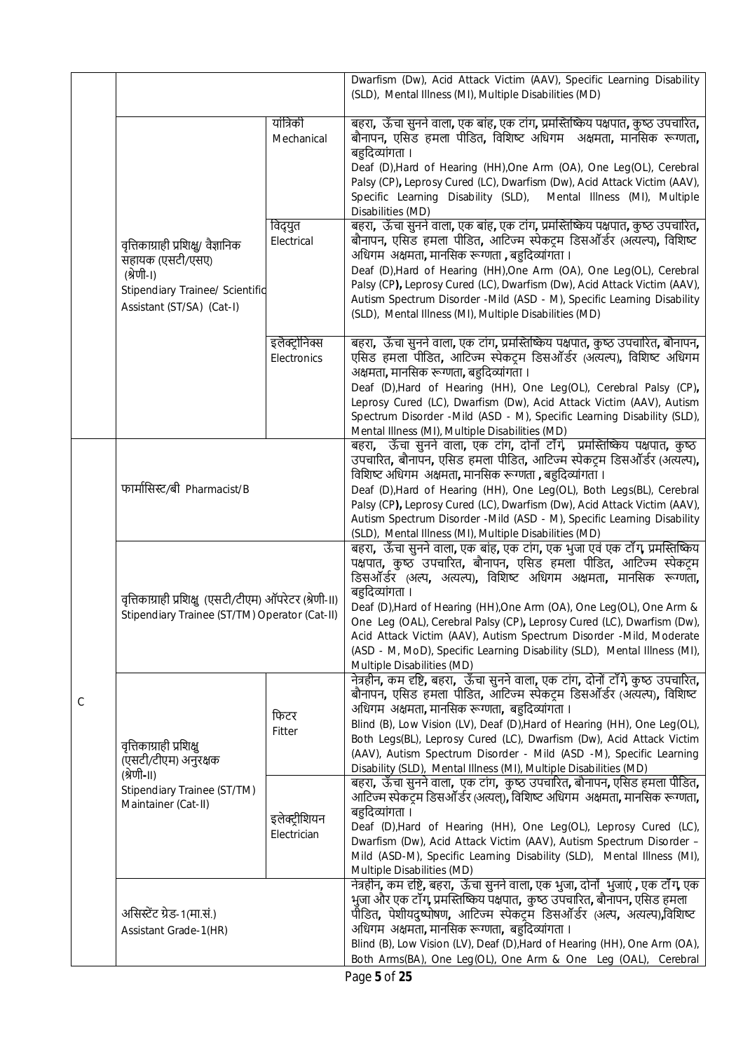| | | | |
|---|---|---|---|
| | | | Dwarfism (Dw), Acid Attack Victim (AAV), Specific Learning Disability (SLD), Mental Illness (MI), Multiple Disabilities (MD) |
| | वृत्तिकाग्राही प्रशिक्षु/ वैज्ञानिक सहायक (एसटी/एसए) (श्रेणी-I) Stipendiary Trainee/ Scientific Assistant (ST/SA) (Cat-I) | यांत्रिकी Mechanical | बहरा, ऊँचा सुनने वाला, एक बांह, एक टांग, प्रमस्तिष्किय पक्षपात, कुष्ठ उपचारित, बौनापन, एसिड हमला पीड़ित, विशिष्ट अधिगम अक्षमता, मानसिक रूग्णता, बहुदिव्यांगता । Deaf (D),Hard of Hearing (HH),One Arm (OA), One Leg(OL), Cerebral Palsy (CP), Leprosy Cured (LC), Dwarfism (Dw), Acid Attack Victim (AAV), Specific Learning Disability (SLD), Mental Illness (MI), Multiple Disabilities (MD) |
| | | विद्युत Electrical | बहरा, ऊँचा सुनने वाला, एक बांह, एक टांग, प्रमस्तिष्किय पक्षपात, कुष्ठ उपचारित, बौनापन, एसिड हमला पीड़ित, आटिज्म स्पेकट्रम डिसऑर्डर (अत्यल्प), विशिष्ट अधिगम अक्षमता, मानसिक रूग्णता , बहुदिव्यांगता । Deaf (D),Hard of Hearing (HH),One Arm (OA), One Leg(OL), Cerebral Palsy (CP), Leprosy Cured (LC), Dwarfism (Dw), Acid Attack Victim (AAV), Autism Spectrum Disorder -Mild (ASD - M), Specific Learning Disability (SLD), Mental Illness (MI), Multiple Disabilities (MD) |
| | | इलेक्ट्रॉनिक्स Electronics | बहरा, ऊँचा सुनने वाला, एक टांग, प्रमस्तिष्किय पक्षपात, कुष्ठ उपचारित, बौनापन, एसिड हमला पीड़ित, आटिज्म स्पेकट्रम डिसऑर्डर (अत्यल्प), विशिष्ट अधिगम अक्षमता, मानसिक रूग्णता, बहुदिव्यांगता । Deaf (D),Hard of Hearing (HH), One Leg(OL), Cerebral Palsy (CP), Leprosy Cured (LC), Dwarfism (Dw), Acid Attack Victim (AAV), Autism Spectrum Disorder -Mild (ASD - M), Specific Learning Disability (SLD), Mental Illness (MI), Multiple Disabilities (MD) |
| C | फार्मासिस्ट/बी Pharmacist/B | | बहरा, ऊँचा सुनने वाला, एक टांग, दोनों टाँगे, प्रमस्तिष्किय पक्षपात, कुष्ठ उपचारित, बौनापन, एसिड हमला पीड़ित, आटिज्म स्पेकट्रम डिसऑर्डर (अत्यल्प), विशिष्ट अधिगम अक्षमता, मानसिक रूग्णता , बहुदिव्यांगता । Deaf (D),Hard of Hearing (HH), One Leg(OL), Both Legs(BL), Cerebral Palsy (CP), Leprosy Cured (LC), Dwarfism (Dw), Acid Attack Victim (AAV), Autism Spectrum Disorder -Mild (ASD - M), Specific Learning Disability (SLD), Mental Illness (MI), Multiple Disabilities (MD) |
| | वृत्तिकाग्राही प्रशिक्षु (एसटी/टीएम) ऑपरेटर (श्रेणी-II) Stipendiary Trainee (ST/TM) Operator (Cat-II) | | बहरा, ऊँचा सुनने वाला, एक बांह, एक टांग, एक भुजा एवं एक टाँग, प्रमस्तिष्किय पक्षपात, कुष्ठ उपचारित, बौनापन, एसिड हमला पीड़ित, आटिज्म स्पेकट्रम डिसऑर्डर (अल्प, अत्यल्प), विशिष्ट अधिगम अक्षमता, मानसिक रूग्णता, बहुदिव्यांगता । Deaf (D),Hard of Hearing (HH),One Arm (OA), One Leg(OL), One Arm & One Leg (OAL), Cerebral Palsy (CP), Leprosy Cured (LC), Dwarfism (Dw), Acid Attack Victim (AAV), Autism Spectrum Disorder -Mild, Moderate (ASD - M, MoD), Specific Learning Disability (SLD), Mental Illness (MI), Multiple Disabilities (MD) |
| | वृत्तिकाग्राही प्रशिक्षु (एसटी/टीएम) अनुरक्षक (श्रेणी-II) Stipendiary Trainee (ST/TM) Maintainer (Cat-II) | फिटर Fitter | नेत्रहीन, कम दृष्टि, बहरा, ऊँचा सुनने वाला, एक टांग, दोनों टाँगे, कुष्ठ उपचारित, बौनापन, एसिड हमला पीड़ित, आटिज्म स्पेकट्रम डिसऑर्डर (अत्यल्प), विशिष्ट अधिगम अक्षमता, मानसिक रूग्णता, बहुदिव्यांगता । Blind (B), Low Vision (LV), Deaf (D),Hard of Hearing (HH), One Leg(OL), Both Legs(BL), Leprosy Cured (LC), Dwarfism (Dw), Acid Attack Victim (AAV), Autism Spectrum Disorder - Mild (ASD - M), Specific Learning Disability (SLD), Mental Illness (MI), Multiple Disabilities (MD) |
| | | इलेक्ट्रीशियन Electrician | बहरा, ऊँचा सुनने वाला, एक टांग, कुष्ठ उपचारित, बौनापन, एसिड हमला पीड़ित, आटिज्म स्पेकट्रम डिसऑर्डर (अत्यल्), विशिष्ट अधिगम अक्षमता, मानसिक रूग्णता, बहुदिव्यांगता । Deaf (D),Hard of Hearing (HH), One Leg(OL), Leprosy Cured (LC), Dwarfism (Dw), Acid Attack Victim (AAV), Autism Spectrum Disorder – Mild (ASD-M), Specific Learning Disability (SLD), Mental Illness (MI), Multiple Disabilities (MD) |
| | असिस्टेंट ग्रेड-1(मा.सं.) Assistant Grade-1(HR) | | नेत्रहीन, कम दृष्टि, बहरा, ऊँचा सुनने वाला, एक भुजा, दोनों भुजाएं , एक टाँग, एक भुजा और एक टाँग, प्रमस्तिष्किय पक्षपात, कुष्ठ उपचारित, बौनापन, एसिड हमला पीड़ित, पेशीयदुष्पोषण, आटिज्म स्पेकट्रम डिसऑर्डर (अल्प, अत्यल्प),विशिष्ट अधिगम अक्षमता, मानसिक रूग्णता, बहुदिव्यांगता । Blind (B), Low Vision (LV), Deaf (D),Hard of Hearing (HH), One Arm (OA), Both Arms(BA), One Leg(OL), One Arm & One Leg (OAL), Cerebral |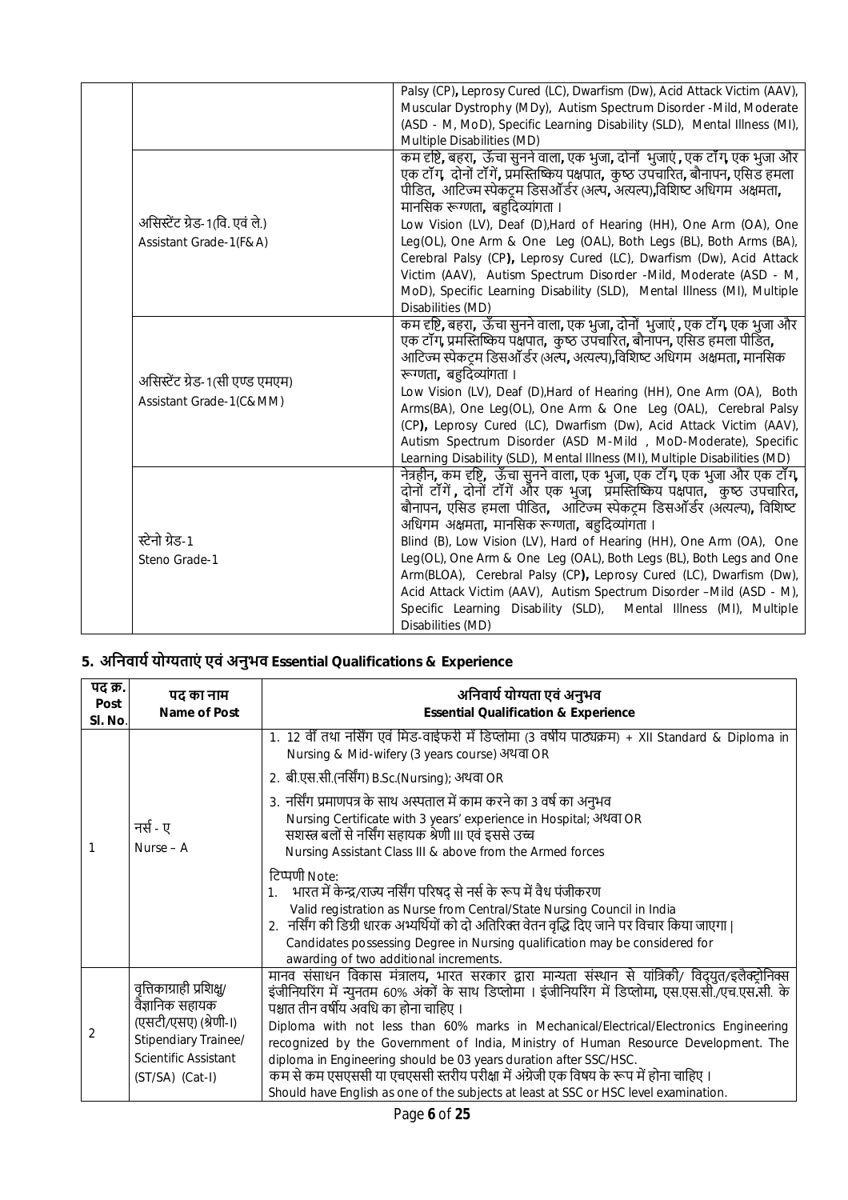| | | |
|---|---|---|
| | | Palsy (CP), Leprosy Cured (LC), Dwarfism (Dw), Acid Attack Victim (AAV), Muscular Dystrophy (MDy), Autism Spectrum Disorder -Mild, Moderate (ASD - M, MoD), Specific Learning Disability (SLD), Mental Illness (MI), Multiple Disabilities (MD) |
| | असिस्टेंट ग्रेड-1(वि. एवं ले.) Assistant Grade-1(F&A) | कम दृष्टि, बहरा, ऊँचा सुनने वाला, एक भुजा, दोनों भुजाएं, एक टाँग, एक भुजा और एक टाँग, दोनों टाँगें, प्रमस्तिष्किय पक्षपात, कुष्ठ उपचारित, बौनापन, एसिड हमला पीडित, आटिज्म स्पेकट्रम डिसऑर्डर (अल्प, अत्यल्प), विशिष्ट अधिगम अक्षमता, मानसिक रूग्णता, बहुदिव्यांगता । Low Vision (LV), Deaf (D), Hard of Hearing (HH), One Arm (OA), One Leg(OL), One Arm & One Leg (OAL), Both Legs (BL), Both Arms (BA), Cerebral Palsy (CP), Leprosy Cured (LC), Dwarfism (Dw), Acid Attack Victim (AAV), Autism Spectrum Disorder -Mild, Moderate (ASD - M, MoD), Specific Learning Disability (SLD), Mental Illness (MI), Multiple Disabilities (MD) |
| | असिस्टेंट ग्रेड-1(सी एण्ड एमएम) Assistant Grade-1(C&MM) | कम दृष्टि, बहरा, ऊँचा सुनने वाला, एक भुजा, दोनों भुजाएं, एक टाँग, एक भुजा और एक टाँग, प्रमस्तिष्किय पक्षपात, कुष्ठ उपचारित, बौनापन, एसिड हमला पीडित, आटिज्म स्पेकट्रम डिसऑर्डर (अल्प, अत्यल्प), विशिष्ट अधिगम अक्षमता, मानसिक रूग्णता, बहुदिव्यांगता । Low Vision (LV), Deaf (D), Hard of Hearing (HH), One Arm (OA), Both Arms(BA), One Leg(OL), One Arm & One Leg (OAL), Cerebral Palsy (CP), Leprosy Cured (LC), Dwarfism (Dw), Acid Attack Victim (AAV), Autism Spectrum Disorder (ASD M-Mild , MoD-Moderate), Specific Learning Disability (SLD), Mental Illness (MI), Multiple Disabilities (MD) |
| | स्टेनो ग्रेड-1 Steno Grade-1 | नेत्रहीन, कम दृष्टि, ऊँचा सुनने वाला, एक भुजा, एक टाँग, एक भुजा और एक टाँग, दोनों टाँगें, दोनों टाँगें और एक भुजा, प्रमस्तिष्किय पक्षपात, कुष्ठ उपचारित, बौनापन, एसिड हमला पीडित, आटिज्म स्पेकट्रम डिसऑर्डर (अत्यल्प), विशिष्ट अधिगम अक्षमता, मानसिक रूग्णता, बहुदिव्यांगता । Blind (B), Low Vision (LV), Hard of Hearing (HH), One Arm (OA), One Leg(OL), One Arm & One Leg (OAL), Both Legs (BL), Both Legs and One Arm(BLOA), Cerebral Palsy (CP), Leprosy Cured (LC), Dwarfism (Dw), Acid Attack Victim (AAV), Autism Spectrum Disorder –Mild (ASD - M), Specific Learning Disability (SLD), Mental Illness (MI), Multiple Disabilities (MD) |

## 5. अनिवार्य योग्यताएं एवं अनुभव Essential Qualifications & Experience

| पद क्र. Post Sl. No. | पद का नाम Name of Post | अनिवार्य योग्यता एवं अनुभव Essential Qualification & Experience |
|---|---|---|
| 1 | नर्स - ए Nurse – A | 1. 12 वीं तथा नर्सिंग एवं मिड-वाईफरी में डिप्लोमा (3 वर्षीय पाठ्यक्रम) + XII Standard & Diploma in Nursing & Mid-wifery (3 years course) अथवा OR<br>2. बी.एस.सी.(नर्सिंग) B.Sc.(Nursing); अथवा OR<br>3. नर्सिंग प्रमाणपत्र के साथ अस्पताल में काम करने का 3 वर्ष का अनुभव Nursing Certificate with 3 years' experience in Hospital; अथवा OR सशस्त्र बलों से नर्सिंग सहायक श्रेणी III एवं इससे उच्च Nursing Assistant Class III & above from the Armed forces<br><br>टिप्पणी Note:<br>1. भारत में केन्द्र/राज्य नर्सिंग परिषद् से नर्स के रूप में वैध पंजीकरण Valid registration as Nurse from Central/State Nursing Council in India<br>2. नर्सिंग की डिग्री धारक अभ्यर्थियों को दो अतिरिक्त वेतन वृद्धि दिए जाने पर विचार किया जाएगा। Candidates possessing Degree in Nursing qualification may be considered for awarding of two additional increments. |
| 2 | वृत्तिकाग्राही प्रशिक्षु/ वैज्ञानिक सहायक (एसटी/एसए) (श्रेणी-I) Stipendiary Trainee/ Scientific Assistant (ST/SA) (Cat-I) | मानव संसाधन विकास मंत्रालय, भारत सरकार द्वारा मान्यता संस्थान से यांत्रिकी/ विदयुत/इलैक्ट्रोनिक्स इंजीनियरिंग में न्युनतम 60% अंकों के साथ डिप्लोमा । इंजीनियरिंग में डिप्लोमा, एस.एस.सी./एच.एस.सी. के पश्चात तीन वर्षीय अवधि का होना चाहिए ।<br>Diploma with not less than 60% marks in Mechanical/Electrical/Electronics Engineering recognized by the Government of India, Ministry of Human Resource Development. The diploma in Engineering should be 03 years duration after SSC/HSC.<br>कम से कम एसएससी या एचएससी स्तरीय परीक्षा में अंग्रेजी एक विषय के रूप में होना चाहिए ।<br>Should have English as one of the subjects at least at SSC or HSC level examination. |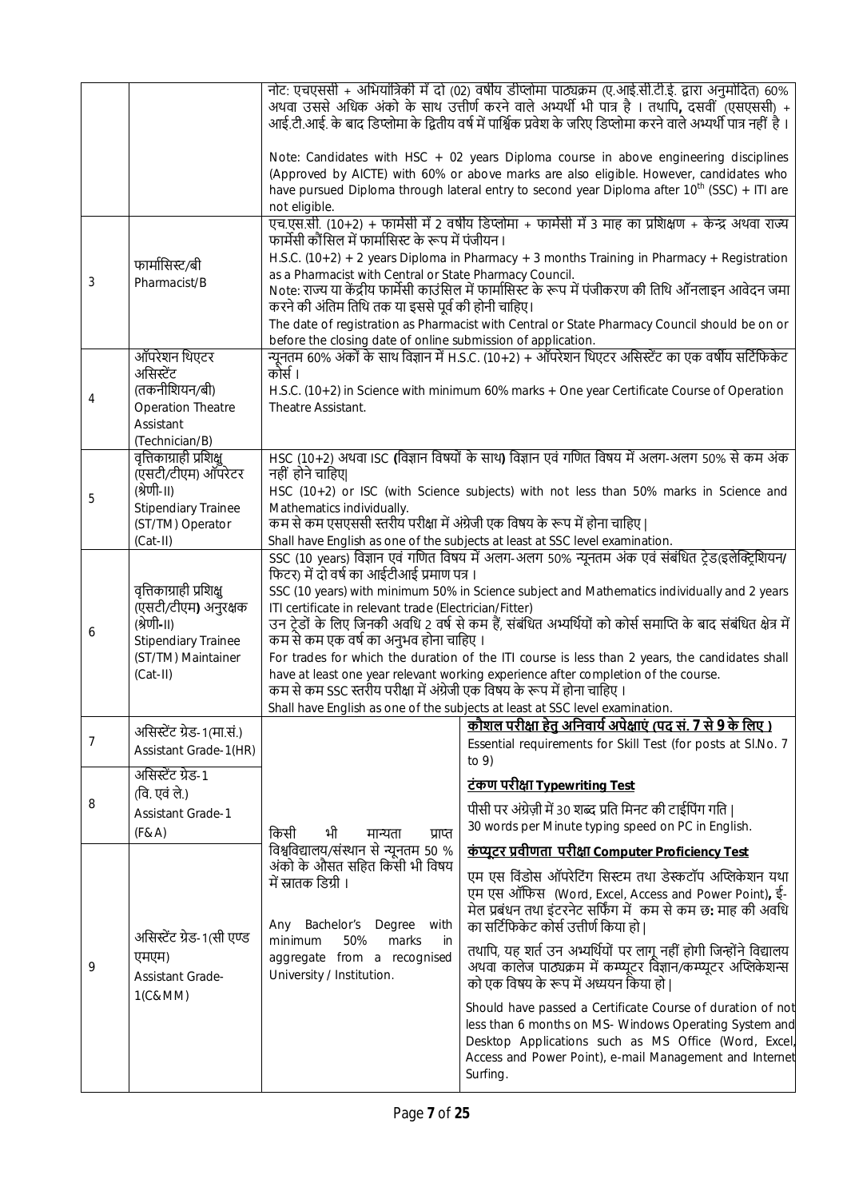| | | | |
|---|---|---|---|
| | | नोट: एचएससी + अभियांत्रिकी में दो (02) वर्षीय डीप्लोमा पाठ्यक्रम (ए.आई.सी.टी.ई. द्वारा अनुमोदित) 60% अथवा उससे अधिक अंको के साथ उत्तीर्ण करने वाले अभ्यर्थी भी पात्र है । तथापि, दसवीं (एसएससी) + आई.टी.आई. के बाद डिप्लोमा के द्वितीय वर्ष में पार्श्विक प्रवेश के जरिए डिप्लोमा करने वाले अभ्यर्थी पात्र नहीं है ।<br><br>Note: Candidates with HSC + 02 years Diploma course in above engineering disciplines (Approved by AICTE) with 60% or above marks are also eligible. However, candidates who have pursued Diploma through lateral entry to second year Diploma after 10th (SSC) + ITI are not eligible. | |
| 3 | फार्मासिस्ट/बी<br>Pharmacist/B | एच.एस.सी. (10+2) + फार्मेसी में 2 वर्षीय डिप्लोमा + फार्मेसी में 3 माह का प्रशिक्षण + केन्द्र अथवा राज्य फार्मेसी कौंसिल में फार्मासिस्ट के रूप में पंजीयन ।<br>H.S.C. (10+2) + 2 years Diploma in Pharmacy + 3 months Training in Pharmacy + Registration as a Pharmacist with Central or State Pharmacy Council.<br>Note: राज्य या केंद्रीय फार्मेसी काउंसिल में फार्मासिस्ट के रूप में पंजीकरण की तिथि ऑनलाइन आवेदन जमा करने की अंतिम तिथि तक या इससे पूर्व की होनी चाहिए।<br>The date of registration as Pharmacist with Central or State Pharmacy Council should be on or before the closing date of online submission of application. | |
| 4 | ऑपरेशन थिएटर असिस्टेंट (तकनीशियन/बी)<br>Operation Theatre Assistant (Technician/B) | न्यूनतम 60% अंकों के साथ विज्ञान में H.S.C. (10+2) + ऑपरेशन थिएटर असिस्टेंट का एक वर्षीय सर्टिफिकेट कोर्स ।<br>H.S.C. (10+2) in Science with minimum 60% marks + One year Certificate Course of Operation Theatre Assistant. | |
| 5 | वृत्तिकाग्राही प्रशिक्षु (एसटी/टीएम) ऑपरेटर (श्रेणी-II)<br>Stipendiary Trainee (ST/TM) Operator (Cat-II) | HSC (10+2) अथवा ISC (विज्ञान विषयों के साथ) विज्ञान एवं गणित विषय में अलग-अलग 50% से कम अंक नहीं होने चाहिए।<br>HSC (10+2) or ISC (with Science subjects) with not less than 50% marks in Science and Mathematics individually.<br>कम से कम एसएससी स्तरीय परीक्षा में अंग्रेजी एक विषय के रूप में होना चाहिए ।<br>Shall have English as one of the subjects at least at SSC level examination. | |
| 6 | वृत्तिकाग्राही प्रशिक्षु (एसटी/टीएम) अनुरक्षक (श्रेणी-II)<br>Stipendiary Trainee (ST/TM) Maintainer (Cat-II) | SSC (10 years) विज्ञान एवं गणित विषय में अलग-अलग 50% न्यूनतम अंक एवं संबंधित ट्रेड(इलेक्ट्रिशियन/फिटर) में दो वर्ष का आईटीआई प्रमाण पत्र ।<br>SSC (10 years) with minimum 50% in Science subject and Mathematics individually and 2 years ITI certificate in relevant trade (Electrician/Fitter)<br>उन ट्रेडों के लिए जिनकी अवधि 2 वर्ष से कम हैं, संबंधित अभ्यर्थियों को कोर्स समाप्ति के बाद संबंधित क्षेत्र में कम से कम एक वर्ष का अनुभव होना चाहिए ।<br>For trades for which the duration of the ITI course is less than 2 years, the candidates shall have at least one year relevant working experience after completion of the course.<br>कम से कम SSC स्तरीय परीक्षा में अंग्रेजी एक विषय के रूप में होना चाहिए ।<br>Shall have English as one of the subjects at least at SSC level examination. | |
| 7 | असिस्टेंट ग्रेड-1(मा.सं.)<br>Assistant Grade-1(HR) | किसी भी मान्यता प्राप्त विश्वविद्यालय/संस्थान से न्यूनतम 50 % अंको के औसत सहित किसी भी विषय में स्नातक डिग्री ।<br><br>Any Bachelor's Degree with minimum 50% marks in aggregate from a recognised University / Institution. | **कौशल परीक्षा हेतु अनिवार्य अपेक्षाएं (पद सं. 7 से 9 के लिए )**<br>Essential requirements for Skill Test (for posts at Sl.No. 7 to 9)<br><br>**टंकण परीक्षा Typewriting Test**<br>पीसी पर अंग्रेज़ी में 30 शब्द प्रति मिनट की टाईपिंग गति ।<br>30 words per Minute typing speed on PC in English.<br><br>**कंप्यूटर प्रवीणता परीक्षा Computer Proficiency Test**<br>एम एस विंडोस ऑपरेटिंग सिस्टम तथा डेस्कटॉप अप्लिकेशन यथा एम एस ऑफिस (Word, Excel, Access and Power Point), ई-मेल प्रबंधन तथा इंटरनेट सर्फिंग में कम से कम छः माह की अवधि का सर्टिफिकेट कोर्स उत्तीर्ण किया हो ।<br>तथापि, यह शर्त उन अभ्यर्थियों पर लागू नहीं होगी जिन्होंने विद्यालय अथवा कालेज पाठ्यक्रम में कम्प्यूटर विज्ञान/कम्प्यूटर अप्लिकेशन्स को एक विषय के रूप में अध्ययन किया हो ।<br>Should have passed a Certificate Course of duration of not less than 6 months on MS- Windows Operating System and Desktop Applications such as MS Office (Word, Excel, Access and Power Point), e-mail Management and Internet Surfing. |
| 8 | असिस्टेंट ग्रेड-1 (वि. एवं ले.)<br>Assistant Grade-1 (F&A) | | |
| 9 | असिस्टेंट ग्रेड-1(सी एण्ड एमएम)<br>Assistant Grade-1(C&MM) | | |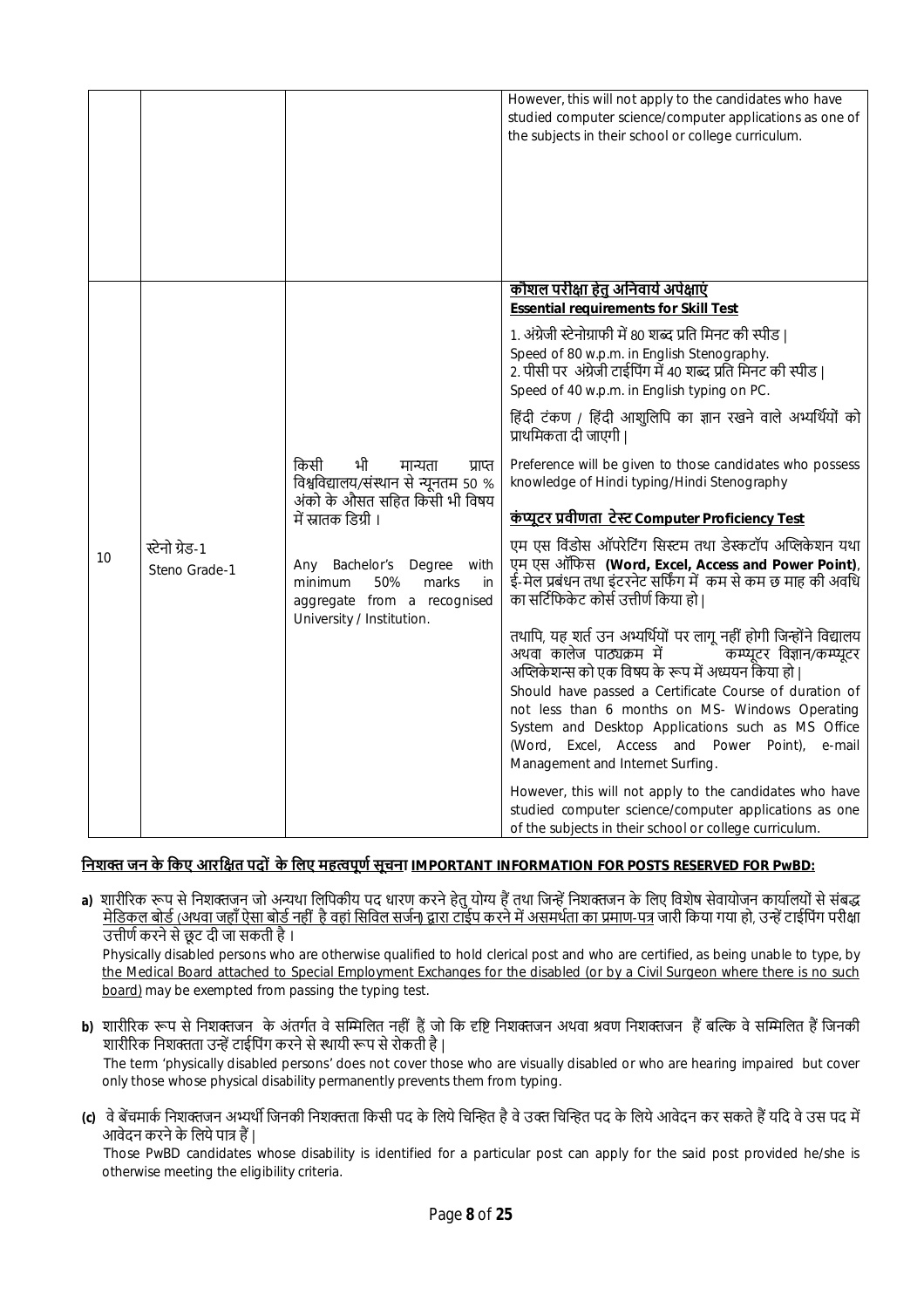| | | | |
|---|---|---|---|
| | | | However, this will not apply to the candidates who have studied computer science/computer applications as one of the subjects in their school or college curriculum. |
| 10 | स्टेनो ग्रेड-1<br>Steno Grade-1 | किसी भी मान्यता प्राप्त विश्वविद्यालय/संस्थान से न्यूनतम 50 % अंको के औसत सहित किसी भी विषय में स्नातक डिग्री ।<br><br>Any Bachelor's Degree with minimum 50% marks in aggregate from a recognised University / Institution. | **<u>कौशल परीक्षा हेतु अनिवार्य अपेक्षाएं</u>**<br>**<u>Essential requirements for Skill Test</u>**<br>1. अंग्रेजी स्टेनोग्राफी में 80 शब्द प्रति मिनट की स्पीड ।<br>Speed of 80 w.p.m. in English Stenography.<br>2. पीसी पर अंग्रेजी टाईपिंग में 40 शब्द प्रति मिनट की स्पीड ।<br>Speed of 40 w.p.m. in English typing on PC.<br><br>हिंदी टंकण / हिंदी आशुलिपि का ज्ञान रखने वाले अभ्यर्थियों को प्राथमिकता दी जाएगी ।<br><br>Preference will be given to those candidates who possess knowledge of Hindi typing/Hindi Stenography<br><br>**<u>कंप्यूटर प्रवीणता टेस्ट Computer Proficiency Test</u>**<br>एम एस विंडोस ऑपरेटिंग सिस्टम तथा डेस्कटॉप अप्लिकेशन यथा एम एस ऑफिस **(Word, Excel, Access and Power Point)**, ई-मेल प्रबंधन तथा इंटरनेट सर्फिंग में कम से कम छ माह की अवधि का सर्टिफिकेट कोर्स उत्तीर्ण किया हो ।<br><br>तथापि, यह शर्त उन अभ्यर्थियों पर लागू नहीं होगी जिन्होंने विद्यालय अथवा कालेज पाठ्यक्रम में कम्प्यूटर विज्ञान/कम्प्यूटर अप्लिकेशन्स को एक विषय के रूप में अध्ययन किया हो ।<br>Should have passed a Certificate Course of duration of not less than 6 months on MS- Windows Operating System and Desktop Applications such as MS Office (Word, Excel, Access and Power Point), e-mail Management and Internet Surfing.<br><br>However, this will not apply to the candidates who have studied computer science/computer applications as one of the subjects in their school or college curriculum. |

## <u>निशक्त जन के किए आरक्षित पदों के लिए महत्वपूर्ण सूचना IMPORTANT INFORMATION FOR POSTS RESERVED FOR PwBD:</u>

**a)** शारीरिक रूप से निशक्तजन जो अन्यथा लिपिकीय पद धारण करने हेतु योग्य हैं तथा जिन्हें निशक्तजन के लिए विशेष सेवायोजन कार्यालयों से संबद्ध <u>मेडिकल बोर्ड (अथवा जहाँ ऐसा बोर्ड नहीं है वहां सिविल सर्जन) द्वारा टाईप करने में असमर्थता का प्रमाण-पत्र</u> जारी किया गया हो, उन्हें टाईपिंग परीक्षा उत्तीर्ण करने से छूट दी जा सकती है ।
Physically disabled persons who are otherwise qualified to hold clerical post and who are certified, as being unable to type, by <u>the Medical Board attached to Special Employment Exchanges for the disabled (or by a Civil Surgeon where there is no such board)</u> may be exempted from passing the typing test.

**b)** शारीरिक रूप से निशक्तजन के अंतर्गत वे सम्मिलित नहीं हैं जो कि दृष्टि निशक्तजन अथवा श्रवण निशक्तजन हैं बल्कि वे सम्मिलित हैं जिनकी शारीरिक निशक्तता उन्हें टाईपिंग करने से स्थायी रूप से रोकती है ।
The term 'physically disabled persons' does not cover those who are visually disabled or who are hearing impaired but cover only those whose physical disability permanently prevents them from typing.

**(c)** वे बेंचमार्क निशक्तजन अभ्यर्थी जिनकी निशक्तता किसी पद के लिये चिन्हित है वे उक्त चिन्हित पद के लिये आवेदन कर सकते हैं यदि वे उस पद में आवेदन करने के लिये पात्र हैं ।
Those PwBD candidates whose disability is identified for a particular post can apply for the said post provided he/she is otherwise meeting the eligibility criteria.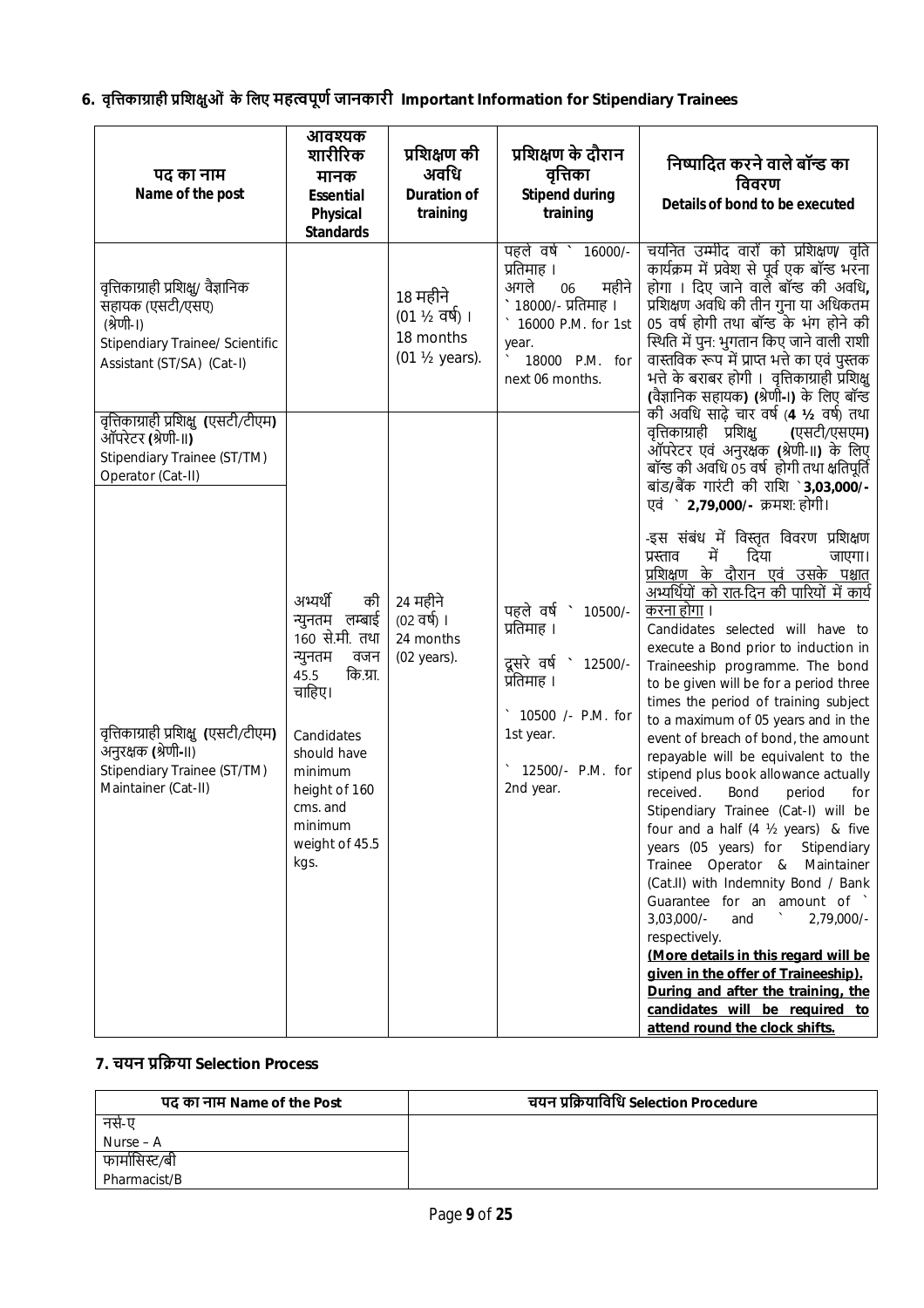## 6. वृत्तिकाग्राही प्रशिक्षुओं के लिए महत्वपूर्ण जानकारी Important Information for Stipendiary Trainees

| पद का नाम Name of the post | आवश्यक शारीरिक मानक Essential Physical Standards | प्रशिक्षण की अवधि Duration of training | प्रशिक्षण के दौरान वृत्तिका Stipend during training | निष्पादित करने वाले बॉन्ड का विवरण Details of bond to be executed |
|---|---|---|---|---|
| वृत्तिकाग्राही प्रशिक्षु/ वैज्ञानिक सहायक (एसटी/एसए) (श्रेणी-I) Stipendiary Trainee/ Scientific Assistant (ST/SA) (Cat-I) | | 18 महीने (01 ½ वर्ष) । 18 months (01 ½ years). | पहले वर्ष ` 16000/- प्रतिमाह । अगले 06 महीने ` 18000/- प्रतिमाह । ` 16000 P.M. for 1st year. ` 18000 P.M. for next 06 months. | चयनित उम्मीद वारों को प्रशिक्षण/ वृति कार्यक्रम में प्रवेश से पूर्व एक बॉन्ड भरना होगा । दिए जाने वाले बॉन्ड की अवधि, प्रशिक्षण अवधि की तीन गुना या अधिकतम 05 वर्ष होगी तथा बॉन्ड के भंग होने की स्थिति में पुन: भुगतान किए जाने वाली राशी वास्तविक रूप में प्राप्त भत्ते का एवं पुस्तक भत्ते के बराबर होगी । वृत्तिकाग्राही प्रशिक्षु (वैज्ञानिक सहायक) (श्रेणी-I) के लिए बॉन्ड की अवधि साढ़े चार वर्ष (**4 ½** वर्ष) तथा वृत्तिकाग्राही प्रशिक्षु (एसटी/एसएम) ऑपरेटर एवं अनुरक्षक (श्रेणी-II) के लिए बॉन्ड की अवधि 05 वर्ष होगी तथा क्षतिपूर्ति बांड/बैंक गारंटी की राशि **`3,03,000/-** एवं ` **2,79,000/-** क्रमश: होगी।<br><br>-इस संबंध में विस्तृत विवरण प्रशिक्षण प्रस्ताव में दिया जाएगा। <u>प्रशिक्षण के दौरान एवं उसके पश्चात अभ्यर्थियों को रात-दिन की पारियों में कार्य करना होगा</u> ।<br><br>Candidates selected will have to execute a Bond prior to induction in Traineeship programme. The bond to be given will be for a period three times the period of training subject to a maximum of 05 years and in the event of breach of bond, the amount repayable will be equivalent to the stipend plus book allowance actually received. Bond period for Stipendiary Trainee (Cat-I) will be four and a half (4 ½ years) & five years (05 years) for Stipendiary Trainee Operator & Maintainer (Cat.II) with Indemnity Bond / Bank Guarantee for an amount of ` 3,03,000/- and ` 2,79,000/- respectively.<br>**<u>(More details in this regard will be given in the offer of Traineeship). During and after the training, the candidates will be required to attend round the clock shifts.</u>** |
| वृत्तिकाग्राही प्रशिक्षु (एसटी/टीएम) ऑपरेटर (श्रेणी-II) Stipendiary Trainee (ST/TM) Operator (Cat-II) | अभ्यर्थी की न्युनतम लम्बाई 160 से.मी. तथा न्युनतम वजन 45.5 कि.ग्रा. चाहिए। Candidates should have minimum height of 160 cms. and minimum weight of 45.5 kgs. | 24 महीने (02 वर्ष) । 24 months (02 years). | पहले वर्ष ` 10500/- प्रतिमाह । दूसरे वर्ष ` 12500/- प्रतिमाह । ` 10500 /- P.M. for 1st year. ` 12500/- P.M. for 2nd year. | |
| वृत्तिकाग्राही प्रशिक्षु (एसटी/टीएम) अनुरक्षक (श्रेणी-II) Stipendiary Trainee (ST/TM) Maintainer (Cat-II) | | | | |

## 7. चयन प्रक्रिया Selection Process

| पद का नाम Name of the Post | चयन प्रक्रियाविधि Selection Procedure |
|---|---|
| नर्स-ए Nurse – A | |
| फार्मासिस्ट/बी Pharmacist/B | |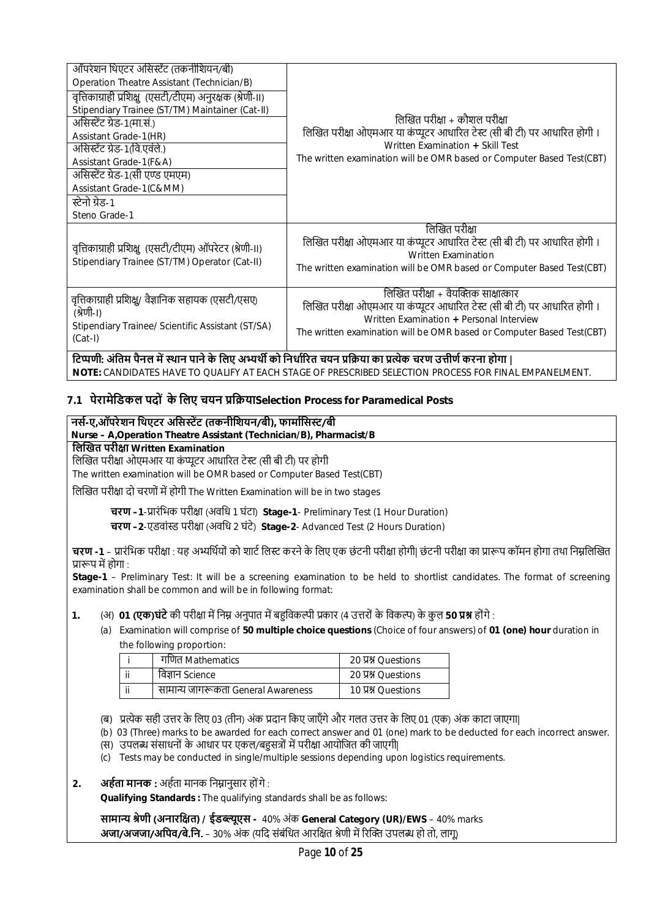| | |
|---|---|
| ऑपरेशन थिएटर असिस्टेंट (तकनीशियन/बी)<br>Operation Theatre Assistant (Technician/B)<br>वृत्तिकाग्राही प्रशिक्षु (एसटी/टीएम) अनुरक्षक (श्रेणी-II)<br>Stipendiary Trainee (ST/TM) Maintainer (Cat-II)<br>असिस्टेंट ग्रेड-1(मा.सं.)<br>Assistant Grade-1(HR)<br>असिस्टेंट ग्रेड-1(वि.एवंले.)<br>Assistant Grade-1(F&A)<br>असिस्टेंट ग्रेड-1(सी एण्ड एमएम)<br>Assistant Grade-1(C&MM)<br>स्टेनो ग्रेड-1<br>Steno Grade-1 | लिखित परीक्षा + कौशल परीक्षा<br>लिखित परीक्षा ओएमआर या कंप्यूटर आधारित टेस्ट (सी बी टी) पर आधारित होगी ।<br>Written Examination + Skill Test<br>The written examination will be OMR based or Computer Based Test(CBT) |
| वृत्तिकाग्राही प्रशिक्षु (एसटी/टीएम) ऑपरेटर (श्रेणी-II)<br>Stipendiary Trainee (ST/TM) Operator (Cat-II) | लिखित परीक्षा<br>लिखित परीक्षा ओएमआर या कंप्यूटर आधारित टेस्ट (सी बी टी) पर आधारित होगी ।<br>Written Examination<br>The written examination will be OMR based or Computer Based Test(CBT) |
| वृत्तिकाग्राही प्रशिक्षु/ वैज्ञानिक सहायक (एसटी/एसए) (श्रेणी-I)<br>Stipendiary Trainee/ Scientific Assistant (ST/SA) (Cat-I) | लिखित परीक्षा + वैयक्तिक साक्षात्कार<br>लिखित परीक्षा ओएमआर या कंप्यूटर आधारित टेस्ट (सी बी टी) पर आधारित होगी ।<br>Written Examination + Personal Interview<br>The written examination will be OMR based or Computer Based Test(CBT) |

**टिप्पणी: अंतिम पैनल में स्थान पाने के लिए अभ्यर्थी को निर्धारित चयन प्रक्रिया का प्रत्येक चरण उत्तीर्ण करना होगा |**
**NOTE:** CANDIDATES HAVE TO QUALIFY AT EACH STAGE OF PRESCRIBED SELECTION PROCESS FOR FINAL EMPANELMENT.

## 7.1 पेरामेडिकल पदों के लिए चयन प्रक्रियाSelection Process for Paramedical Posts

**नर्स-ए,ऑपरेशन थिएटर असिस्टेंट (तकनीशियन/बी), फार्मासिस्ट/बी**
**Nurse – A,Operation Theatre Assistant (Technician/B), Pharmacist/B**

**लिखित परीक्षा Written Examination**

लिखित परीक्षा ओएमआर या कंप्यूटर आधारित टेस्ट (सी बी टी) पर होगी
The written examination will be OMR based or Computer Based Test(CBT)

लिखित परीक्षा दो चरणों में होगी The Written Examination will be in two stages

**चरण –1**-प्रारंभिक परीक्षा (अवधि 1 घंटा) **Stage-1**- Preliminary Test (1 Hour Duration)
**चरण –2**-एडवांस्ड परीक्षा (अवधि 2 घंटे) **Stage-2**- Advanced Test (2 Hours Duration)

**चरण -1** – प्रारंभिक परीक्षा : यह अभ्यर्थियों को शार्ट लिस्ट करने के लिए एक छंटनी परीक्षा होगी| छंटनी परीक्षा का प्रारूप कॉमन होगा तथा निम्नलिखित प्रारूप में होगा :

**Stage-1** – Preliminary Test: It will be a screening examination to be held to shortlist candidates. The format of screening examination shall be common and will be in following format:

**1.** (अ) **01 (एक)घंटे** की परीक्षा में निम्न अनुपात में बहुविकल्पी प्रकार (4 उत्तरों के विकल्प) के कुल **50 प्रश्न** होंगे :

(a) Examination will comprise of **50 multiple choice questions** (Choice of four answers) of **01 (one) hour** duration in the following proportion:

| | | |
|---|---|---|
| i | गणित Mathematics | 20 प्रश्न Questions |
| ii | विज्ञान Science | 20 प्रश्न Questions |
| ii | सामान्य जागरूकता General Awareness | 10 प्रश्न Questions |

(ब) प्रत्येक सही उत्तर के लिए 03 (तीन) अंक प्रदान किए जाएँगे और गलत उत्तर के लिए 01 (एक) अंक काटा जाएगा|
(b) 03 (Three) marks to be awarded for each correct answer and 01 (one) mark to be deducted for each incorrect answer.
(स) उपलब्ध संसाधनों के आधार पर एकल/बहुसत्रों में परीक्षा आयोजित की जाएगी|
(c) Tests may be conducted in single/multiple sessions depending upon logistics requirements.

**2.** **अर्हता मानक :** अर्हता मानक निम्नानुसार होंगे :
**Qualifying Standards :** The qualifying standards shall be as follows:

**सामान्य श्रेणी (अनारक्षित) / ईडब्ल्यूएस -** 40% अंक **General Category (UR)/EWS** – 40% marks
**अजा/अजजा/अपिव/बे.नि.** – 30% अंक (यदि संबंधित आरक्षित श्रेणी में रिक्ति उपलब्ध हो तो, लागू)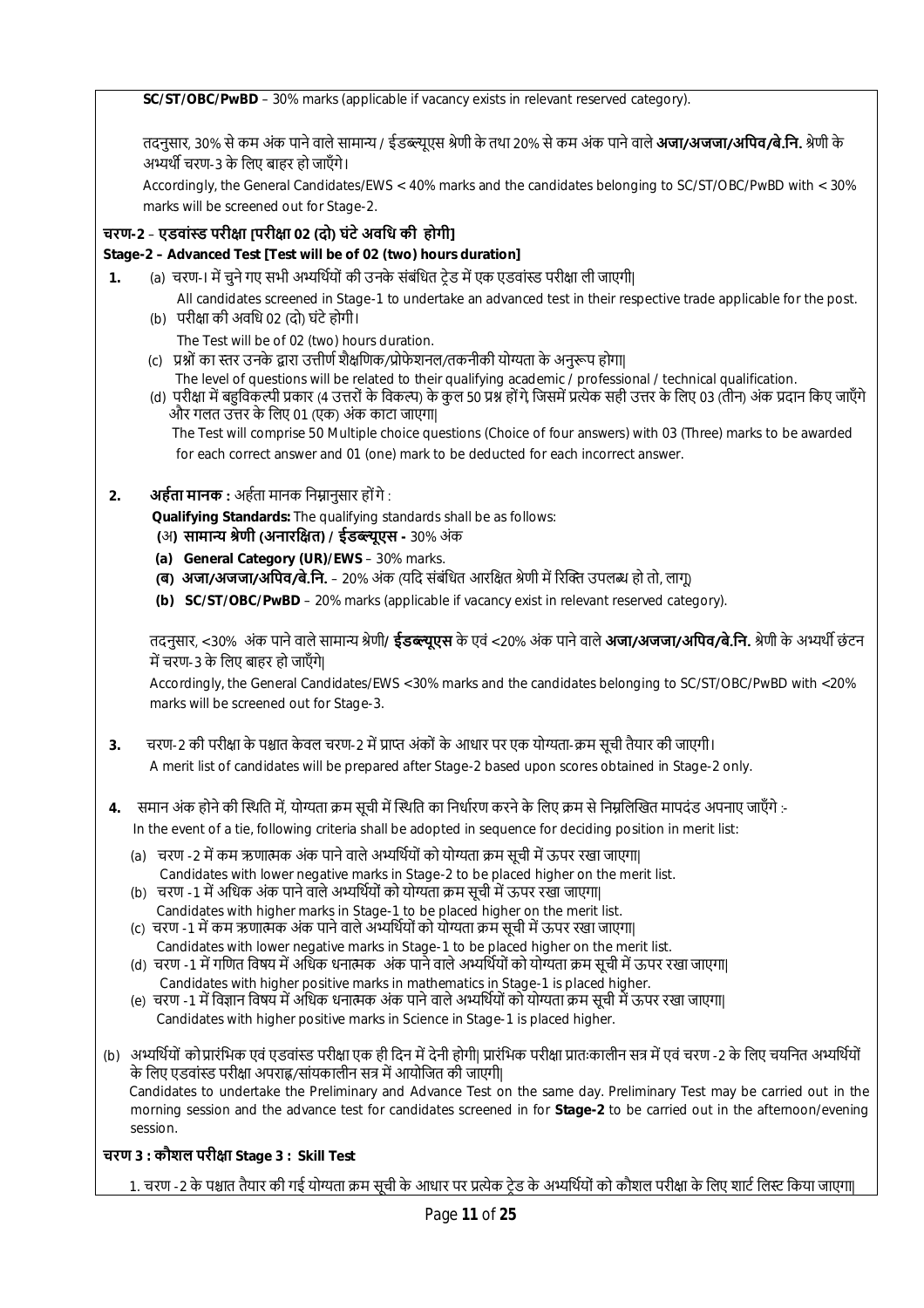**SC/ST/OBC/PwBD** – 30% marks (applicable if vacancy exists in relevant reserved category).

तदनुसार, 30% से कम अंक पाने वाले सामान्य / ईडब्ल्यूएस श्रेणी के तथा 20% से कम अंक पाने वाले **अजा/अजजा/अपिव/बे.नि.** श्रेणी के अभ्यर्थी चरण-3 के लिए बाहर हो जाएँगे।

Accordingly, the General Candidates/EWS < 40% marks and the candidates belonging to SC/ST/OBC/PwBD with < 30% marks will be screened out for Stage-2.

## चरण-2 – एडवांस्ड परीक्षा [परीक्षा 02 (दो) घंटे अवधि की होगी]

## Stage-2 – Advanced Test [Test will be of 02 (two) hours duration]

1. (a) चरण-I में चुने गए सभी अभ्यर्थियों की उनके संबंधित ट्रेड में एक एडवांस्ड परीक्षा ली जाएगी|
   All candidates screened in Stage-1 to undertake an advanced test in their respective trade applicable for the post.
   (b) परीक्षा की अवधि 02 (दो) घंटे होगी।
   The Test will be of 02 (two) hours duration.
   (c) प्रश्नों का स्तर उनके द्वारा उत्तीर्ण शैक्षणिक/प्रोफेशनल/तकनीकी योग्यता के अनुरूप होगा|
   The level of questions will be related to their qualifying academic / professional / technical qualification.
   (d) परीक्षा में बहुविकल्पी प्रकार (4 उत्तरों के विकल्प) के कुल 50 प्रश्न होंगे, जिसमें प्रत्येक सही उत्तर के लिए 03 (तीन) अंक प्रदान किए जाएँगे और गलत उत्तर के लिए 01 (एक) अंक काटा जाएगा|
   The Test will comprise 50 Multiple choice questions (Choice of four answers) with 03 (Three) marks to be awarded for each correct answer and 01 (one) mark to be deducted for each incorrect answer.

2. **अर्हता मानक :** अर्हता मानक निम्नानुसार होंगे :
   **Qualifying Standards:** The qualifying standards shall be as follows:
   **(अ) सामान्य श्रेणी (अनारक्षित) / ईडब्ल्यूएस -** 30% अंक
   **(a) General Category (UR)/EWS** – 30% marks.
   **(ब) अजा/अजजा/अपिव/बे.नि.** – 20% अंक (यदि संबंधित आरक्षित श्रेणी में रिक्ति उपलब्ध हो तो, लागू)
   **(b) SC/ST/OBC/PwBD** – 20% marks (applicable if vacancy exist in relevant reserved category).

   तदनुसार, <30% अंक पाने वाले सामान्य श्रेणी/ **ईडब्ल्यूएस** के एवं <20% अंक पाने वाले **अजा/अजजा/अपिव/बे.नि.** श्रेणी के अभ्यर्थी छंटन में चरण-3 के लिए बाहर हो जाएँगे|
   Accordingly, the General Candidates/EWS <30% marks and the candidates belonging to SC/ST/OBC/PwBD with <20% marks will be screened out for Stage-3.

3. चरण-2 की परीक्षा के पश्चात केवल चरण-2 में प्राप्त अंकों के आधार पर एक योग्यता-क्रम सूची तैयार की जाएगी।
   A merit list of candidates will be prepared after Stage-2 based upon scores obtained in Stage-2 only.

4. समान अंक होने की स्थिति में, योग्यता क्रम सूची में स्थिति का निर्धारण करने के लिए क्रम से निम्नलिखित मापदंड अपनाए जाएँगे :-
   In the event of a tie, following criteria shall be adopted in sequence for deciding position in merit list:
   (a) चरण -2 में कम ऋणात्मक अंक पाने वाले अभ्यर्थियों को योग्यता क्रम सूची में ऊपर रखा जाएगा|
   Candidates with lower negative marks in Stage-2 to be placed higher on the merit list.
   (b) चरण -1 में अधिक अंक पाने वाले अभ्यर्थियों को योग्यता क्रम सूची में ऊपर रखा जाएगा|
   Candidates with higher marks in Stage-1 to be placed higher on the merit list.
   (c) चरण -1 में कम ऋणात्मक अंक पाने वाले अभ्यर्थियों को योग्यता क्रम सूची में ऊपर रखा जाएगा|
   Candidates with lower negative marks in Stage-1 to be placed higher on the merit list.
   (d) चरण -1 में गणित विषय में अधिक धनात्मक अंक पाने वाले अभ्यर्थियों को योग्यता क्रम सूची में ऊपर रखा जाएगा|
   Candidates with higher positive marks in mathematics in Stage-1 is placed higher.
   (e) चरण -1 में विज्ञान विषय में अधिक धनात्मक अंक पाने वाले अभ्यर्थियों को योग्यता क्रम सूची में ऊपर रखा जाएगा|
   Candidates with higher positive marks in Science in Stage-1 is placed higher.

(b) अभ्यर्थियों को प्रारंभिक एवं एडवांस्ड परीक्षा एक ही दिन में देनी होगी| प्रारंभिक परीक्षा प्रातःकालीन सत्र में एवं चरण -2 के लिए चयनित अभ्यर्थियों के लिए एडवांस्ड परीक्षा अपराह्न/सांयकालीन सत्र में आयोजित की जाएगी|
Candidates to undertake the Preliminary and Advance Test on the same day. Preliminary Test may be carried out in the morning session and the advance test for candidates screened in for **Stage-2** to be carried out in the afternoon/evening session.

## चरण 3 : कौशल परीक्षा Stage 3 : Skill Test

1. चरण -2 के पश्चात तैयार की गई योग्यता क्रम सूची के आधार पर प्रत्येक ट्रेड के अभ्यर्थियों को कौशल परीक्षा के लिए शार्ट लिस्ट किया जाएगा|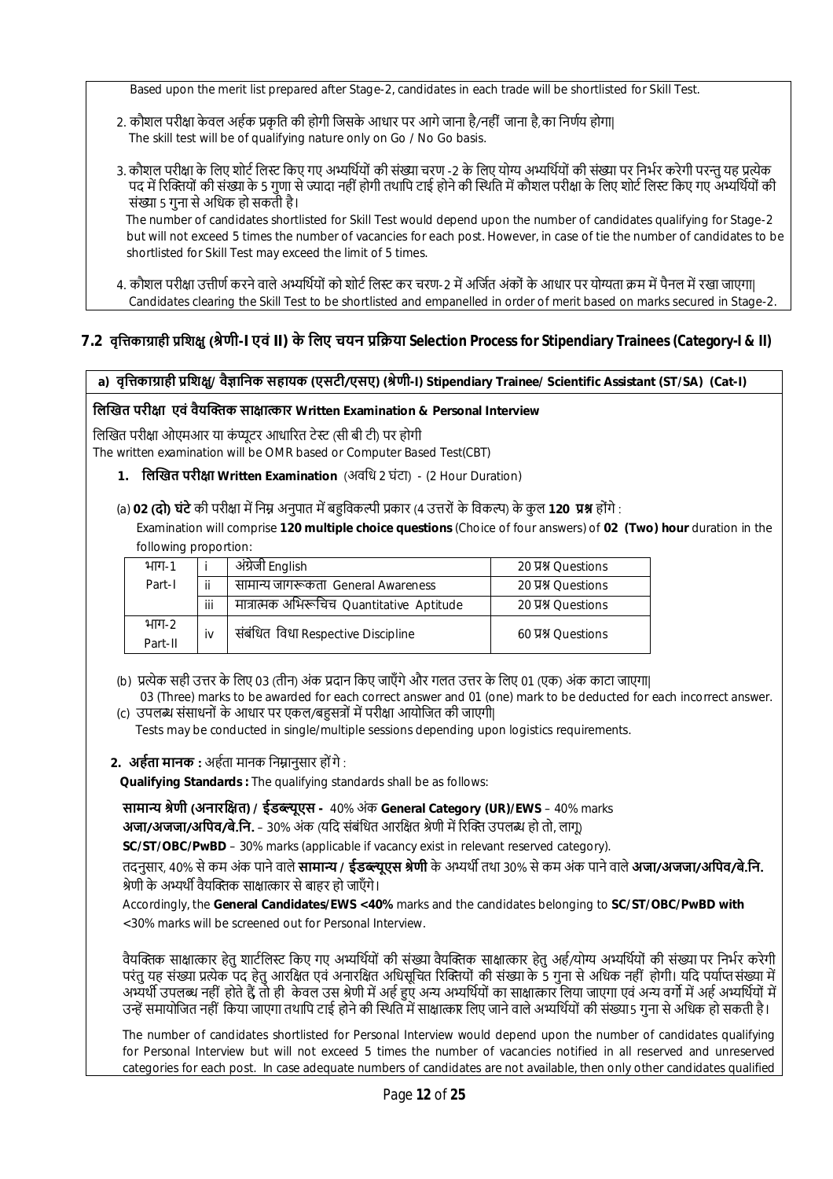Based upon the merit list prepared after Stage-2, candidates in each trade will be shortlisted for Skill Test.

2. कौशल परीक्षा केवल अर्हक प्रकृति की होगी जिसके आधार पर आगे जाना है/नहीं जाना है,का निर्णय होगा|
   The skill test will be of qualifying nature only on Go / No Go basis.

3. कौशल परीक्षा के लिए शोर्ट लिस्ट किए गए अभ्यर्थियों की संख्या चरण -2 के लिए योग्य अभ्यर्थियों की संख्या पर निर्भर करेगी परन्तु यह प्रत्येक पद में रिक्तियों की संख्या के 5 गुणा से ज्यादा नहीं होगी तथापि टाई होने की स्थिति में कौशल परीक्षा के लिए शोर्ट लिस्ट किए गए अभ्यर्थियों की संख्या 5 गुना से अधिक हो सकती है।
   The number of candidates shortlisted for Skill Test would depend upon the number of candidates qualifying for Stage-2 but will not exceed 5 times the number of vacancies for each post. However, in case of tie the number of candidates to be shortlisted for Skill Test may exceed the limit of 5 times.

4. कौशल परीक्षा उत्तीर्ण करने वाले अभ्यर्थियों को शोर्ट लिस्ट कर चरण-2 में अर्जित अंकों के आधार पर योग्यता क्रम में पैनल में रखा जाएगा|
   Candidates clearing the Skill Test to be shortlisted and empanelled in order of merit based on marks secured in Stage-2.

## 7.2 वृत्तिकाग्राही प्रशिक्षु (श्रेणी-I एवं II) के लिए चयन प्रक्रिया Selection Process for Stipendiary Trainees (Category-I & II)

### a) वृत्तिकाग्राही प्रशिक्षु/ वैज्ञानिक सहायक (एसटी/एसए) (श्रेणी-I) Stipendiary Trainee/ Scientific Assistant (ST/SA) (Cat-I)

**लिखित परीक्षा एवं वैयक्तिक साक्षात्कार Written Examination & Personal Interview**

लिखित परीक्षा ओएमआर या कंप्यूटर आधारित टेस्ट (सी बी टी) पर होगी
The written examination will be OMR based or Computer Based Test(CBT)

1. **लिखित परीक्षा Written Examination** (अवधि 2 घंटा) - (2 Hour Duration)

(a) **02 (दो) घंटे** की परीक्षा में निम्न अनुपात में बहुविकल्पी प्रकार (4 उत्तरों के विकल्प) के कुल **120 प्रश्न** होंगे :
Examination will comprise **120 multiple choice questions** (Choice of four answers) of **02 (Two) hour** duration in the following proportion:

| भाग-1 Part-I | i | अंग्रेजी English | 20 प्रश्न Questions |
|---|---|---|---|
| | ii | सामान्य जागरूकता General Awareness | 20 प्रश्न Questions |
| | iii | मात्रात्मक अभिरूचिच Quantitative Aptitude | 20 प्रश्न Questions |
| भाग-2 Part-II | iv | संबंधित विधा Respective Discipline | 60 प्रश्न Questions |

(b) प्रत्येक सही उत्तर के लिए 03 (तीन) अंक प्रदान किए जाएँगे और गलत उत्तर के लिए 01 (एक) अंक काटा जाएगा|
03 (Three) marks to be awarded for each correct answer and 01 (one) mark to be deducted for each incorrect answer.

(c) उपलब्ध संसाधनों के आधार पर एकल/बहुसत्रों में परीक्षा आयोजित की जाएगी|
Tests may be conducted in single/multiple sessions depending upon logistics requirements.

2. **अर्हता मानक :** अर्हता मानक निम्नानुसार होंगे :
**Qualifying Standards :** The qualifying standards shall be as follows:

**सामान्य श्रेणी (अनारक्षित) / ईडब्ल्यूएस -** 40% अंक **General Category (UR)/EWS** – 40% marks

**अजा/अजजा/अपिव/बे.नि.** – 30% अंक (यदि संबंधित आरक्षित श्रेणी में रिक्ति उपलब्ध हो तो, लागू)

**SC/ST/OBC/PwBD** – 30% marks (applicable if vacancy exist in relevant reserved category).

तदनुसार, 40% से कम अंक पाने वाले **सामान्य / ईडब्ल्यूएस श्रेणी** के अभ्यर्थी तथा 30% से कम अंक पाने वाले **अजा/अजजा/अपिव/बे.नि.** श्रेणी के अभ्यर्थी वैयक्तिक साक्षात्कार से बाहर हो जाएँगे।

Accordingly, the **General Candidates/EWS <40%** marks and the candidates belonging to **SC/ST/OBC/PwBD with** <30% marks will be screened out for Personal Interview.

वैयक्तिक साक्षात्कार हेतु शार्टलिस्ट किए गए अभ्यर्थियों की संख्या वैयक्तिक साक्षात्कार हेतु अर्ह/योग्य अभ्यर्थियों की संख्या पर निर्भर करेगी परंतु यह संख्या प्रत्येक पद हेतु आरक्षित एवं अनारक्षित अधिसूचित रिक्तियों की संख्या के 5 गुना से अधिक नहीं होगी। यदि पर्याप्त संख्या में अभ्यर्थी उपलब्ध नहीं होते हैं, तो ही केवल उस श्रेणी में अर्ह हुए अन्य अभ्यर्थियों का साक्षात्कार लिया जाएगा एवं अन्य वर्गों में अर्ह अभ्यर्थियों में उन्हें समायोजित नहीं किया जाएगा तथापि टाई होने की स्थिति में साक्षात्कार लिए जाने वाले अभ्यर्थियों की संख्या5 गुना से अधिक हो सकती है।

The number of candidates shortlisted for Personal Interview would depend upon the number of candidates qualifying for Personal Interview but will not exceed 5 times the number of vacancies notified in all reserved and unreserved categories for each post. In case adequate numbers of candidates are not available, then only other candidates qualified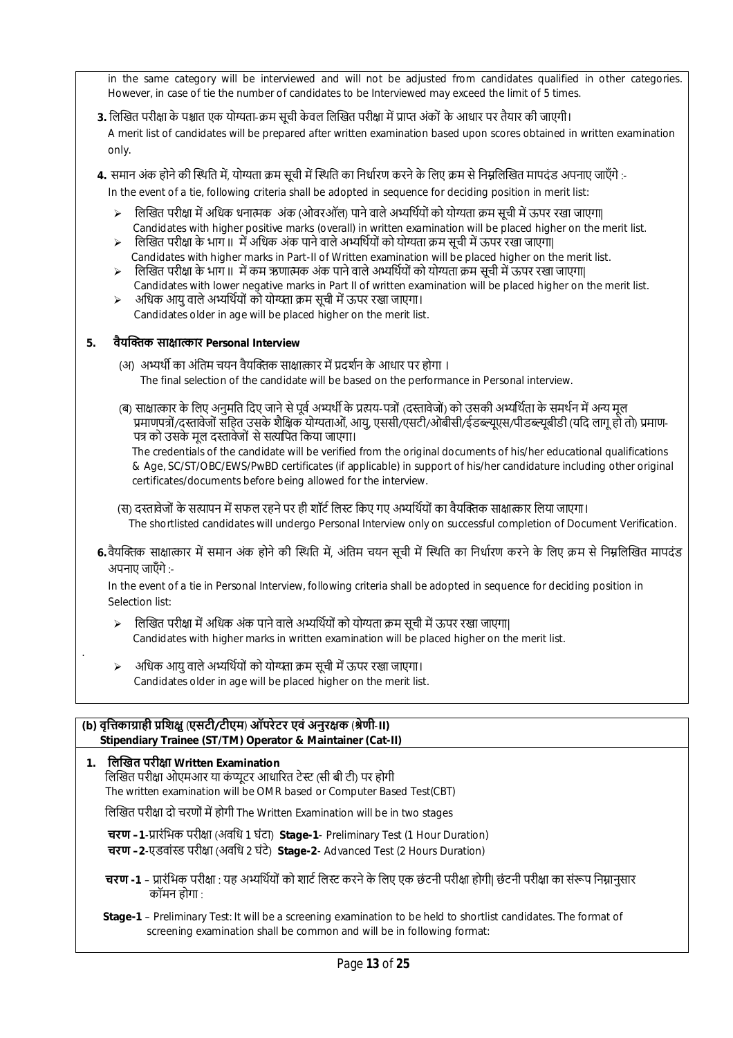in the same category will be interviewed and will not be adjusted from candidates qualified in other categories. However, in case of tie the number of candidates to be Interviewed may exceed the limit of 5 times.

**3.** लिखित परीक्षा के पश्चात एक योग्यता-क्रम सूची केवल लिखित परीक्षा में प्राप्त अंकों के आधार पर तैयार की जाएगी।

A merit list of candidates will be prepared after written examination based upon scores obtained in written examination only.

**4.** समान अंक होने की स्थिति में, योग्यता क्रम सूची में स्थिति का निर्धारण करने के लिए क्रम से निम्नलिखित मापदंड अपनाए जाएँगे :-

In the event of a tie, following criteria shall be adopted in sequence for deciding position in merit list:

- लिखित परीक्षा में अधिक धनात्मक अंक (ओवरऑल) पाने वाले अभ्यर्थियों को योग्यता क्रम सूची में ऊपर रखा जाएगा|
  Candidates with higher positive marks (overall) in written examination will be placed higher on the merit list.
- लिखित परीक्षा के भाग II में अधिक अंक पाने वाले अभ्यर्थियों को योग्यता क्रम सूची में ऊपर रखा जाएगा|
  Candidates with higher marks in Part-II of Written examination will be placed higher on the merit list.
- लिखित परीक्षा के भाग II में कम ऋणात्मक अंक पाने वाले अभ्यर्थियों को योग्यता क्रम सूची में ऊपर रखा जाएगा|
  Candidates with lower negative marks in Part II of written examination will be placed higher on the merit list.
- अधिक आयु वाले अभ्यर्थियों को योग्यता क्रम सूची में ऊपर रखा जाएगा।
  Candidates older in age will be placed higher on the merit list.

**5. वैयक्तिक साक्षात्कार Personal Interview**

(अ) अभ्यर्थी का अंतिम चयन वैयक्तिक साक्षात्कार में प्रदर्शन के आधार पर होगा ।
The final selection of the candidate will be based on the performance in Personal interview.

(ब) साक्षात्कार के लिए अनुमति दिए जाने से पूर्व अभ्यर्थी के प्रत्यय-पत्रों (दस्तावेजों) को उसकी अभ्यर्थिता के समर्थन में अन्य मूल प्रमाणपत्रों/दस्तावेजों सहित उसके शैक्षिक योग्यताओं, आयु, एससी/एसटी/ओबीसी/ईडब्ल्यूएस/पीडब्ल्यूबीडी (यदि लागू हो तो) प्रमाण-पत्र को उसके मूल दस्तावेजों से सत्यापित किया जाएगा।
The credentials of the candidate will be verified from the original documents of his/her educational qualifications & Age, SC/ST/OBC/EWS/PwBD certificates (if applicable) in support of his/her candidature including other original certificates/documents before being allowed for the interview.

(स) दस्तावेजों के सत्यापन में सफल रहने पर ही शॉर्ट लिस्ट किए गए अभ्यर्थियों का वैयक्तिक साक्षात्कार लिया जाएगा।
The shortlisted candidates will undergo Personal Interview only on successful completion of Document Verification.

**6.** वैयक्तिक साक्षात्कार में समान अंक होने की स्थिति में, अंतिम चयन सूची में स्थिति का निर्धारण करने के लिए क्रम से निम्नलिखित मापदंड अपनाए जाएँगे :-

In the event of a tie in Personal Interview, following criteria shall be adopted in sequence for deciding position in Selection list:

- लिखित परीक्षा में अधिक अंक पाने वाले अभ्यर्थियों को योग्यता क्रम सूची में ऊपर रखा जाएगा|
  Candidates with higher marks in written examination will be placed higher on the merit list.
- अधिक आयु वाले अभ्यर्थियों को योग्यता क्रम सूची में ऊपर रखा जाएगा।
  Candidates older in age will be placed higher on the merit list.

## (b) वृत्तिकाग्राही प्रशिक्षु (एसटी/टीएम) ऑपरेटर एवं अनुरक्षक (श्रेणी-II) Stipendiary Trainee (ST/TM) Operator & Maintainer (Cat-II)

**1. लिखित परीक्षा Written Examination**

लिखित परीक्षा ओएमआर या कंप्यूटर आधारित टेस्ट (सी बी टी) पर होगी
The written examination will be OMR based or Computer Based Test(CBT)

लिखित परीक्षा दो चरणों में होगी The Written Examination will be in two stages

**चरण –1**-प्रारंभिक परीक्षा (अवधि 1 घंटा) **Stage-1**- Preliminary Test (1 Hour Duration)
**चरण –2**-एडवांस्ड परीक्षा (अवधि 2 घंटे) **Stage-2**- Advanced Test (2 Hours Duration)

**चरण -1** – प्रारंभिक परीक्षा : यह अभ्यर्थियों को शार्ट लिस्ट करने के लिए एक छंटनी परीक्षा होगी| छंटनी परीक्षा का संरूप निम्नानुसार कॉमन होगा :

**Stage-1** – Preliminary Test: It will be a screening examination to be held to shortlist candidates. The format of screening examination shall be common and will be in following format: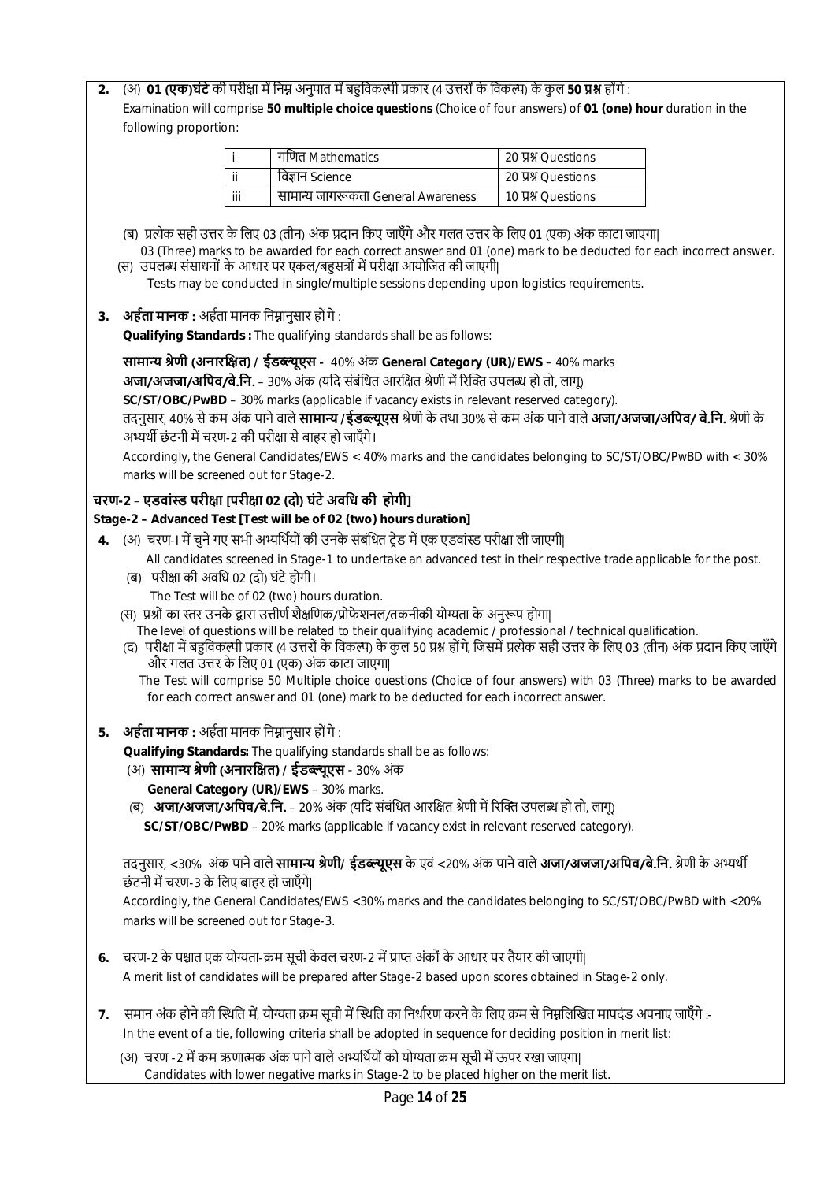**2.** (अ) **01 (एक) घंटे** की परीक्षा में निम्न अनुपात में बहुविकल्पी प्रकार (4 उत्तरों के विकल्प) के कुल **50 प्रश्न** होंगे :

Examination will comprise **50 multiple choice questions** (Choice of four answers) of **01 (one) hour** duration in the following proportion:

| | | |
|---|---|---|
| i | गणित Mathematics | 20 प्रश्न Questions |
| ii | विज्ञान Science | 20 प्रश्न Questions |
| iii | सामान्य जागरूकता General Awareness | 10 प्रश्न Questions |

(ब) प्रत्येक सही उत्तर के लिए 03 (तीन) अंक प्रदान किए जाएँगे और गलत उत्तर के लिए 01 (एक) अंक काटा जाएगा|
03 (Three) marks to be awarded for each correct answer and 01 (one) mark to be deducted for each incorrect answer.

(स) उपलब्ध संसाधनों के आधार पर एकल/बहुसत्रों में परीक्षा आयोजित की जाएगी|
Tests may be conducted in single/multiple sessions depending upon logistics requirements.

**3. अर्हता मानक :** अर्हता मानक निम्नानुसार होंगे :

**Qualifying Standards :** The qualifying standards shall be as follows:

**सामान्य श्रेणी (अनारक्षित) / ईडब्ल्यूएस -** 40% अंक **General Category (UR)/EWS** – 40% marks

**अजा/अजजा/अपिव/बे.नि.** – 30% अंक (यदि संबंधित आरक्षित श्रेणी में रिक्ति उपलब्ध हो तो, लागू)

**SC/ST/OBC/PwBD** – 30% marks (applicable if vacancy exists in relevant reserved category).

तदनुसार, 40% से कम अंक पाने वाले **सामान्य /ईडब्ल्यूएस** श्रेणी के तथा 30% से कम अंक पाने वाले **अजा/अजजा/अपिव/ बे.नि.** श्रेणी के अभ्यर्थी छंटनी में चरण-2 की परीक्षा से बाहर हो जाएँगे।

Accordingly, the General Candidates/EWS < 40% marks and the candidates belonging to SC/ST/OBC/PwBD with < 30% marks will be screened out for Stage-2.

**चरण-2 – एडवांस्ड परीक्षा [परीक्षा 02 (दो) घंटे अवधि की होगी]**

**Stage-2 – Advanced Test [Test will be of 02 (two) hours duration]**

**4.** (अ) चरण-। में चुने गए सभी अभ्यर्थियों की उनके संबंधित ट्रेड में एक एडवांस्ड परीक्षा ली जाएगी|
All candidates screened in Stage-1 to undertake an advanced test in their respective trade applicable for the post.

(ब) परीक्षा की अवधि 02 (दो) घंटे होगी।
The Test will be of 02 (two) hours duration.

(स) प्रश्नों का स्तर उनके द्वारा उत्तीर्ण शैक्षणिक/प्रोफेशनल/तकनीकी योग्यता के अनुरूप होगा|
The level of questions will be related to their qualifying academic / professional / technical qualification.

(द) परीक्षा में बहुविकल्पी प्रकार (4 उत्तरों के विकल्प) के कुल 50 प्रश्न होंगे, जिसमें प्रत्येक सही उत्तर के लिए 03 (तीन) अंक प्रदान किए जाएँगे और गलत उत्तर के लिए 01 (एक) अंक काटा जाएगा|
The Test will comprise 50 Multiple choice questions (Choice of four answers) with 03 (Three) marks to be awarded for each correct answer and 01 (one) mark to be deducted for each incorrect answer.

**5. अर्हता मानक :** अर्हता मानक निम्नानुसार होंगे :

**Qualifying Standards:** The qualifying standards shall be as follows:

(अ) **सामान्य श्रेणी (अनारक्षित) / ईडब्ल्यूएस -** 30% अंक
**General Category (UR)/EWS** – 30% marks.

(ब) **अजा/अजजा/अपिव/बे.नि.** – 20% अंक (यदि संबंधित आरक्षित श्रेणी में रिक्ति उपलब्ध हो तो, लागू)
**SC/ST/OBC/PwBD** – 20% marks (applicable if vacancy exist in relevant reserved category).

तदनुसार, <30% अंक पाने वाले **सामान्य श्रेणी/ ईडब्ल्यूएस** के एवं <20% अंक पाने वाले **अजा/अजजा/अपिव/बे.नि.** श्रेणी के अभ्यर्थी छंटनी में चरण-3 के लिए बाहर हो जाएँगे|

Accordingly, the General Candidates/EWS <30% marks and the candidates belonging to SC/ST/OBC/PwBD with <20% marks will be screened out for Stage-3.

**6.** चरण-2 के पश्चात एक योग्यता-क्रम सूची केवल चरण-2 में प्राप्त अंकों के आधार पर तैयार की जाएगी|
A merit list of candidates will be prepared after Stage-2 based upon scores obtained in Stage-2 only.

**7.** समान अंक होने की स्थिति में, योग्यता क्रम सूची में स्थिति का निर्धारण करने के लिए क्रम से निम्नलिखित मापदंड अपनाए जाएँगे :-
In the event of a tie, following criteria shall be adopted in sequence for deciding position in merit list:

(अ) चरण -2 में कम ऋणात्मक अंक पाने वाले अभ्यर्थियों को योग्यता क्रम सूची में ऊपर रखा जाएगा|
Candidates with lower negative marks in Stage-2 to be placed higher on the merit list.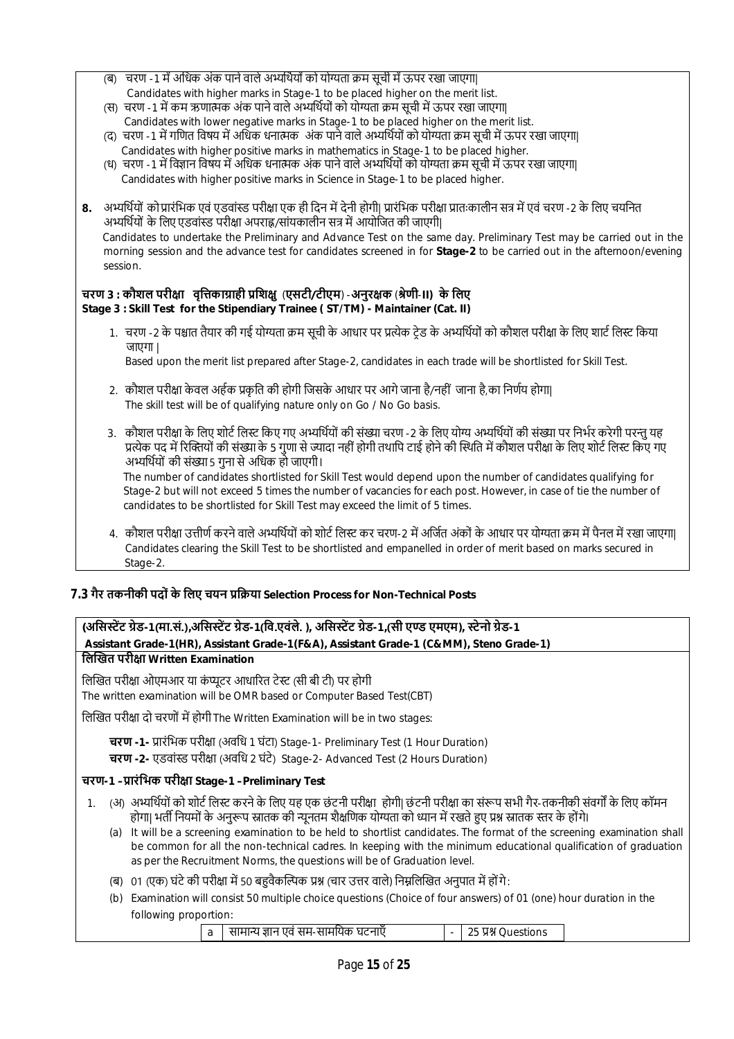(ब) चरण -1 में अधिक अंक पाने वाले अभ्यर्थियों को योग्यता क्रम सूची में ऊपर रखा जाएगा|
Candidates with higher marks in Stage-1 to be placed higher on the merit list.

(स) चरण -1 में कम ऋणात्मक अंक पाने वाले अभ्यर्थियों को योग्यता क्रम सूची में ऊपर रखा जाएगा|
Candidates with lower negative marks in Stage-1 to be placed higher on the merit list.

(द) चरण -1 में गणित विषय में अधिक धनात्मक अंक पाने वाले अभ्यर्थियों को योग्यता क्रम सूची में ऊपर रखा जाएगा|
Candidates with higher positive marks in mathematics in Stage-1 to be placed higher.

(ध) चरण -1 में विज्ञान विषय में अधिक धनात्मक अंक पाने वाले अभ्यर्थियों को योग्यता क्रम सूची में ऊपर रखा जाएगा|
Candidates with higher positive marks in Science in Stage-1 to be placed higher.

**8.** अभ्यर्थियों को प्रारंभिक एवं एडवांस्ड परीक्षा एक ही दिन में देनी होगी| प्रारंभिक परीक्षा प्रातःकालीन सत्र में एवं चरण -2 के लिए चयनित अभ्यर्थियों के लिए एडवांस्ड परीक्षा अपराह्न/सांयकालीन सत्र में आयोजित की जाएगी|
Candidates to undertake the Preliminary and Advance Test on the same day. Preliminary Test may be carried out in the morning session and the advance test for candidates screened in for **Stage-2** to be carried out in the afternoon/evening session.

**चरण 3 : कौशल परीक्षा वृत्तिकाग्राही प्रशिक्षु (एसटी/टीएम) -अनुरक्षक (श्रेणी-II) के लिए**
**Stage 3 : Skill Test for the Stipendiary Trainee ( ST/TM) - Maintainer (Cat. II)**

1. चरण -2 के पश्चात तैयार की गई योग्यता क्रम सूची के आधार पर प्रत्येक ट्रेड के अभ्यर्थियों को कौशल परीक्षा के लिए शार्ट लिस्ट किया जाएगा |
   Based upon the merit list prepared after Stage-2, candidates in each trade will be shortlisted for Skill Test.

2. कौशल परीक्षा केवल अर्हक प्रकृति की होगी जिसके आधार पर आगे जाना है/नहीं जाना है,का निर्णय होगा|
   The skill test will be of qualifying nature only on Go / No Go basis.

3. कौशल परीक्षा के लिए शोर्ट लिस्ट किए गए अभ्यर्थियों की संख्या चरण -2 के लिए योग्य अभ्यर्थियों की संख्या पर निर्भर करेगी परन्तु यह प्रत्येक पद में रिक्तियों की संख्या के 5 गुणा से ज्यादा नहीं होगी तथापि टाई होने की स्थिति में कौशल परीक्षा के लिए शोर्ट लिस्ट किए गए अभ्यर्थियों की संख्या 5 गुना से अधिक हो जाएगी।
   The number of candidates shortlisted for Skill Test would depend upon the number of candidates qualifying for Stage-2 but will not exceed 5 times the number of vacancies for each post. However, in case of tie the number of candidates to be shortlisted for Skill Test may exceed the limit of 5 times.

4. कौशल परीक्षा उत्तीर्ण करने वाले अभ्यर्थियों को शोर्ट लिस्ट कर चरण-2 में अर्जित अंकों के आधार पर योग्यता क्रम में पैनल में रखा जाएगा|
   Candidates clearing the Skill Test to be shortlisted and empanelled in order of merit based on marks secured in Stage-2.

## 7.3 गैर तकनीकी पदों के लिए चयन प्रक्रिया Selection Process for Non-Technical Posts

**(असिस्टेंट ग्रेड-1(मा.सं.),असिस्टेंट ग्रेड-1(वि.एवंले. ), असिस्टेंट ग्रेड-1,(सी एण्ड एमएम), स्टेनो ग्रेड-1**
**Assistant Grade-1(HR), Assistant Grade-1(F&A), Assistant Grade-1 (C&MM), Steno Grade-1)**

**लिखित परीक्षा Written Examination**

लिखित परीक्षा ओएमआर या कंप्यूटर आधारित टेस्ट (सी बी टी) पर होगी
The written examination will be OMR based or Computer Based Test(CBT)

लिखित परीक्षा दो चरणों में होगी The Written Examination will be in two stages:

**चरण -1-** प्रारंभिक परीक्षा (अवधि 1 घंटा) Stage-1- Preliminary Test (1 Hour Duration)
**चरण -2-** एडवांस्ड परीक्षा (अवधि 2 घंटे) Stage-2- Advanced Test (2 Hours Duration)

**चरण-1 –प्रारंभिक परीक्षा Stage-1 –Preliminary Test**

1. (अ) अभ्यर्थियों को शोर्ट लिस्ट करने के लिए यह एक छंटनी परीक्षा होगी| छंटनी परीक्षा का संरूप सभी गैर-तकनीकी संवर्गों के लिए कॉमन होगा| भर्ती नियमों के अनुरूप स्नातक की न्यूनतम शैक्षणिक योग्यता को ध्यान में रखते हुए प्रश्न स्नातक स्तर के होंगे।
   (a) It will be a screening examination to be held to shortlist candidates. The format of the screening examination shall be common for all the non-technical cadres. In keeping with the minimum educational qualification of graduation as per the Recruitment Norms, the questions will be of Graduation level.

   (ब) 01 (एक) घंटे की परीक्षा में 50 बहुवैकल्पिक प्रश्न (चार उत्तर वाले) निम्नलिखित अनुपात में होंगे:
   (b) Examination will consist 50 multiple choice questions (Choice of four answers) of 01 (one) hour duration in the following proportion:

| | | | |
|---|---|---|---|
| a | सामान्य ज्ञान एवं सम-सामयिक घटनाएँ | - | 25 प्रश्न Questions |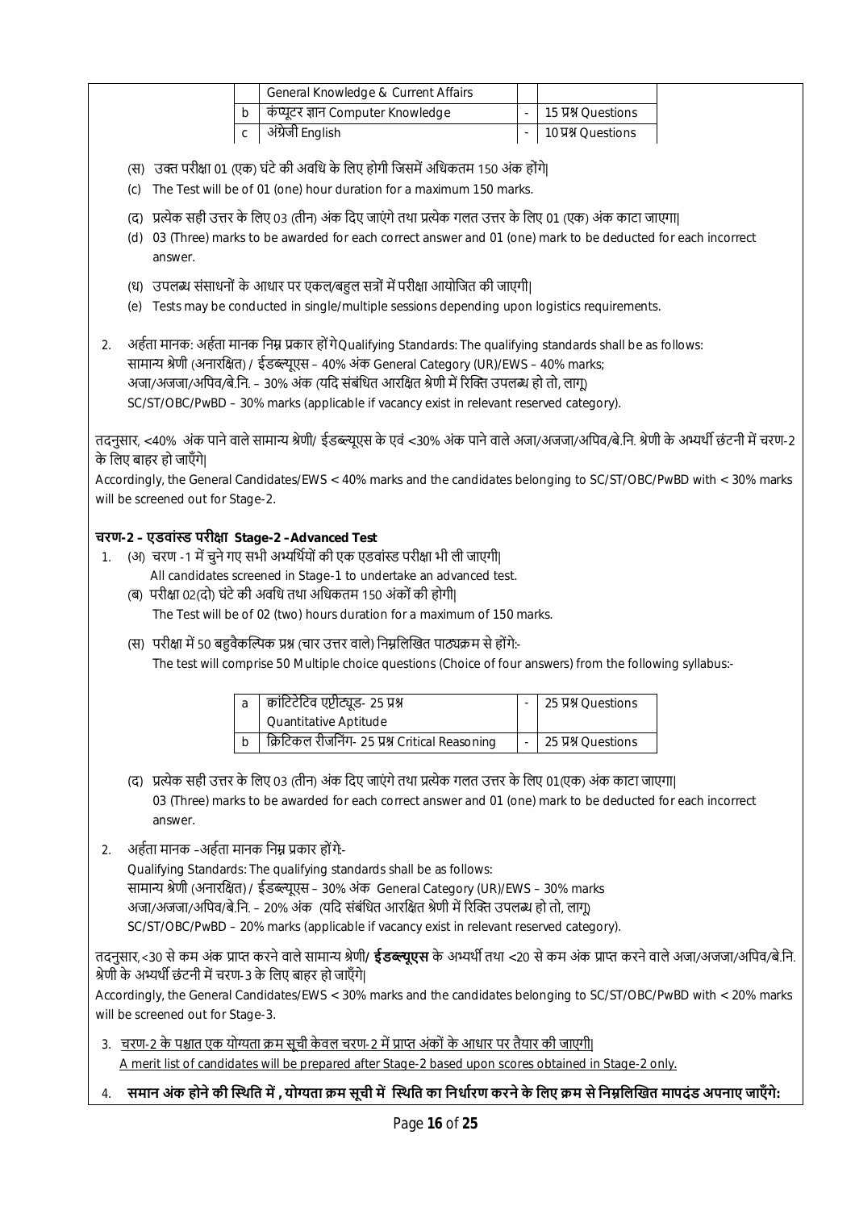| | | | |
|---|---|---|---|
| | General Knowledge & Current Affairs | | |
| b | कंप्यूटर ज्ञान Computer Knowledge | - | 15 प्रश्न Questions |
| c | अंग्रेजी English | - | 10 प्रश्न Questions |

(स) उक्त परीक्षा 01 (एक) घंटे की अवधि के लिए होगी जिसमें अधिकतम 150 अंक होंगे|

(c) The Test will be of 01 (one) hour duration for a maximum 150 marks.

(द) प्रत्येक सही उत्तर के लिए 03 (तीन) अंक दिए जाएंगे तथा प्रत्येक गलत उत्तर के लिए 01 (एक) अंक काटा जाएगा|

(d) 03 (Three) marks to be awarded for each correct answer and 01 (one) mark to be deducted for each incorrect answer.

(ध) उपलब्ध संसाधनों के आधार पर एकल/बहुल सत्रों में परीक्षा आयोजित की जाएगी|

(e) Tests may be conducted in single/multiple sessions depending upon logistics requirements.

2. अर्हता मानक: अर्हता मानक निम्न प्रकार होंगेQualifying Standards: The qualifying standards shall be as follows:
सामान्य श्रेणी (अनारक्षित) / ईडब्ल्यूएस – 40% अंक General Category (UR)/EWS – 40% marks;
अजा/अजजा/अपिव/बे.नि. – 30% अंक (यदि संबंधित आरक्षित श्रेणी में रिक्ति उपलब्ध हो तो, लागू)
SC/ST/OBC/PwBD – 30% marks (applicable if vacancy exist in relevant reserved category).

तदनुसार, <40% अंक पाने वाले सामान्य श्रेणी/ ईडब्ल्यूएस के एवं <30% अंक पाने वाले अजा/अजजा/अपिव/बे.नि. श्रेणी के अभ्यर्थी छंटनी में चरण-2 के लिए बाहर हो जाएँगे|

Accordingly, the General Candidates/EWS < 40% marks and the candidates belonging to SC/ST/OBC/PwBD with < 30% marks will be screened out for Stage-2.

**चरण-2 – एडवांस्ड परीक्षा Stage-2 –Advanced Test**

1. (अ) चरण -1 में चुने गए सभी अभ्यर्थियों की एक एडवांस्ड परीक्षा भी ली जाएगी|
   All candidates screened in Stage-1 to undertake an advanced test.

   (ब) परीक्षा 02(दो) घंटे की अवधि तथा अधिकतम 150 अंकों की होगी|
   The Test will be of 02 (two) hours duration for a maximum of 150 marks.

   (स) परीक्षा में 50 बहुवैकल्पिक प्रश्न (चार उत्तर वाले) निम्नलिखित पाठ्यक्रम से होंगे:-
   The test will comprise 50 Multiple choice questions (Choice of four answers) from the following syllabus:-

| | | | |
|---|---|---|---|
| a | क्वांटिटेटिव एप्टीट्यूड- 25 प्रश्न Quantitative Aptitude | - | 25 प्रश्न Questions |
| b | क्रिटिकल रीजनिंग- 25 प्रश्न Critical Reasoning | - | 25 प्रश्न Questions |

   (द) प्रत्येक सही उत्तर के लिए 03 (तीन) अंक दिए जाएंगे तथा प्रत्येक गलत उत्तर के लिए 01(एक) अंक काटा जाएगा|
   03 (Three) marks to be awarded for each correct answer and 01 (one) mark to be deducted for each incorrect answer.

2. अर्हता मानक –अर्हता मानक निम्न प्रकार होंगे:-
   Qualifying Standards: The qualifying standards shall be as follows:
   सामान्य श्रेणी (अनारक्षित) / ईडब्ल्यूएस – 30% अंक General Category (UR)/EWS – 30% marks
   अजा/अजजा/अपिव/बे.नि. – 20% अंक (यदि संबंधित आरक्षित श्रेणी में रिक्ति उपलब्ध हो तो, लागू)
   SC/ST/OBC/PwBD – 20% marks (applicable if vacancy exist in relevant reserved category).

तदनुसार,<30 से कम अंक प्राप्त करने वाले सामान्य श्रेणी/ **ईडब्ल्यूएस** के अभ्यर्थी तथा <20 से कम अंक प्राप्त करने वाले अजा/अजजा/अपिव/बे.नि. श्रेणी के अभ्यर्थी छंटनी में चरण-3 के लिए बाहर हो जाएँगे|

Accordingly, the General Candidates/EWS < 30% marks and the candidates belonging to SC/ST/OBC/PwBD with < 20% marks will be screened out for Stage-3.

3. <u>चरण-2 के पश्चात एक योग्यता क्रम सूची केवल चरण-2 में प्राप्त अंकों के आधार पर तैयार की जाएगी|</u>
   <u>A merit list of candidates will be prepared after Stage-2 based upon scores obtained in Stage-2 only.</u>

4. **समान अंक होने की स्थिति में , योग्यता क्रम सूची में स्थिति का निर्धारण करने के लिए क्रम से निम्नलिखित मापदंड अपनाए जाएँगे:**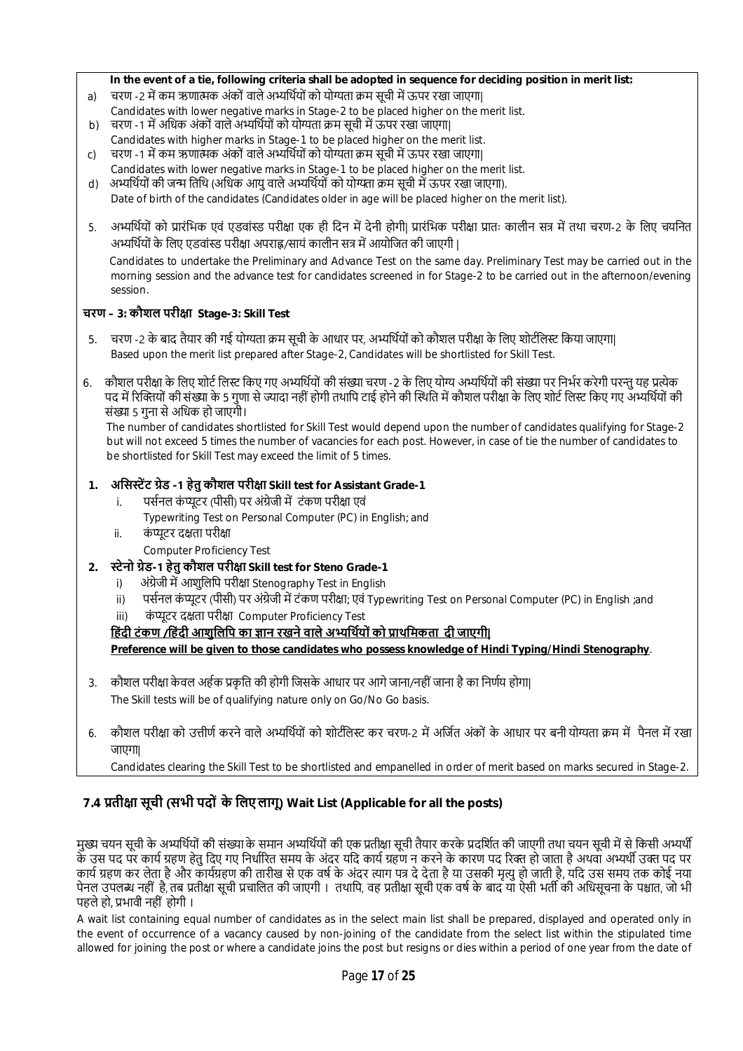**In the event of a tie, following criteria shall be adopted in sequence for deciding position in merit list:**

a) चरण -2 में कम ऋणात्मक अंकों वाले अभ्यर्थियों को योग्यता क्रम सूची में ऊपर रखा जाएगा|
Candidates with lower negative marks in Stage-2 to be placed higher on the merit list.

b) चरण -1 में अधिक अंकों वाले अभ्यर्थियों को योग्यता क्रम सूची में ऊपर रखा जाएगा|
Candidates with higher marks in Stage-1 to be placed higher on the merit list.

c) चरण -1 में कम ऋणात्मक अंकों वाले अभ्यर्थियों को योग्यता क्रम सूची में ऊपर रखा जाएगा|
Candidates with lower negative marks in Stage-1 to be placed higher on the merit list.

d) अभ्यर्थियों की जन्म तिथि (अधिक आयु वाले अभ्यर्थियों को योग्यता क्रम सूची में ऊपर रखा जाएगा).
Date of birth of the candidates (Candidates older in age will be placed higher on the merit list).

5. अभ्यर्थियों को प्रारंभिक एवं एडवांस्ड परीक्षा एक ही दिन में देनी होगी| प्रारंभिक परीक्षा प्रातः कालीन सत्र में तथा चरण-2 के लिए चयनित अभ्यर्थियों के लिए एडवांस्ड परीक्षा अपराह्न/सायं कालीन सत्र में आयोजित की जाएगी |

Candidates to undertake the Preliminary and Advance Test on the same day. Preliminary Test may be carried out in the morning session and the advance test for candidates screened in for Stage-2 to be carried out in the afternoon/evening session.

### चरण – 3: कौशल परीक्षा Stage-3: Skill Test

5. चरण -2 के बाद तैयार की गई योग्यता क्रम सूची के आधार पर, अभ्यर्थियों को कौशल परीक्षा के लिए शोर्टलिस्ट किया जाएगा|
Based upon the merit list prepared after Stage-2, Candidates will be shortlisted for Skill Test.

6. कौशल परीक्षा के लिए शोर्ट लिस्ट किए गए अभ्यर्थियों की संख्या चरण -2 के लिए योग्य अभ्यर्थियों की संख्या पर निर्भर करेगी परन्तु यह प्रत्येक पद में रिक्तियों की संख्या के 5 गुणा से ज्यादा नहीं होगी तथापि टाई होने की स्थिति में कौशल परीक्षा के लिए शोर्ट लिस्ट किए गए अभ्यर्थियों की संख्या 5 गुना से अधिक हो जाएगी।
The number of candidates shortlisted for Skill Test would depend upon the number of candidates qualifying for Stage-2 but will not exceed 5 times the number of vacancies for each post. However, in case of tie the number of candidates to be shortlisted for Skill Test may exceed the limit of 5 times.

**1. असिस्टेंट ग्रेड -1 हेतु कौशल परीक्षा Skill test for Assistant Grade-1**

i. पर्सनल कंप्यूटर (पीसी) पर अंग्रेजी में टंकण परीक्षा एवं
Typewriting Test on Personal Computer (PC) in English; and

ii. कंप्यूटर दक्षता परीक्षा
Computer Proficiency Test

**2. स्टेनो ग्रेड-1 हेतु कौशल परीक्षा Skill test for Steno Grade-1**

i) अंग्रेजी में आशुलिपि परीक्षा Stenography Test in English

ii) पर्सनल कंप्यूटर (पीसी) पर अंग्रेजी में टंकण परीक्षा; एवं Typewriting Test on Personal Computer (PC) in English ;and

iii) कंप्यूटर दक्षता परीक्षा Computer Proficiency Test

**<u>हिंदी टंकण /हिंदी आशुलिपि का ज्ञान रखने वाले अभ्यर्थियों को प्राथमिकता दी जाएगी|</u>**

**<u>Preference will be given to those candidates who possess knowledge of Hindi Typing/Hindi Stenography</u>**.

3. कौशल परीक्षा केवल अर्हक प्रकृति की होगी जिसके आधार पर आगे जाना/नहीं जाना है का निर्णय होगा|
The Skill tests will be of qualifying nature only on Go/No Go basis.

6. कौशल परीक्षा को उत्तीर्ण करने वाले अभ्यर्थियों को शोर्टलिस्ट कर चरण-2 में अर्जित अंकों के आधार पर बनी योग्यता क्रम में पैनल में रखा जाएगा|
Candidates clearing the Skill Test to be shortlisted and empanelled in order of merit based on marks secured in Stage-2.

## 7.4 प्रतीक्षा सूची (सभी पदों के लिए लागू) Wait List (Applicable for all the posts)

मुख्य चयन सूची के अभ्यर्थियों की संख्या के समान अभ्यर्थियों की एक प्रतीक्षा सूची तैयार करके प्रदर्शित की जाएगी तथा चयन सूची में से किसी अभ्यर्थी के उस पद पर कार्य ग्रहण हेतु दिए गए निर्धारित समय के अंदर यदि कार्य ग्रहण न करने के कारण पद रिक्त हो जाता है अथवा अभ्यर्थी उक्त पद पर कार्य ग्रहण कर लेता है और कार्यग्रहण की तारीख से एक वर्ष के अंदर त्याग पत्र दे देता है या उसकी मृत्यु हो जाती है, यदि उस समय तक कोई नया पेनल उपलब्ध नहीं है, तब प्रतीक्षा सूची प्रचालित की जाएगी । तथापि, वह प्रतीक्षा सूची एक वर्ष के बाद या ऐसी भर्ती की अधिसूचना के पश्चात, जो भी पहले हो, प्रभावी नहीं होगी ।

A wait list containing equal number of candidates as in the select main list shall be prepared, displayed and operated only in the event of occurrence of a vacancy caused by non-joining of the candidate from the select list within the stipulated time allowed for joining the post or where a candidate joins the post but resigns or dies within a period of one year from the date of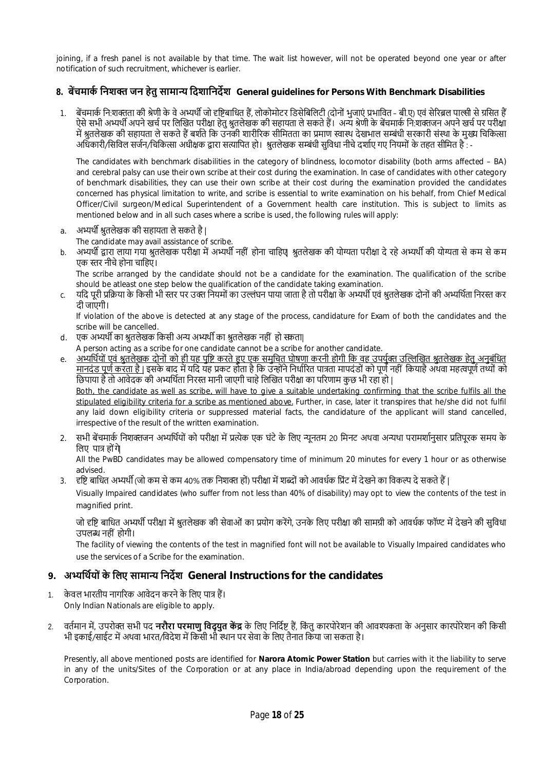joining, if a fresh panel is not available by that time. The wait list however, will not be operated beyond one year or after notification of such recruitment, whichever is earlier.

## 8. बेंचमार्क निशक्त जन हेतु सामान्य दिशानिर्देश General guidelines for Persons With Benchmark Disabilities

1. बेंचमार्क नि:शक्तता की श्रेणी के वे अभ्यर्थी जो दृष्टिबाधित हैं, लोकोमोटर डिसेबिलिटी (दोनों भुजाएं प्रभावित - बी.ए) एवं सेरिब्रल पाल्सी से ग्रसित हैं ऐसे सभी अभ्यर्थी अपने खर्च पर लिखित परीक्षा हेतु श्रुतलेखक की सहायता ले सकते हैं। अन्य श्रेणी के बेंचमार्क नि:शक्तजन अपने खर्च पर परीक्षा में श्रुतलेखक की सहायता ले सकते हैं बशर्ते कि उनकी शारीरिक सीमितता का प्रमाण स्वास्थ देखभाल सम्बंधी सरकारी संस्था के मुख्य चिकित्सा अधिकारी/सिविल सर्जन/चिकित्सा अधीक्षक द्वारा सत्यापित हो। श्रुतलेखक सम्बंधी सुविधा नीचे दर्शाए गए नियमों के तहत सीमित है : -

   The candidates with benchmark disabilities in the category of blindness, locomotor disability (both arms affected – BA) and cerebral palsy can use their own scribe at their cost during the examination. In case of candidates with other category of benchmark disabilities, they can use their own scribe at their cost during the examination provided the candidates concerned has physical limitation to write, and scribe is essential to write examination on his behalf, from Chief Medical Officer/Civil surgeon/Medical Superintendent of a Government health care institution. This is subject to limits as mentioned below and in all such cases where a scribe is used, the following rules will apply:

   a. अभ्यर्थी श्रुतलेखक की सहायता ले सकते है |
      The candidate may avail assistance of scribe.

   b. अभ्यर्थी द्वारा लाया गया श्रुतलेखक परीक्षा में अभ्यर्थी नहीं होना चाहिए| श्रुतलेखक की योग्यता परीक्षा दे रहे अभ्यर्थी की योग्यता से कम से कम एक स्तर नीचे होना चाहिए।
      The scribe arranged by the candidate should not be a candidate for the examination. The qualification of the scribe should be atleast one step below the qualification of the candidate taking examination.

   c. यदि पूरी प्रक्रिया के किसी भी स्तर पर उक्त नियमों का उल्लंघन पाया जाता है तो परीक्षा के अभ्यर्थी एवं श्रुतलेखक दोनों की अभ्यर्थिता निरस्त कर दी जाएगी।
      If violation of the above is detected at any stage of the process, candidature for Exam of both the candidates and the scribe will be cancelled.

   d. एक अभ्यर्थी का श्रुतलेखक किसी अन्य अभ्यर्थी का श्रुतलेखक नहीं हो सकता|
      A person acting as a scribe for one candidate cannot be a scribe for another candidate.

   e. <u>अभ्यर्थियों एवं श्रुतलेखक दोनों को ही यह पुष्टि करते हुए एक समुचित घोषणा करनी होगी कि वह उपर्युक्त उल्लिखित श्रुतलेखक हेतु अनुबंधित मानदंड पूर्ण करता है |</u> इसके बाद में यदि यह प्रकट होता है कि उन्होंने निर्धारित पात्रता मापदंडों को पूर्ण नहीं कियाहै अथवा महत्वपूर्ण तथ्यों को छिपाया है तो आवेदक की अभ्यर्थिता निरस्त मानी जाएगी चाहे लिखित परीक्षा का परिणाम कुछ भी रहा हो |
      <u>Both, the candidate as well as scribe, will have to give a suitable undertaking confirming that the scribe fulfils all the stipulated eligibility criteria for a scribe as mentioned above.</u> Further, in case, later it transpires that he/she did not fulfil any laid down eligibility criteria or suppressed material facts, the candidature of the applicant will stand cancelled, irrespective of the result of the written examination.

2. सभी बेंचमार्क निशक्तजन अभ्यर्थियों को परीक्षा में प्रत्येक एक घंटे के लिए न्यूनतम 20 मिनट अथवा अन्यथा परामर्शानुसार प्रतिपूरक समय के लिए पात्र होंगे|
   All the PwBD candidates may be allowed compensatory time of minimum 20 minutes for every 1 hour or as otherwise advised.

3. दृष्टि बाधित अभ्यर्थी (जो कम से कम 40% तक निशक्त हों) परीक्षा में शब्दों को आवर्धक प्रिंट में देखने का विकल्प दे सकते हैं |
   Visually Impaired candidates (who suffer from not less than 40% of disability) may opt to view the contents of the test in magnified print.

   जो दृष्टि बाधित अभ्यर्थी परीक्षा में श्रुतलेखक की सेवाओं का प्रयोग करेंगे, उनके लिए परीक्षा की सामग्री को आवर्धक फॉण्ट में देखने की सुविधा उपलब्ध नहीं होगी।
   The facility of viewing the contents of the test in magnified font will not be available to Visually Impaired candidates who use the services of a Scribe for the examination.

## 9. अभ्यर्थियों के लिए सामान्य निर्देश General Instructions for the candidates

1. केवल भारतीय नागरिक आवेदन करने के लिए पात्र हैं।
   Only Indian Nationals are eligible to apply.

2. वर्तमान में, उपरोक्त सभी पद **नरौरा परमाणु विद्युत केंद्र** के लिए निर्दिष्ट हैं, किंतु कारपोरेशन की आवश्यकता के अनुसार कारपोरेशन की किसी भी इकाई/साईट में अथवा भारत/विदेश में किसी भी स्थान पर सेवा के लिए तैनात किया जा सकता है।

   Presently, all above mentioned posts are identified for **Narora Atomic Power Station** but carries with it the liability to serve in any of the units/Sites of the Corporation or at any place in India/abroad depending upon the requirement of the Corporation.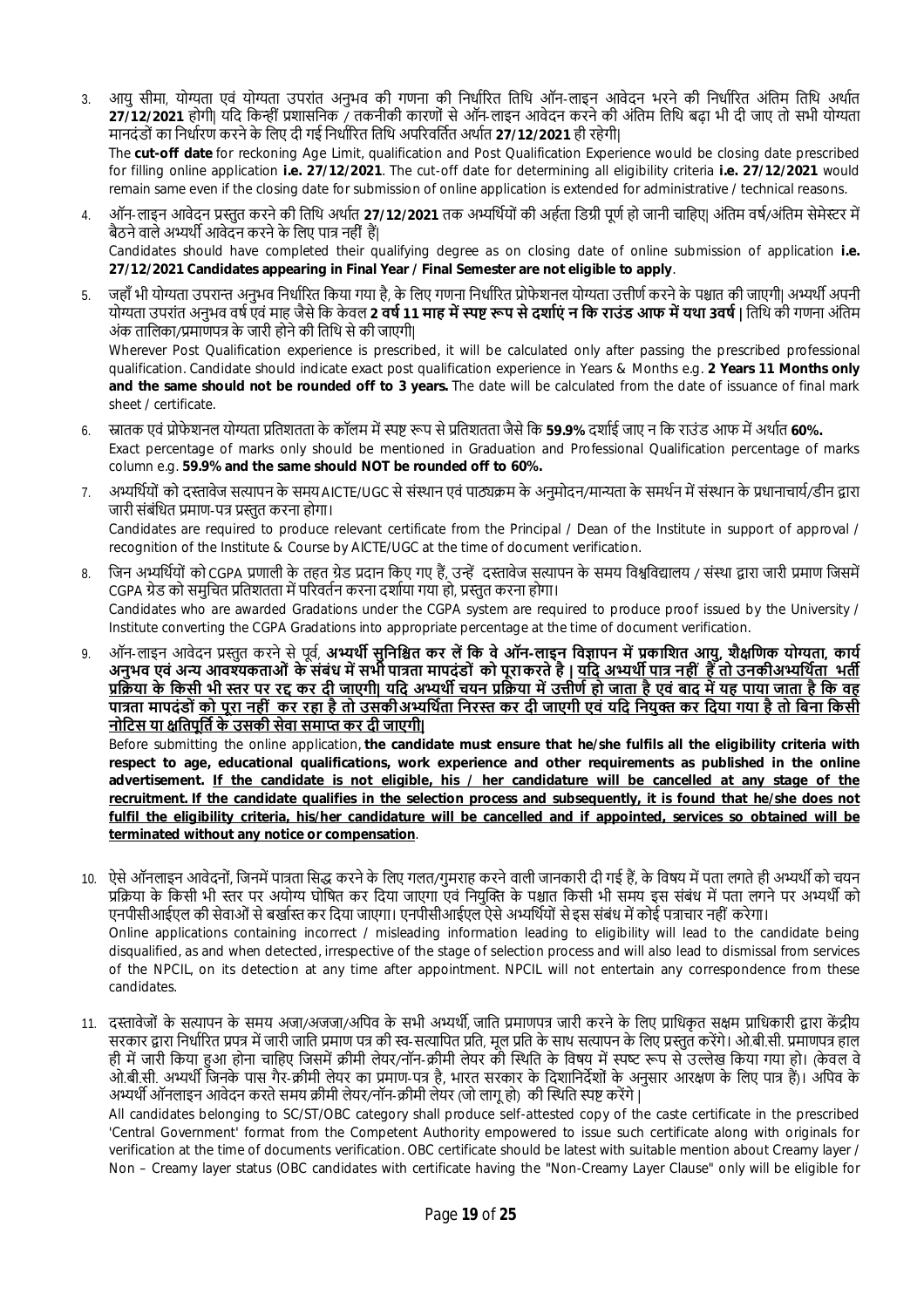3. आयु सीमा, योग्यता एवं योग्यता उपरांत अनुभव की गणना की निर्धारित तिथि ऑन-लाइन आवेदन भरने की निर्धारित अंतिम तिथि अर्थात **27/12/2021** होगी। यदि किन्हीं प्रशासनिक / तकनीकी कारणों से ऑन-लाइन आवेदन करने की अंतिम तिथि बढ़ा भी दी जाए तो सभी योग्यता मानदंडों का निर्धारण करने के लिए दी गई निर्धारित तिथि अपरिवर्तित अर्थात **27/12/2021** ही रहेगी।

   The **cut-off date** for reckoning Age Limit, qualification and Post Qualification Experience would be closing date prescribed for filling online application **i.e. 27/12/2021**. The cut-off date for determining all eligibility criteria **i.e. 27/12/2021** would remain same even if the closing date for submission of online application is extended for administrative / technical reasons.

4. ऑन-लाइन आवेदन प्रस्तुत करने की तिथि अर्थात **27/12/2021** तक अभ्यर्थियों की अर्हता डिग्री पूर्ण हो जानी चाहिए। अंतिम वर्ष/अंतिम सेमेस्टर में बैठने वाले अभ्यर्थी आवेदन करने के लिए पात्र नहीं हैं।

   Candidates should have completed their qualifying degree as on closing date of online submission of application **i.e. 27/12/2021 Candidates appearing in Final Year / Final Semester are not eligible to apply**.

5. जहाँ भी योग्यता उपरान्त अनुभव निर्धारित किया गया है, के लिए गणना निर्धारित प्रोफेशनल योग्यता उत्तीर्ण करने के पश्चात की जाएगी। अभ्यर्थी अपनी योग्यता उपरांत अनुभव वर्ष एवं माह जैसे कि केवल **2 वर्ष 11 माह में स्पष्ट रूप से दर्शाएं न कि राउंड आफ में यथा 3वर्ष |** तिथि की गणना अंतिम अंक तालिका/प्रमाणपत्र के जारी होने की तिथि से की जाएगी।

   Wherever Post Qualification experience is prescribed, it will be calculated only after passing the prescribed professional qualification. Candidate should indicate exact post qualification experience in Years & Months e.g. **2 Years 11 Months only and the same should not be rounded off to 3 years.** The date will be calculated from the date of issuance of final mark sheet / certificate.

6. स्नातक एवं प्रोफेशनल योग्यता प्रतिशतता के कॉलम में स्पष्ट रूप से प्रतिशतता जैसे कि **59.9%** दर्शाई जाए न कि राउंड आफ में अर्थात **60%.**

   Exact percentage of marks only should be mentioned in Graduation and Professional Qualification percentage of marks column e.g. **59.9% and the same should NOT be rounded off to 60%.**

7. अभ्यर्थियों को दस्तावेज सत्यापन के समय AICTE/UGC से संस्थान एवं पाठ्यक्रम के अनुमोदन/मान्यता के समर्थन में संस्थान के प्रधानाचार्य/डीन द्वारा जारी संबंधित प्रमाण-पत्र प्रस्तुत करना होगा।

   Candidates are required to produce relevant certificate from the Principal / Dean of the Institute in support of approval / recognition of the Institute & Course by AICTE/UGC at the time of document verification.

8. जिन अभ्यर्थियों को CGPA प्रणाली के तहत ग्रेड प्रदान किए गए हैं, उन्हें दस्तावेज सत्यापन के समय विश्वविद्यालय / संस्था द्वारा जारी प्रमाण जिसमें CGPA ग्रेड को समुचित प्रतिशतता में परिवर्तन करना दर्शाया गया हो, प्रस्तुत करना होगा।

   Candidates who are awarded Gradations under the CGPA system are required to produce proof issued by the University / Institute converting the CGPA Gradations into appropriate percentage at the time of document verification.

9. ऑन-लाइन आवेदन प्रस्तुत करने से पूर्व, **अभ्यर्थी सुनिश्चित कर लें कि वे ऑन-लाइन विज्ञापन में प्रकाशित आयु, शैक्षणिक योग्यता, कार्य अनुभव एवं अन्य आवश्यकताओं के संबंध में सभी पात्रता मापदंडों को पूरा करते है | <u>यदि अभ्यर्थी पात्र नहीं हैं तो उनकी अभ्यर्थिता भर्ती प्रक्रिया के किसी भी स्तर पर रद्द कर दी जाएगी। यदि अभ्यर्थी चयन प्रक्रिया में उत्तीर्ण हो जाता है एवं बाद में यह पाया जाता है कि वह पात्रता मापदंडों को पूरा नहीं कर रहा है तो उसकी अभ्यर्थिता निरस्त कर दी जाएगी एवं यदि नियुक्त कर दिया गया है तो बिना किसी नोटिस या क्षतिपूर्ति के उसकी सेवा समाप्त कर दी जाएगी।</u>**

   Before submitting the online application, **the candidate must ensure that he/she fulfils all the eligibility criteria with respect to age, educational qualifications, work experience and other requirements as published in the online advertisement. <u>If the candidate is not eligible, his / her candidature will be cancelled at any stage of the recruitment. If the candidate qualifies in the selection process and subsequently, it is found that he/she does not fulfil the eligibility criteria, his/her candidature will be cancelled and if appointed, services so obtained will be terminated without any notice or compensation</u>**.

10. ऐसे ऑनलाइन आवेदनों, जिनमें पात्रता सिद्ध करने के लिए गलत/गुमराह करने वाली जानकारी दी गई हैं, के विषय में पता लगते ही अभ्यर्थी को चयन प्रक्रिया के किसी भी स्तर पर अयोग्य घोषित कर दिया जाएगा एवं नियुक्ति के पश्चात किसी भी समय इस संबंध में पता लगने पर अभ्यर्थी को एनपीसीआईएल की सेवाओं से बर्खास्त कर दिया जाएगा। एनपीसीआईएल ऐसे अभ्यर्थियों से इस संबंध में कोई पत्राचार नहीं करेगा।

    Online applications containing incorrect / misleading information leading to eligibility will lead to the candidate being disqualified, as and when detected, irrespective of the stage of selection process and will also lead to dismissal from services of the NPCIL, on its detection at any time after appointment. NPCIL will not entertain any correspondence from these candidates.

11. दस्तावेजों के सत्यापन के समय अजा/अजजा/अपिव के सभी अभ्यर्थी, जाति प्रमाणपत्र जारी करने के लिए प्राधिकृत सक्षम प्राधिकारी द्वारा केंद्रीय सरकार द्वारा निर्धारित प्रपत्र में जारी जाति प्रमाण पत्र की स्व-सत्यापित प्रति, मूल प्रति के साथ सत्यापन के लिए प्रस्तुत करेंगे। ओ.बी.सी. प्रमाणपत्र हाल ही में जारी किया हुआ होना चाहिए जिसमें क्रीमी लेयर/नॉन-क्रीमी लेयर की स्थिति के विषय में स्पष्ट रूप से उल्लेख किया गया हो। (केवल वे ओ.बी.सी. अभ्यर्थी जिनके पास गैर-क्रीमी लेयर का प्रमाण-पत्र है, भारत सरकार के दिशानिर्देशों के अनुसार आरक्षण के लिए पात्र हैं)। अपिव के अभ्यर्थी ऑनलाइन आवेदन करते समय क्रीमी लेयर/नॉन-क्रीमी लेयर (जो लागू हो) की स्थिति स्पष्ट करेंगे |

    All candidates belonging to SC/ST/OBC category shall produce self-attested copy of the caste certificate in the prescribed 'Central Government' format from the Competent Authority empowered to issue such certificate along with originals for verification at the time of documents verification. OBC certificate should be latest with suitable mention about Creamy layer / Non – Creamy layer status (OBC candidates with certificate having the "Non-Creamy Layer Clause" only will be eligible for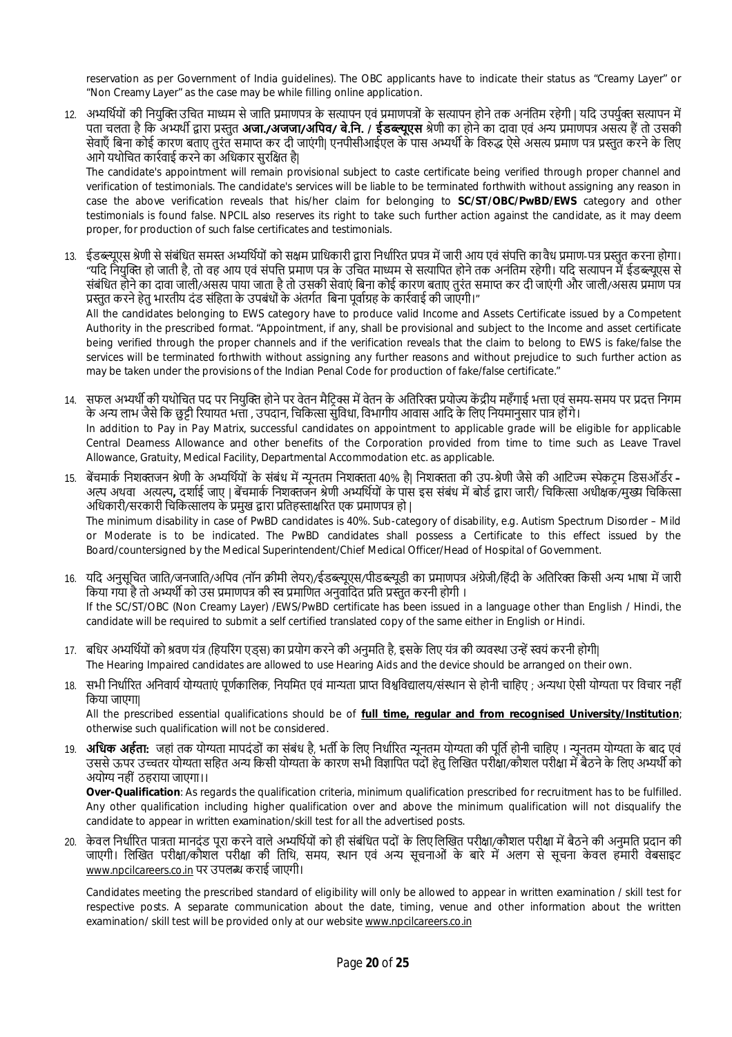reservation as per Government of India guidelines). The OBC applicants have to indicate their status as "Creamy Layer" or "Non Creamy Layer" as the case may be while filling online application.

12. अभ्यर्थियों की नियुक्ति उचित माध्यम से जाति प्रमाणपत्र के सत्यापन एवं प्रमाणपत्रों के सत्यापन होने तक अनंतिम रहेगी | यदि उपर्युक्त सत्यापन में पता चलता है कि अभ्यर्थी द्वारा प्रस्तुत **अजा./अजजा/अपिव/ बे.नि. / ईडब्ल्यूएस** श्रेणी का होने का दावा एवं अन्य प्रमाणपत्र असत्य हैं तो उसकी सेवाएँ बिना कोई कारण बताए तुरंत समाप्त कर दी जाएंगी| एनपीसीआईएल के पास अभ्यर्थी के विरुद्ध ऐसे असत्य प्रमाण पत्र प्रस्तुत करने के लिए आगे यथोचित कार्रवाई करने का अधिकार सुरक्षित है|

    The candidate's appointment will remain provisional subject to caste certificate being verified through proper channel and verification of testimonials. The candidate's services will be liable to be terminated forthwith without assigning any reason in case the above verification reveals that his/her claim for belonging to **SC/ST/OBC/PwBD/EWS** category and other testimonials is found false. NPCIL also reserves its right to take such further action against the candidate, as it may deem proper, for production of such false certificates and testimonials.

13. ईडब्ल्यूएस श्रेणी से संबंधित समस्त अभ्यर्थियों को सक्षम प्राधिकारी द्वारा निर्धारित प्रपत्र में जारी आय एवं संपत्ति का वैध प्रमाण-पत्र प्रस्तुत करना होगा। "यदि नियुक्ति हो जाती है, तो वह आय एवं संपत्ति प्रमाण पत्र के उचित माध्यम से सत्यापित होने तक अनंतिम रहेगी। यदि सत्यापन में ईडब्ल्यूएस से संबंधित होने का दावा जाली/असत्य पाया जाता है तो उसकी सेवाएं बिना कोई कारण बताए तुरंत समाप्त कर दी जाएंगी और जाली/असत्य प्रमाण पत्र प्रस्तुत करने हेतु भारतीय दंड संहिता के उपबंधों के अंतर्गत बिना पूर्वाग्रह के कार्रवाई की जाएगी।"

    All the candidates belonging to EWS category have to produce valid Income and Assets Certificate issued by a Competent Authority in the prescribed format. "Appointment, if any, shall be provisional and subject to the Income and asset certificate being verified through the proper channels and if the verification reveals that the claim to belong to EWS is fake/false the services will be terminated forthwith without assigning any further reasons and without prejudice to such further action as may be taken under the provisions of the Indian Penal Code for production of fake/false certificate."

14. सफल अभ्यर्थी की यथोचित पद पर नियुक्ति होने पर वेतन मैट्रिक्स में वेतन के अतिरिक्त प्रयोज्य केंद्रीय महँगाई भत्ता एवं समय-समय पर प्रदत्त निगम के अन्य लाभ जैसे कि छुट्टी रियायत भत्ता , उपदान, चिकित्सा सुविधा, विभागीय आवास आदि के लिए नियमानुसार पात्र होंगे।

    In addition to Pay in Pay Matrix, successful candidates on appointment to applicable grade will be eligible for applicable Central Dearness Allowance and other benefits of the Corporation provided from time to time such as Leave Travel Allowance, Gratuity, Medical Facility, Departmental Accommodation etc. as applicable.

15. बेंचमार्क निशक्तजन श्रेणी के अभ्यर्थियों के संबंध में न्यूनतम निशक्तता 40% है| निशक्तता की उप-श्रेणी जैसे की आटिज्म स्पेक्ट्रम डिसऑर्डर – अल्प अथवा अत्यल्प**,** दर्शाई जाए | बेंचमार्क निशक्तजन श्रेणी अभ्यर्थियों के पास इस संबंध में बोर्ड द्वारा जारी/ चिकित्सा अधीक्षक/मुख्य चिकित्सा अधिकारी/सरकारी चिकित्सालय के प्रमुख द्वारा प्रतिहस्ताक्षरित एक प्रमाणपत्र हो |

    The minimum disability in case of PwBD candidates is 40%. Sub-category of disability, e.g. Autism Spectrum Disorder – Mild or Moderate is to be indicated. The PwBD candidates shall possess a Certificate to this effect issued by the Board/countersigned by the Medical Superintendent/Chief Medical Officer/Head of Hospital of Government.

16. यदि अनुसूचित जाति/जनजाति/अपिव (नॉन क्रीमी लेयर)/ईडब्ल्यूएस/पीडब्ल्यूडी का प्रमाणपत्र अंग्रेजी/हिंदी के अतिरिक्त किसी अन्य भाषा में जारी किया गया है तो अभ्यर्थी को उस प्रमाणपत्र की स्व प्रमाणित अनुवादित प्रति प्रस्तुत करनी होगी ।

    If the SC/ST/OBC (Non Creamy Layer) /EWS/PwBD certificate has been issued in a language other than English / Hindi, the candidate will be required to submit a self certified translated copy of the same either in English or Hindi.

17. बधिर अभ्यर्थियों को श्रवण यंत्र (हियरिंग एड्स) का प्रयोग करने की अनुमति है, इसके लिए यंत्र की व्यवस्था उन्हें स्वयं करनी होगी|

    The Hearing Impaired candidates are allowed to use Hearing Aids and the device should be arranged on their own.

18. सभी निर्धारित अनिवार्य योग्यताएं पूर्णकालिक, नियमित एवं मान्यता प्राप्त विश्वविद्यालय/संस्थान से होनी चाहिए ; अन्यथा ऐसी योग्यता पर विचार नहीं किया जाएगा|

    All the prescribed essential qualifications should be of **full time, regular and from recognised University/Institution**; otherwise such qualification will not be considered.

19. **अधिक अर्हता:** जहां तक योग्यता मापदंडों का संबंध है, भर्ती के लिए निर्धारित न्यूनतम योग्यता की पूर्ति होनी चाहिए । न्यूनतम योग्यता के बाद एवं उससे ऊपर उच्चतर योग्यता सहित अन्य किसी योग्यता के कारण सभी विज्ञापित पदों हेतु लिखित परीक्षा/कौशल परीक्षा में बैठने के लिए अभ्यर्थी को अयोग्य नहीं ठहराया जाएगा।।

    **Over-Qualification**: As regards the qualification criteria, minimum qualification prescribed for recruitment has to be fulfilled. Any other qualification including higher qualification over and above the minimum qualification will not disqualify the candidate to appear in written examination/skill test for all the advertised posts.

20. केवल निर्धारित पात्रता मानदंड पूरा करने वाले अभ्यर्थियों को ही संबंधित पदों के लिए लिखित परीक्षा/कौशल परीक्षा में बैठने की अनुमति प्रदान की जाएगी। लिखित परीक्षा/कौशल परीक्षा की तिथि, समय, स्थान एवं अन्य सूचनाओं के बारे में अलग से सूचना केवल हमारी वेबसाइट www.npcilcareers.co.in पर उपलब्ध कराई जाएगी।

    Candidates meeting the prescribed standard of eligibility will only be allowed to appear in written examination / skill test for respective posts. A separate communication about the date, timing, venue and other information about the written examination/ skill test will be provided only at our website www.npcilcareers.co.in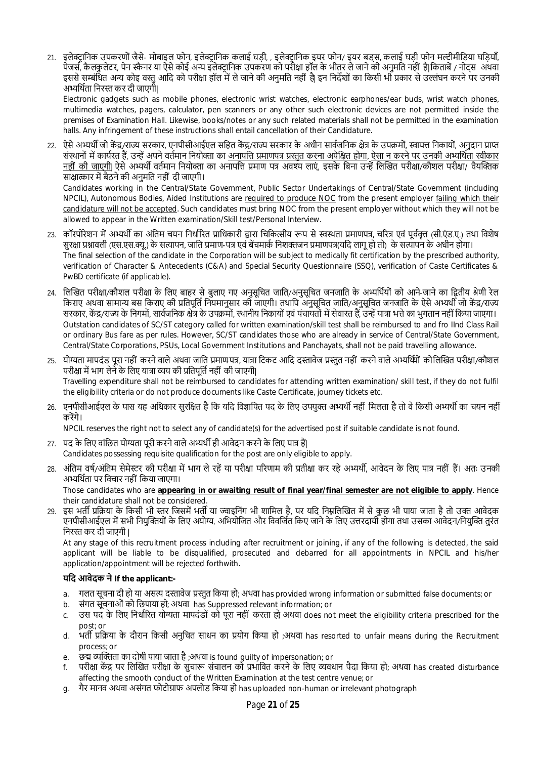21. इलेक्ट्रानिक उपकरणों जैसे- मोबाइल फोन, इलेक्ट्रानिक कलाई घड़ी, , इलेक्ट्रानिक इयर फोन/ इयर बड्स, कलाई घड़ी फोन मल्टीमीडिया घड़ियाँ, पेजर्स, कैलकुलेटर, पेन स्कैनर या ऐसे कोई अन्य इलेक्ट्रानिक उपकरण को परीक्षा हॉल के भीतर ले जाने की अनुमति नहीं है|किताबें / नोट्स अथवा इससे सम्बंधित अन्य कोइ वस्तु आदि को परीक्षा हॉल में ले जाने की अनुमति नहीं है| इन निर्देशों का किसी भी प्रकार से उल्लंघन करने पर उनकी अभ्यर्थिता निरस्त कर दी जाएगी|

    Electronic gadgets such as mobile phones, electronic wrist watches, electronic earphones/ear buds, wrist watch phones, multimedia watches, pagers, calculator, pen scanners or any other such electronic devices are not permitted inside the premises of Examination Hall. Likewise, books/notes or any such related materials shall not be permitted in the examination halls. Any infringement of these instructions shall entail cancellation of their Candidature.

22. ऐसे अभ्यर्थी जो केंद्र/राज्य सरकार, एनपीसीआईएल सहित केंद्र/राज्य सरकार के अधीन सार्वजनिक क्षेत्र के उपक्रमों, स्वायत्त निकायों, अनुदान प्राप्त संस्थानों में कार्यरत हैं, उन्हें अपने वर्तमान नियोक्ता का <u>अनापत्ति प्रमाणपत्र प्रस्तुत करना अपेक्षित होगा, ऐसा न करने पर उनकी अभ्यर्थिता स्वीकार नहीं की जाएगी</u>| ऐसे अभ्यर्थी वर्तमान नियोक्ता का अनापत्ति प्रमाण पत्र अवश्य लाएं, इसके बिना उन्हें लिखित परीक्षा/कौशल परीक्षा/ वैयक्तिक साक्षात्कार में बैठने की अनुमति नहीं दी जाएगी।

    Candidates working in the Central/State Government, Public Sector Undertakings of Central/State Government (including NPCIL), Autonomous Bodies, Aided Institutions are <u>required to produce NOC</u> from the present employer <u>failing which their candidature will not be accepted</u>. Such candidates must bring NOC from the present employer without which they will not be allowed to appear in the Written examination/Skill test/Personal Interview.

23. कॉरपोरेशन में अभ्यर्थी का अंतिम चयन निर्धारित प्राधिकारी द्वारा चिकित्सीय रूप से स्वस्थता प्रमाणपत्र, चरित्र एवं पूर्ववृत्त (सी.एंड.ए.) तथा विशेष सुरक्षा प्रश्नावली (एस.एस.क्यू.) के सत्यापन, जाति प्रमाण-पत्र एवं बेंचमार्क निशक्तजन प्रमाणपत्र(यदि लागू हो तो) के सत्यापन के अधीन होगा।

    The final selection of the candidate in the Corporation will be subject to medically fit certification by the prescribed authority, verification of Character & Antecedents (C&A) and Special Security Questionnaire (SSQ), verification of Caste Certificates & PwBD certificate (if applicable).

24. लिखित परीक्षा/कौशल परीक्षा के लिए बाहर से बुलाए गए अनुसूचित जाति/अनुसूचित जनजाति के अभ्यर्थियों को आने-जाने का द्वितीय श्रेणी रेल किराए अथवा सामान्य बस किराए की प्रतिपूर्ति नियमानुसार की जाएगी। तथापि अनुसूचित जाति/अनुसूचित जनजाति के ऐसे अभ्यर्थी जो केंद्र/राज्य सरकार, केंद्र/राज्य के निगमों, सार्वजनिक क्षेत्र के उपक्रमों, स्थानीय निकायों एवं पंचायतों में सेवारत हैं, उन्हें यात्रा भत्ते का भुगतान नहीं किया जाएगा।

    Outstation candidates of SC/ST category called for written examination/skill test shall be reimbursed to and fro IInd Class Rail or ordinary Bus fare as per rules. However, SC/ST candidates those who are already in service of Central/State Government, Central/State Corporations, PSUs, Local Government Institutions and Panchayats, shall not be paid travelling allowance.

25. योग्यता मापदंड पूरा नहीं करने वाले अथवा जाति प्रमाणपत्र, यात्रा टिकट आदि दस्तावेज प्रस्तुत नहीं करने वाले अभ्यर्थियों को लिखित परीक्षा/कौशल परीक्षा में भाग लेने के लिए यात्रा व्यय की प्रतिपूर्ति नहीं की जाएगी|

    Travelling expenditure shall not be reimbursed to candidates for attending written examination/ skill test, if they do not fulfil the eligibility criteria or do not produce documents like Caste Certificate, journey tickets etc.

26. एनपीसीआईएल के पास यह अधिकार सुरक्षित है कि यदि विज्ञापित पद के लिए उपयुक्त अभ्यर्थी नहीं मिलता है तो वे किसी अभ्यर्थी का चयन नहीं करेंगे।

    NPCIL reserves the right not to select any of candidate(s) for the advertised post if suitable candidate is not found.

27. पद के लिए वांछित योग्यता पूरी करने वाले अभ्यर्थी ही आवेदन करने के लिए पात्र हैं|

    Candidates possessing requisite qualification for the post are only eligible to apply.

28. अंतिम वर्ष/अंतिम सेमेस्टर की परीक्षा में भाग ले रहें या परीक्षा परिणाम की प्रतीक्षा कर रहे अभ्यर्थी, आवेदन के लिए पात्र नहीं हैं। अतः उनकी अभ्यर्थिता पर विचार नहीं किया जाएगा।

    Those candidates who are <u>**appearing in or awaiting result of final year/final semester are not eligible to apply**</u>. Hence their candidature shall not be considered.

29. इस भर्ती प्रक्रिया के किसी भी स्तर जिसमें भर्ती या ज्वाइनिंग भी शामिल है, पर यदि निम्नलिखित में से कुछ भी पाया जाता है तो उक्त आवेदक एनपीसीआईएल में सभी नियुक्तियों के लिए अयोग्य, अभियोजित और विवर्जित किए जाने के लिए उत्तरदायी होगा तथा उसका आवेदन/नियुक्ति तुरंत निरस्त कर दी जाएगी |

    At any stage of this recruitment process including after recruitment or joining, if any of the following is detected, the said applicant will be liable to be disqualified, prosecuted and debarred for all appointments in NPCIL and his/her application/appointment will be rejected forthwith.

    **यदि आवेदक ने If the applicant:-**

    a. गलत सूचना दी हो या असत्य दस्तावेज प्रस्तुत किया हो; अथवा has provided wrong information or submitted false documents; or
    b. संगत सूचनाओं को छिपाया हो; अथवा has Suppressed relevant information; or
    c. उस पद के लिए निर्धारित योग्यता मापदंडों को पूरा नहीं करता हो अथवा does not meet the eligibility criteria prescribed for the post; or
    d. भर्ती प्रक्रिया के दौरान किसी अनुचित साधन का प्रयोग किया हो ;अथवा has resorted to unfair means during the Recruitment process; or
    e. छद्म व्यक्तिता का दोषी पाया जाता है ;अथवा is found guilty of impersonation; or
    f. परीक्षा केंद्र पर लिखित परीक्षा के सुचारू संचालन को प्रभावित करने के लिए व्यवधान पैदा किया हो; अथवा has created disturbance affecting the smooth conduct of the Written Examination at the test centre venue; or
    g. गैर मानव अथवा असंगत फोटोग्राफ अपलोड किया हो has uploaded non-human or irrelevant photograph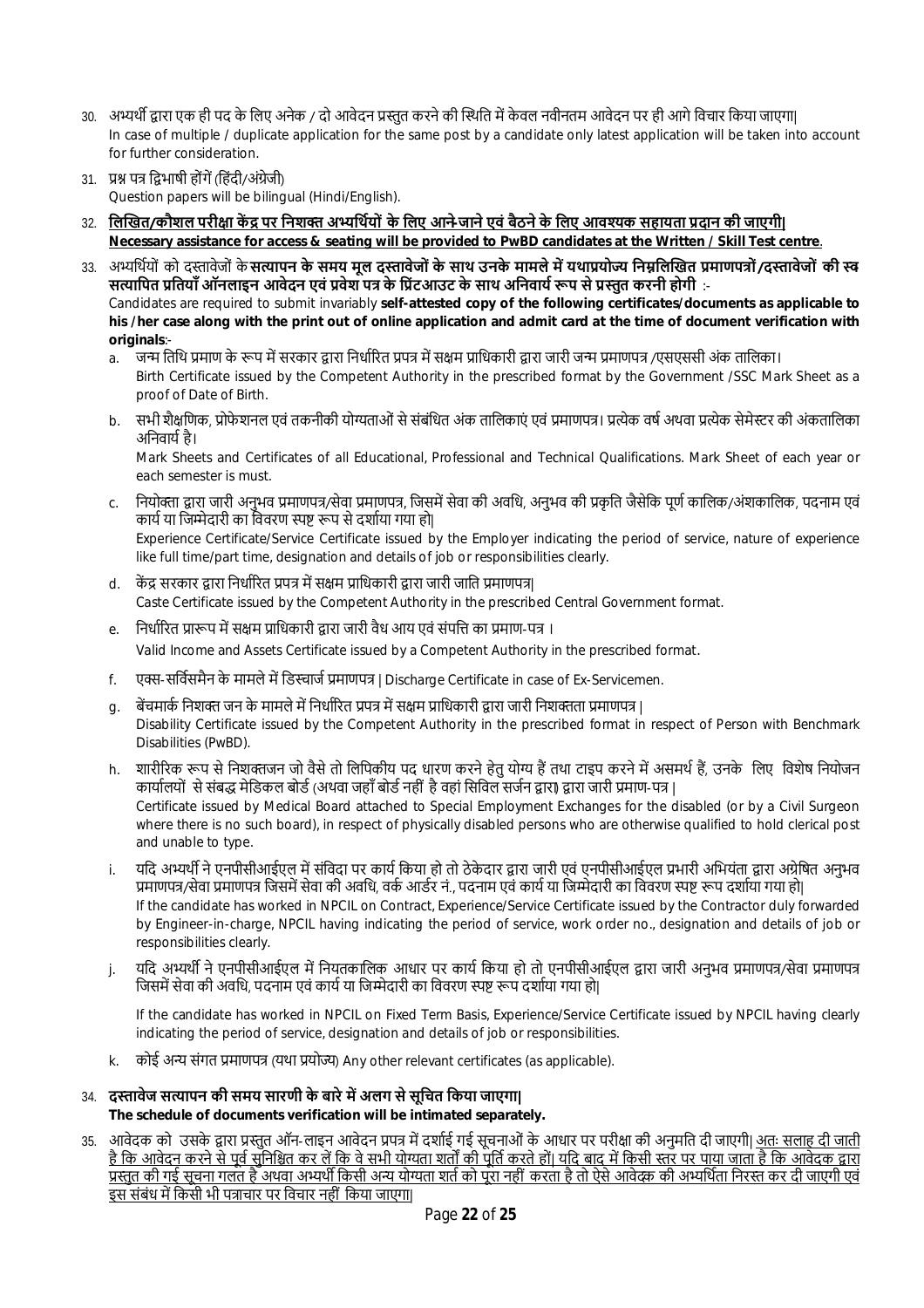30. अभ्यर्थी द्वारा एक ही पद के लिए अनेक / दो आवेदन प्रस्तुत करने की स्थिति में केवल नवीनतम आवेदन पर ही आगे विचार किया जाएगा|
    In case of multiple / duplicate application for the same post by a candidate only latest application will be taken into account for further consideration.

31. प्रश्न पत्र द्विभाषी होंगें (हिंदी/अंग्रेजी)
    Question papers will be bilingual (Hindi/English).

32. <u>**लिखित/कौशल परीक्षा केंद्र पर निशक्त अभ्यर्थियों के लिए आने-जाने एवं बैठने के लिए आवश्यक सहायता प्रदान की जाएगी|**</u>
    <u>**Necessary assistance for access & seating will be provided to PwBD candidates at the Written / Skill Test centre**</u>.

33. अभ्यर्थियों को दस्तावेजों के **सत्यापन के समय मूल दस्तावेजों के साथ उनके मामले में यथाप्रयोज्य निम्नलिखित प्रमाणपत्रों/दस्तावेजों की स्व सत्यापित प्रतियाँ ऑनलाइन आवेदन एवं प्रवेश पत्र के प्रिंटआउट के साथ अनिवार्य रूप से प्रस्तुत करनी होगी** :-
    Candidates are required to submit invariably **self-attested copy of the following certificates/documents as applicable to his /her case along with the print out of online application and admit card at the time of document verification with originals**:-

    a. जन्म तिथि प्रमाण के रूप में सरकार द्वारा निर्धारित प्रपत्र में सक्षम प्राधिकारी द्वारा जारी जन्म प्रमाणपत्र /एसएससी अंक तालिका।
       Birth Certificate issued by the Competent Authority in the prescribed format by the Government /SSC Mark Sheet as a proof of Date of Birth.

    b. सभी शैक्षणिक, प्रोफेशनल एवं तकनीकी योग्यताओं से संबंधित अंक तालिकाएं एवं प्रमाणपत्र। प्रत्येक वर्ष अथवा प्रत्येक सेमेस्टर की अंकतालिका अनिवार्य है।
       Mark Sheets and Certificates of all Educational, Professional and Technical Qualifications. Mark Sheet of each year or each semester is must.

    c. नियोक्ता द्वारा जारी अनुभव प्रमाणपत्र/सेवा प्रमाणपत्र, जिसमें सेवा की अवधि, अनुभव की प्रकृति जैसेकि पूर्ण कालिक/अंशकालिक, पदनाम एवं कार्य या जिम्मेदारी का विवरण स्पष्ट रूप से दर्शाया गया हो|
       Experience Certificate/Service Certificate issued by the Employer indicating the period of service, nature of experience like full time/part time, designation and details of job or responsibilities clearly.

    d. केंद्र सरकार द्वारा निर्धारित प्रपत्र में सक्षम प्राधिकारी द्वारा जारी जाति प्रमाणपत्र|
       Caste Certificate issued by the Competent Authority in the prescribed Central Government format.

    e. निर्धारित प्रारूप में सक्षम प्राधिकारी द्वारा जारी वैध आय एवं संपत्ति का प्रमाण-पत्र ।
       Valid Income and Assets Certificate issued by a Competent Authority in the prescribed format.

    f. एक्स-सर्विसमैन के मामले में डिस्चार्ज प्रमाणपत्र | Discharge Certificate in case of Ex-Servicemen.

    g. बेंचमार्क निशक्त जन के मामले में निर्धारित प्रपत्र में सक्षम प्राधिकारी द्वारा जारी निशक्तता प्रमाणपत्र |
       Disability Certificate issued by the Competent Authority in the prescribed format in respect of Person with Benchmark Disabilities (PwBD).

    h. शारीरिक रूप से निशक्तजन जो वैसे तो लिपिकीय पद धारण करने हेतु योग्य हैं तथा टाइप करने में असमर्थ हैं, उनके लिए विशेष नियोजन कार्यालयों से संबद्ध मेडिकल बोर्ड (अथवा जहाँ बोर्ड नहीं है वहां सिविल सर्जन द्वारा) द्वारा जारी प्रमाण-पत्र |
       Certificate issued by Medical Board attached to Special Employment Exchanges for the disabled (or by a Civil Surgeon where there is no such board), in respect of physically disabled persons who are otherwise qualified to hold clerical post and unable to type.

    i. यदि अभ्यर्थी ने एनपीसीआईएल में संविदा पर कार्य किया हो तो ठेकेदार द्वारा जारी एवं एनपीसीआईएल प्रभारी अभियंता द्वारा अग्रेषित अनुभव प्रमाणपत्र/सेवा प्रमाणपत्र जिसमें सेवा की अवधि, वर्क आर्डर नं., पदनाम एवं कार्य या जिम्मेदारी का विवरण स्पष्ट रूप दर्शाया गया हो|
       If the candidate has worked in NPCIL on Contract, Experience/Service Certificate issued by the Contractor duly forwarded by Engineer-in-charge, NPCIL having indicating the period of service, work order no., designation and details of job or responsibilities clearly.

    j. यदि अभ्यर्थी ने एनपीसीआईएल में नियतकालिक आधार पर कार्य किया हो तो एनपीसीआईएल द्वारा जारी अनुभव प्रमाणपत्र/सेवा प्रमाणपत्र जिसमें सेवा की अवधि, पदनाम एवं कार्य या जिम्मेदारी का विवरण स्पष्ट रूप दर्शाया गया हो|

       If the candidate has worked in NPCIL on Fixed Term Basis, Experience/Service Certificate issued by NPCIL having clearly indicating the period of service, designation and details of job or responsibilities.

    k. कोई अन्य संगत प्रमाणपत्र (यथा प्रयोज्य) Any other relevant certificates (as applicable).

34. **दस्तावेज सत्यापन की समय सारणी के बारे में अलग से सूचित किया जाएगा|**
    **The schedule of documents verification will be intimated separately.**

35. आवेदक को उसके द्वारा प्रस्तुत ऑन-लाइन आवेदन प्रपत्र में दर्शाई गई सूचनाओं के आधार पर परीक्षा की अनुमति दी जाएगी| <u>अतः सलाह दी जाती है कि आवेदन करने से पूर्व सुनिश्चित कर लें कि वे सभी योग्यता शर्तों की पूर्ति करते हों| यदि बाद में किसी स्तर पर पाया जाता है कि आवेदक द्वारा प्रस्तुत की गई सूचना गलत है अथवा अभ्यर्थी किसी अन्य योग्यता शर्त को पूरा नहीं करता है तो ऐसे आवेदक की अभ्यर्थिता निरस्त कर दी जाएगी एवं इस संबंध में किसी भी पत्राचार पर विचार नहीं किया जाएगा|</u>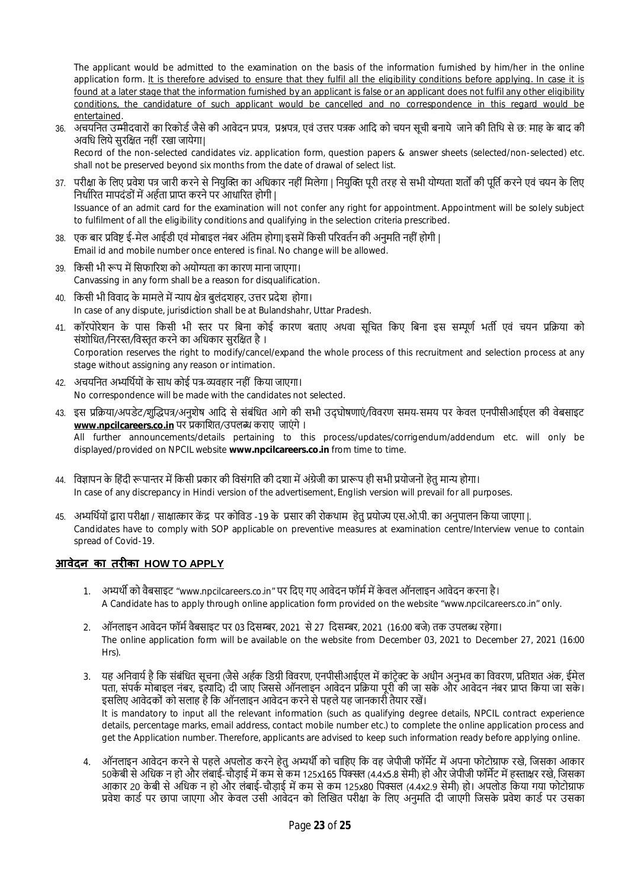The applicant would be admitted to the examination on the basis of the information furnished by him/her in the online application form. <u>It is therefore advised to ensure that they fulfil all the eligibility conditions before applying. In case it is found at a later stage that the information furnished by an applicant is false or an applicant does not fulfil any other eligibility conditions, the candidature of such applicant would be cancelled and no correspondence in this regard would be entertained</u>.

36. अचयनित उम्मीदवारों का रिकोर्ड जैसे की आवेदन प्रपत्र, प्रश्नपत्र, एवं उत्तर पत्रक आदि को चयन सूची बनाये जाने की तिथि से छः माह के बाद की अवधि लिये सुरक्षित नहीं रखा जायेगा|
   Record of the non-selected candidates viz. application form, question papers & answer sheets (selected/non-selected) etc. shall not be preserved beyond six months from the date of drawal of select list.

37. परीक्षा के लिए प्रवेश पत्र जारी करने से नियुक्ति का अधिकार नहीं मिलेगा | नियुक्ति पूरी तरह से सभी योग्यता शर्तों की पूर्ति करने एवं चयन के लिए निर्धारित मापदंडों में अर्हता प्राप्त करने पर आधारित होगी |
   Issuance of an admit card for the examination will not confer any right for appointment. Appointment will be solely subject to fulfilment of all the eligibility conditions and qualifying in the selection criteria prescribed.

38. एक बार प्रविष्ट ई-मेल आईडी एवं मोबाइल नंबर अंतिम होगा| इसमें किसी परिवर्तन की अनुमति नहीं होगी |
   Email id and mobile number once entered is final. No change will be allowed.

39. किसी भी रूप में सिफारिश को अयोग्यता का कारण माना जाएगा।
   Canvassing in any form shall be a reason for disqualification.

40. किसी भी विवाद के मामले में न्याय क्षेत्र बुलंदशहर, उत्तर प्रदेश होगा।
   In case of any dispute, jurisdiction shall be at Bulandshahr, Uttar Pradesh.

41. कॉरपोरेशन के पास किसी भी स्तर पर बिना कोई कारण बताए अथवा सूचित किए बिना इस सम्पूर्ण भर्ती एवं चयन प्रक्रिया को संशोधित/निरस्त/विस्तृत करने का अधिकार सुरक्षित है ।
   Corporation reserves the right to modify/cancel/expand the whole process of this recruitment and selection process at any stage without assigning any reason or intimation.

42. अचयनित अभ्यर्थियों के साथ कोई पत्र-व्यवहार नहीं किया जाएगा।
   No correspondence will be made with the candidates not selected.

43. इस प्रक्रिया/अपडेट/शुद्धिपत्र/अनुशेष आदि से संबंधित आगे की सभी उद्घोषणाएं/विवरण समय-समय पर केवल एनपीसीआईएल की वेबसाइट **www.npcilcareers.co.in** पर प्रकाशित/उपलब्ध कराए जाएंगे ।
   All further announcements/details pertaining to this process/updates/corrigendum/addendum etc. will only be displayed/provided on NPCIL website **www.npcilcareers.co.in** from time to time.

44. विज्ञापन के हिंदी रूपान्तर में किसी प्रकार की विसंगति की दशा में अंग्रेजी का प्रारूप ही सभी प्रयोजनों हेतु मान्य होगा।
   In case of any discrepancy in Hindi version of the advertisement, English version will prevail for all purposes.

45. अभ्यर्थियों द्वारा परीक्षा / साक्षात्कार केंद्र पर कोविड -19 के प्रसार की रोकथाम हेतु प्रयोज्य एस.ओ.पी. का अनुपालन किया जाएगा |.
   Candidates have to comply with SOP applicable on preventive measures at examination centre/Interview venue to contain spread of Covid-19.

## आवेदन का तरीका HOW TO APPLY

1. अभ्यर्थी को वैबसाइट "www.npcilcareers.co.in" पर दिए गए आवेदन फॉर्म में केवल ऑनलाइन आवेदन करना है।
   A Candidate has to apply through online application form provided on the website "www.npcilcareers.co.in" only.

2. ऑनलाइन आवेदन फॉर्म वैबसाइट पर 03 दिसम्बर, 2021 से 27 दिसम्बर, 2021 (16:00 बजे) तक उपलब्ध रहेगा।
   The online application form will be available on the website from December 03, 2021 to December 27, 2021 (16:00 Hrs).

3. यह अनिवार्य है कि संबंधित सूचना (जैसे अर्हक डिग्री विवरण, एनपीसीआईएल में कांट्रेक्ट के अधीन अनुभव का विवरण, प्रतिशत अंक, ईमेल पता, संपर्क मोबाइल नंबर, इत्यादि) दी जाए जिससे ऑनलाइन आवेदन प्रक्रिया पूरी की जा सके और आवेदन नंबर प्राप्त किया जा सके। इसलिए आवेदकों को सलाह है कि ऑनलाइन आवेदन करने से पहले यह जानकारी तैयार रखें।
   It is mandatory to input all the relevant information (such as qualifying degree details, NPCIL contract experience details, percentage marks, email address, contact mobile number etc.) to complete the online application process and get the Application number. Therefore, applicants are advised to keep such information ready before applying online.

4. ऑनलाइन आवेदन करने से पहले अपलोड करने हेतु अभ्यर्थी को चाहिए कि वह जेपीजी फॉर्मेट में अपना फोटोग्राफ रखे, जिसका आकार 50केबी से अधिक न हो और लंबाई-चौड़ाई में कम से कम 125x165 पिक्सल (4.4x5.8 सेमी) हो और जेपीजी फॉर्मेट में हस्ताक्षर रखे, जिसका आकार 20 केबी से अधिक न हो और लंबाई-चौड़ाई में कम से कम 125x80 पिक्सल (4.4x2.9 सेमी) हो। अपलोड किया गया फोटोग्राफ प्रवेश कार्ड पर छापा जाएगा और केवल उसी आवेदन को लिखित परीक्षा के लिए अनुमति दी जाएगी जिसके प्रवेश कार्ड पर उसका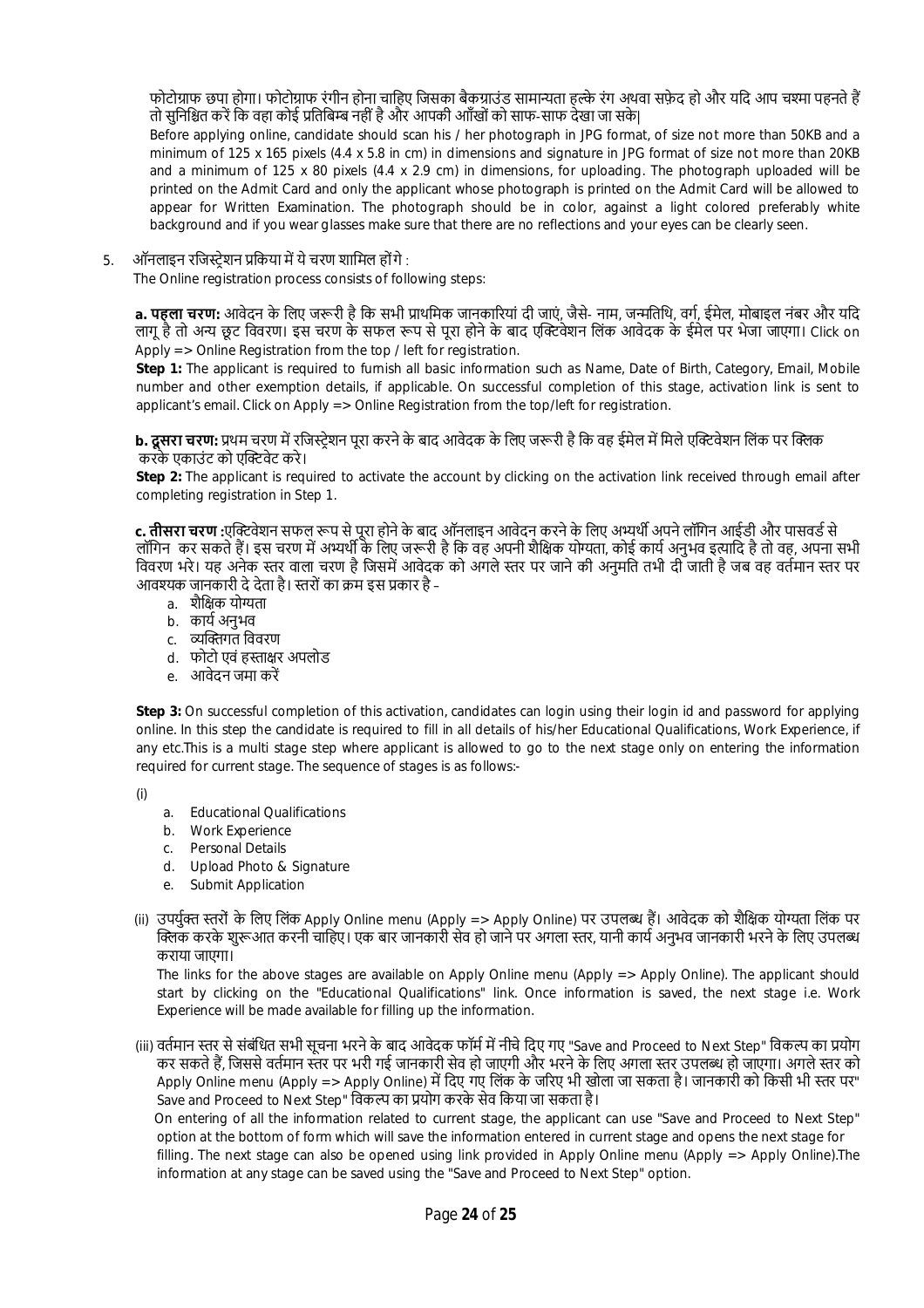फोटोग्राफ छपा होगा। फोटोग्राफ रंगीन होना चाहिए जिसका बैकग्राउंड सामान्यता हल्के रंग अथवा सफ़ेद हो और यदि आप चश्मा पहनते हैं तो सुनिश्चित करें कि वहा कोई प्रतिबिम्ब नहीं है और आपकी आँखों को साफ-साफ देखा जा सके|

Before applying online, candidate should scan his / her photograph in JPG format, of size not more than 50KB and a minimum of 125 x 165 pixels (4.4 x 5.8 in cm) in dimensions and signature in JPG format of size not more than 20KB and a minimum of 125 x 80 pixels (4.4 x 2.9 cm) in dimensions, for uploading. The photograph uploaded will be printed on the Admit Card and only the applicant whose photograph is printed on the Admit Card will be allowed to appear for Written Examination. The photograph should be in color, against a light colored preferably white background and if you wear glasses make sure that there are no reflections and your eyes can be clearly seen.

5. ऑनलाइन रजिस्ट्रेशन प्रकिया में ये चरण शामिल होंगे :
The Online registration process consists of following steps:

**a. पहला चरण:** आवेदन के लिए जरूरी है कि सभी प्राथमिक जानकारियां दी जाएं, जैसे- नाम, जन्मतिथि, वर्ग, ईमेल, मोबाइल नंबर और यदि लागू है तो अन्य छूट विवरण। इस चरण के सफल रूप से पूरा होने के बाद एक्टिवेशन लिंक आवेदक के ईमेल पर भेजा जाएगा। Click on Apply => Online Registration from the top / left for registration.

**Step 1:** The applicant is required to furnish all basic information such as Name, Date of Birth, Category, Email, Mobile number and other exemption details, if applicable. On successful completion of this stage, activation link is sent to applicant's email. Click on Apply => Online Registration from the top/left for registration.

**b. दूसरा चरण:** प्रथम चरण में रजिस्ट्रेशन पूरा करने के बाद आवेदक के लिए जरूरी है कि वह ईमेल में मिले एक्टिवेशन लिंक पर क्लिक करके एकाउंट को एक्टिवेट करे।

**Step 2:** The applicant is required to activate the account by clicking on the activation link received through email after completing registration in Step 1.

**c. तीसरा चरण :**एक्टिवेशन सफल रूप से पूरा होने के बाद ऑनलाइन आवेदन करने के लिए अभ्यर्थी अपने लॉगिन आईडी और पासवर्ड से लॉगिन कर सकते हैं। इस चरण में अभ्यर्थी के लिए जरूरी है कि वह अपनी शैक्षिक योग्यता, कोई कार्य अनुभव इत्यादि है तो वह, अपना सभी विवरण भरे। यह अनेक स्तर वाला चरण है जिसमें आवेदक को अगले स्तर पर जाने की अनुमति तभी दी जाती है जब वह वर्तमान स्तर पर आवश्यक जानकारी दे देता है। स्तरों का क्रम इस प्रकार है –

a. शैक्षिक योग्यता
b. कार्य अनुभव
c. व्यक्तिगत विवरण
d. फोटो एवं हस्ताक्षर अपलोड
e. आवेदन जमा करें

**Step 3:** On successful completion of this activation, candidates can login using their login id and password for applying online. In this step the candidate is required to fill in all details of his/her Educational Qualifications, Work Experience, if any etc.This is a multi stage step where applicant is allowed to go to the next stage only on entering the information required for current stage. The sequence of stages is as follows:-

(i)

a. Educational Qualifications
b. Work Experience
c. Personal Details
d. Upload Photo & Signature
e. Submit Application

(ii) उपर्युक्त स्तरों के लिए लिंक Apply Online menu (Apply => Apply Online) पर उपलब्ध हैं। आवेदक को शैक्षिक योग्यता लिंक पर क्लिक करके शुरूआत करनी चाहिए। एक बार जानकारी सेव हो जाने पर अगला स्तर, यानी कार्य अनुभव जानकारी भरने के लिए उपलब्ध कराया जाएगा।

The links for the above stages are available on Apply Online menu (Apply => Apply Online). The applicant should start by clicking on the "Educational Qualifications" link. Once information is saved, the next stage i.e. Work Experience will be made available for filling up the information.

(iii) वर्तमान स्तर से संबंधित सभी सूचना भरने के बाद आवेदक फॉर्म में नीचे दिए गए "Save and Proceed to Next Step" विकल्प का प्रयोग कर सकते हैं, जिससे वर्तमान स्तर पर भरी गई जानकारी सेव हो जाएगी और भरने के लिए अगला स्तर उपलब्ध हो जाएगा। अगले स्तर को Apply Online menu (Apply => Apply Online) में दिए गए लिंक के जरिए भी खोला जा सकता है। जानकारी को किसी भी स्तर पर" Save and Proceed to Next Step" विकल्प का प्रयोग करके सेव किया जा सकता है।

On entering of all the information related to current stage, the applicant can use "Save and Proceed to Next Step" option at the bottom of form which will save the information entered in current stage and opens the next stage for filling. The next stage can also be opened using link provided in Apply Online menu (Apply => Apply Online).The information at any stage can be saved using the "Save and Proceed to Next Step" option.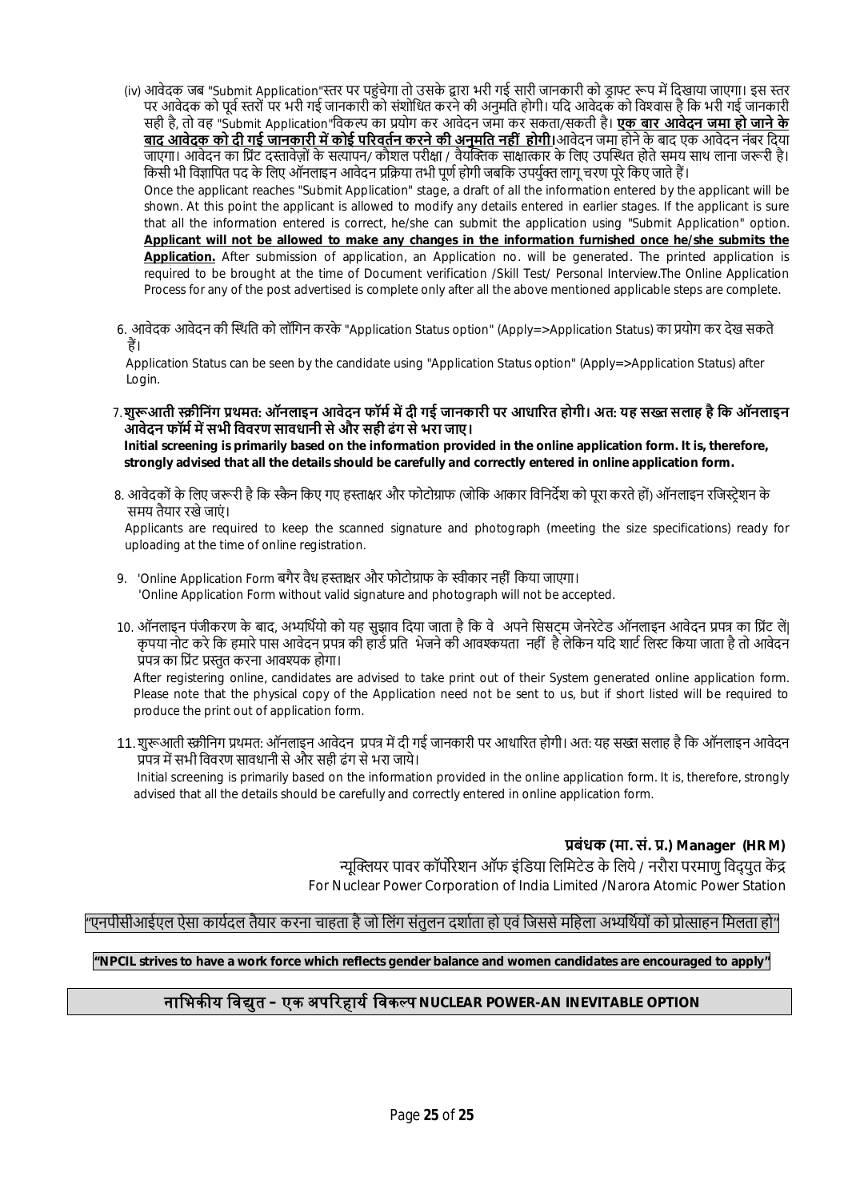(iv) आवेदक जब "Submit Application"स्तर पर पहुंचेगा तो उसके द्वारा भरी गई सारी जानकारी को ड्राफ्ट रूप में दिखाया जाएगा। इस स्तर पर आवेदक को पूर्व स्तरों पर भरी गई जानकारी को संशोधित करने की अनुमति होगी। यदि आवेदक को विश्वास है कि भरी गई जानकारी सही है, तो वह "Submit Application"विकल्प का प्रयोग कर आवेदन जमा कर सकता/सकती है। **<u>एक बार आवेदन जमा हो जाने के बाद आवेदक को दी गई जानकारी में कोई परिवर्तन करने की अनुमति नहीं होगी।</u>**आवेदन जमा होने के बाद एक आवेदन नंबर दिया जाएगा। आवेदन का प्रिंट दस्तावेज़ों के सत्यापन/ कौशल परीक्षा / वैयक्तिक साक्षात्कार के लिए उपस्थित होते समय साथ लाना जरूरी है। किसी भी विज्ञापित पद के लिए ऑनलाइन आवेदन प्रक्रिया तभी पूर्ण होगी जबकि उपर्युक्त लागू चरण पूरे किए जाते हैं।

Once the applicant reaches "Submit Application" stage, a draft of all the information entered by the applicant will be shown. At this point the applicant is allowed to modify any details entered in earlier stages. If the applicant is sure that all the information entered is correct, he/she can submit the application using "Submit Application" option. **<u>Applicant will not be allowed to make any changes in the information furnished once he/she submits the Application.</u>** After submission of application, an Application no. will be generated. The printed application is required to be brought at the time of Document verification /Skill Test/ Personal Interview.The Online Application Process for any of the post advertised is complete only after all the above mentioned applicable steps are complete.

6. आवेदक आवेदन की स्थिति को लॉगिन करके "Application Status option" (Apply=>Application Status) का प्रयोग कर देख सकते हैं।

Application Status can be seen by the candidate using "Application Status option" (Apply=>Application Status) after Login.

7. **शुरूआती स्क्रीनिंग प्रथमत: ऑनलाइन आवेदन फॉर्म में दी गई जानकारी पर आधारित होगी। अत: यह सख्त सलाह है कि ऑनलाइन आवेदन फॉर्म में सभी विवरण सावधानी से और सही ढंग से भरा जाए।**

**Initial screening is primarily based on the information provided in the online application form. It is, therefore, strongly advised that all the details should be carefully and correctly entered in online application form.**

8. आवेदकों के लिए जरूरी है कि स्कैन किए गए हस्ताक्षर और फोटोग्राफ (जोकि आकार विनिर्देश को पूरा करते हों) ऑनलाइन रजिस्ट्रेशन के समय तैयार रखे जाएं।

Applicants are required to keep the scanned signature and photograph (meeting the size specifications) ready for uploading at the time of online registration.

9. 'Online Application Form बगैर वैध हस्ताक्षर और फोटोग्राफ के स्वीकार नहीं किया जाएगा।

'Online Application Form without valid signature and photograph will not be accepted.

10. ऑनलाइन पंजीकरण के बाद, अभ्यर्थियो को यह सुझाव दिया जाता है कि वे अपने सिसटम जेनरेटेड ऑनलाइन आवेदन प्रपत्र का प्रिंट लें| कृपया नोट करे कि हमारे पास आवेदन प्रपत्र की हार्ड प्रति भेजने की आवश्कयता नहीं है लेकिन यदि शार्ट लिस्ट किया जाता है तो आवेदन प्रपत्र का प्रिंट प्रस्तुत करना आवश्यक होगा।

After registering online, candidates are advised to take print out of their System generated online application form. Please note that the physical copy of the Application need not be sent to us, but if short listed will be required to produce the print out of application form.

11. शुरूआती स्क्रीनिग प्रथमत: ऑनलाइन आवेदन प्रपत्र में दी गई जानकारी पर आधारित होगी। अत: यह सख्त सलाह है कि ऑनलाइन आवेदन प्रपत्र में सभी विवरण सावधानी से और सही ढंग से भरा जाये।

Initial screening is primarily based on the information provided in the online application form. It is, therefore, strongly advised that all the details should be carefully and correctly entered in online application form.

**प्रबंधक (मा. सं. प्र.) Manager (HRM)**

न्यूक्लियर पावर कॉर्पोरेशन ऑफ इंडिया लिमिटेड के लिये / नरौरा परमाणु विद्युत केंद्र

For Nuclear Power Corporation of India Limited /Narora Atomic Power Station

"एनपीसीआईएल ऐसा कार्यदल तैयार करना चाहता है जो लिंग संतुलन दर्शाता हो एवं जिससे महिला अभ्यर्थियों को प्रोत्साहन मिलता हो"

**"NPCIL strives to have a work force which reflects gender balance and women candidates are encouraged to apply"**

**नाभिकीय विद्युत – एक अपरिहार्य विकल्प NUCLEAR POWER-AN INEVITABLE OPTION**